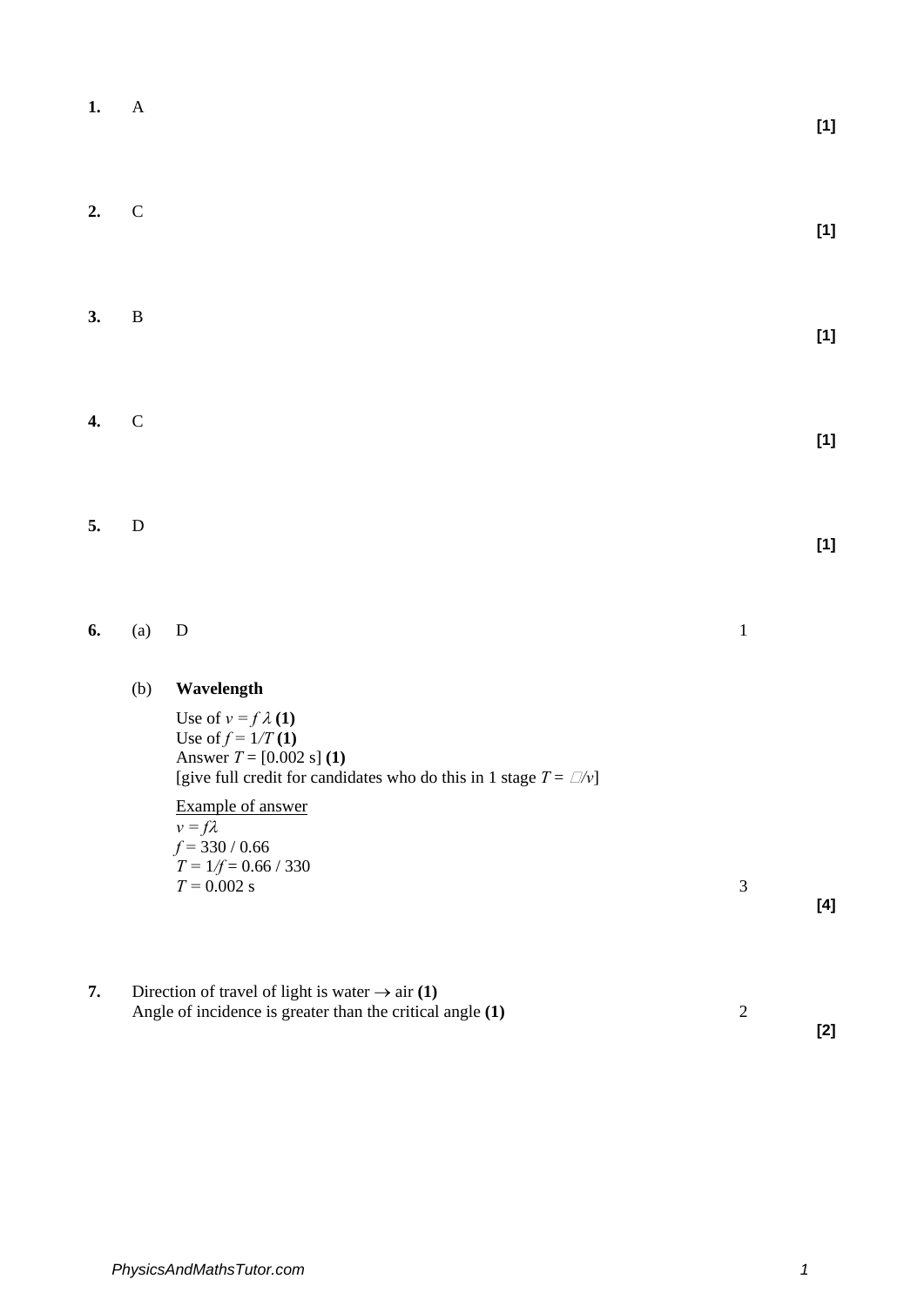**1.** A **[1]**

**2.** C **[1]**

**3.** B **[1]**

**4.** C **[1]**

**5.** D **[1]**

**6.** (a) D 1

(b) **Wavelength**

Use of $v = f\lambda$ **(1)**
Use of $f = 1/T$ **(1)**
Answer $T$ = [0.002 s] **(1)**
[give full credit for candidates who do this in 1 stage $T = \lambda/v$]

<u>Example of answer</u>
$v = f\lambda$
$f = 330 / 0.66$
$T = 1/f = 0.66 / 330$
$T = 0.002$ s 3

**[4]**

**7.** Direction of travel of light is water → air **(1)**
Angle of incidence is greater than the critical angle **(1)** 2

**[2]**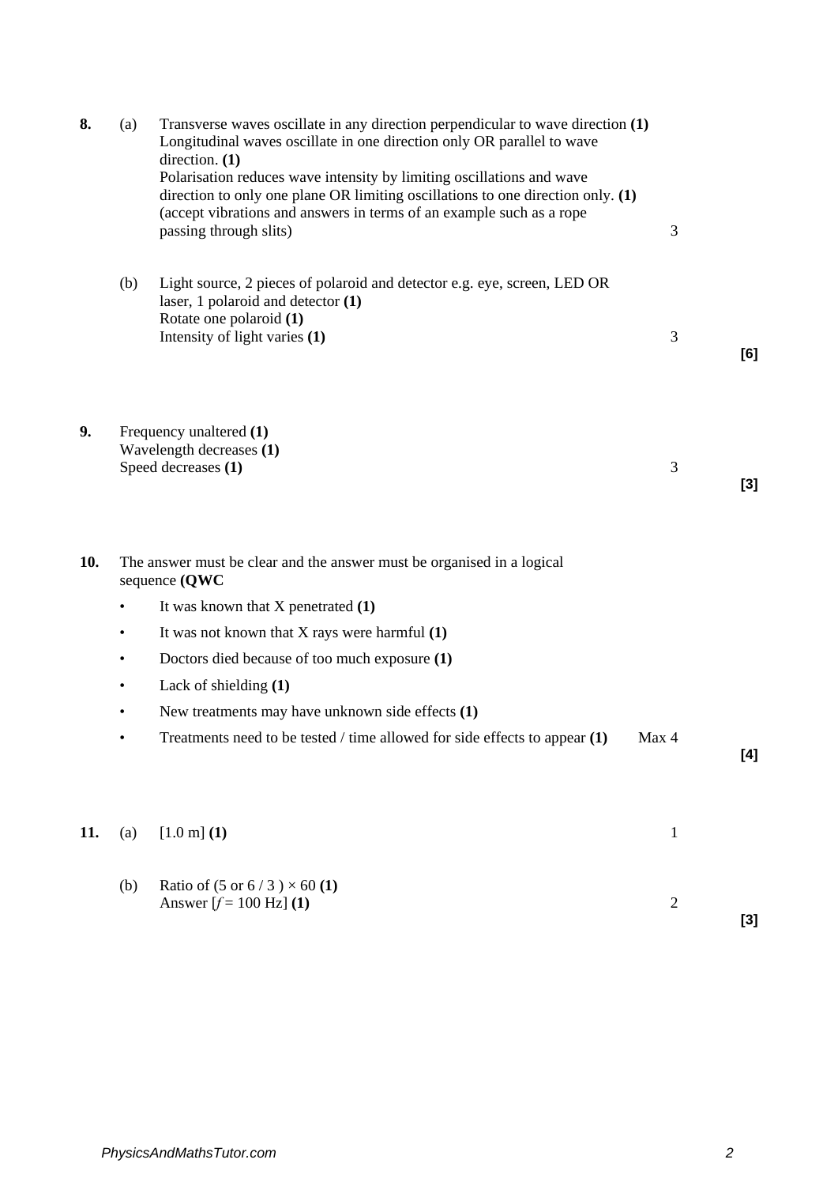**8.** (a) Transverse waves oscillate in any direction perpendicular to wave direction **(1)**
Longitudinal waves oscillate in one direction only OR parallel to wave direction. **(1)**
Polarisation reduces wave intensity by limiting oscillations and wave direction to only one plane OR limiting oscillations to one direction only. **(1)**
(accept vibrations and answers in terms of an example such as a rope passing through slits) — 3

(b) Light source, 2 pieces of polaroid and detector e.g. eye, screen, LED OR laser, 1 polaroid and detector **(1)**
Rotate one polaroid **(1)**
Intensity of light varies **(1)** — 3

**[6]**

**9.** Frequency unaltered **(1)**
Wavelength decreases **(1)**
Speed decreases **(1)** — 3

**[3]**

**10.** The answer must be clear and the answer must be organised in a logical sequence **(QWC**

- It was known that X penetrated **(1)**
- It was not known that X rays were harmful **(1)**
- Doctors died because of too much exposure **(1)**
- Lack of shielding **(1)**
- New treatments may have unknown side effects **(1)**
- Treatments need to be tested / time allowed for side effects to appear **(1)** — Max 4

**[4]**

**11.** (a) [1.0 m] **(1)** — 1

(b) Ratio of (5 or 6 / 3 ) $\times$ 60 **(1)**
Answer [$f$ = 100 Hz] **(1)** — 2

**[3]**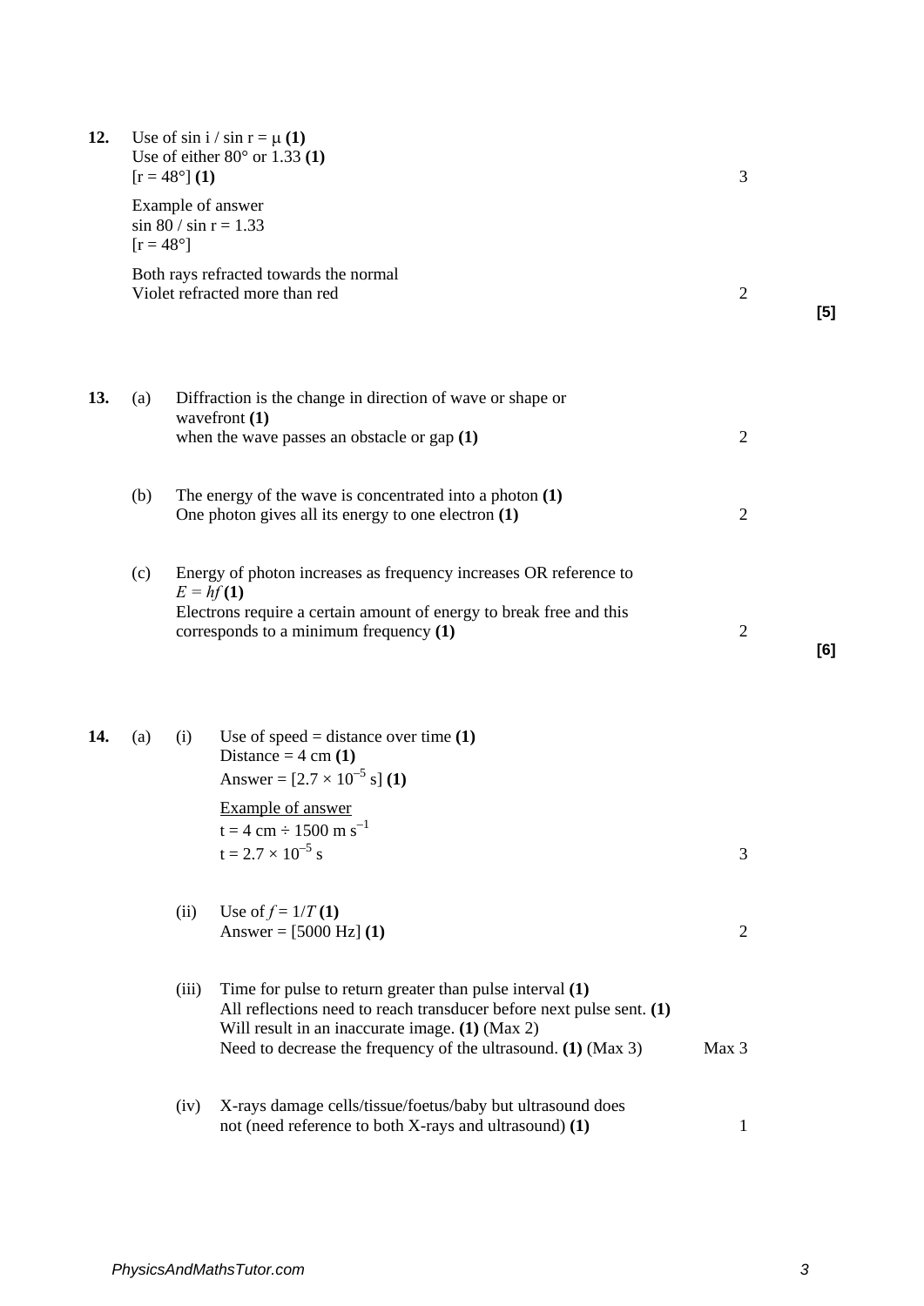**12.** Use of $\sin i / \sin r = \mu$ **(1)**
Use of either 80° or 1.33 **(1)**
[r = 48°] **(1)** — 3

Example of answer
$\sin 80 / \sin r = 1.33$
[r = 48°]

Both rays refracted towards the normal
Violet refracted more than red — 2

**[5]**

---

**13.** (a) Diffraction is the change in direction of wave or shape or wavefront **(1)**
when the wave passes an obstacle or gap **(1)** — 2

(b) The energy of the wave is concentrated into a photon **(1)**
One photon gives all its energy to one electron **(1)** — 2

(c) Energy of photon increases as frequency increases OR reference to $E = hf$ **(1)**
Electrons require a certain amount of energy to break free and this corresponds to a minimum frequency **(1)** — 2

**[6]**

---

**14.** (a) (i) Use of speed = distance over time **(1)**
Distance = 4 cm **(1)**
Answer = [$2.7 \times 10^{-5}$ s] **(1)**

Example of answer
$t = 4 \text{ cm} \div 1500 \text{ m s}^{-1}$
$t = 2.7 \times 10^{-5}$ s — 3

(ii) Use of $f = 1/T$ **(1)**
Answer = [5000 Hz] **(1)** — 2

(iii) Time for pulse to return greater than pulse interval **(1)**
All reflections need to reach transducer before next pulse sent. **(1)**
Will result in an inaccurate image. **(1)** (Max 2)
Need to decrease the frequency of the ultrasound. **(1)** (Max 3) — Max 3

(iv) X-rays damage cells/tissue/foetus/baby but ultrasound does not (need reference to both X-rays and ultrasound) **(1)** — 1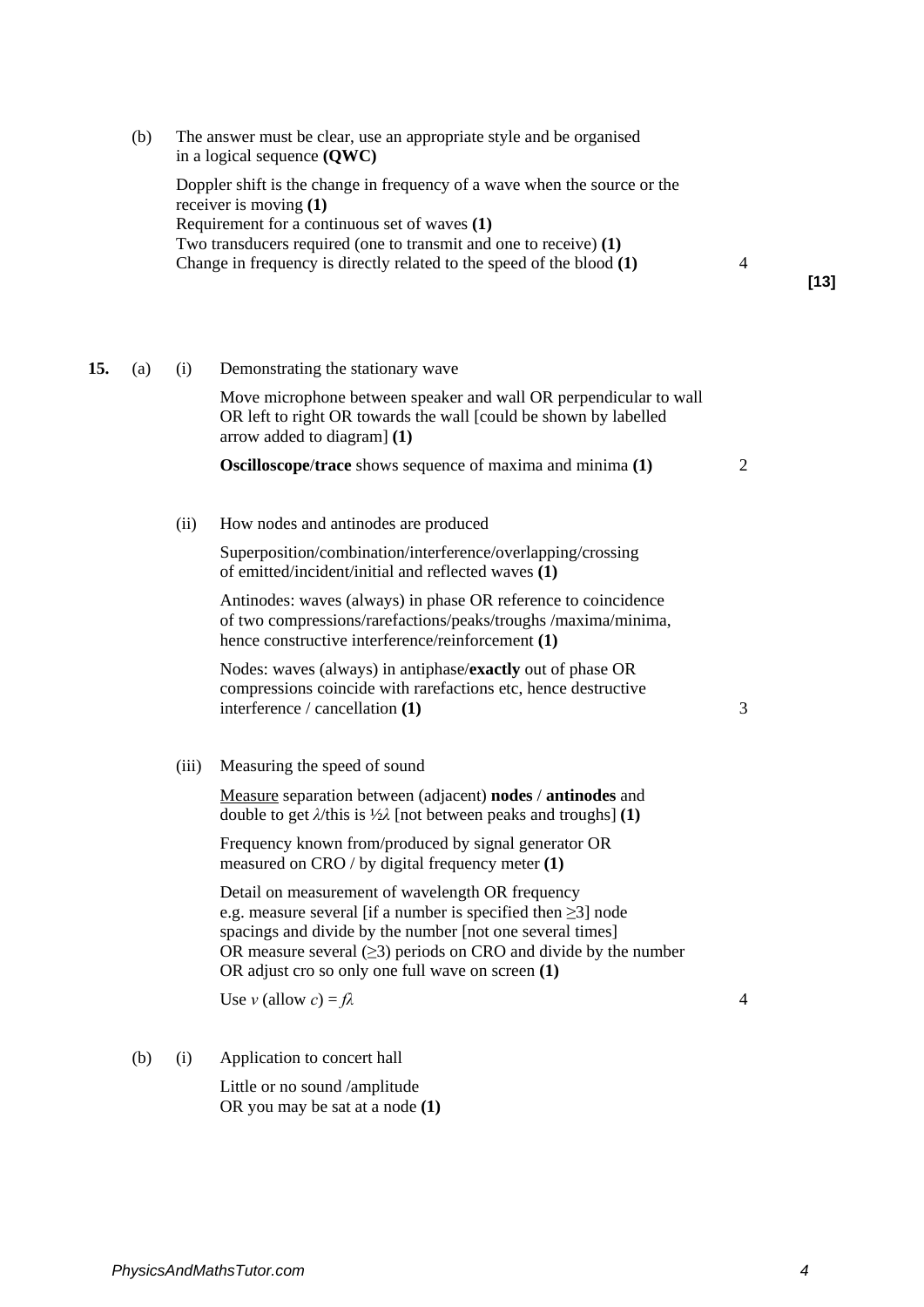(b) The answer must be clear, use an appropriate style and be organised in a logical sequence **(QWC)**

Doppler shift is the change in frequency of a wave when the source or the receiver is moving **(1)**
Requirement for a continuous set of waves **(1)**
Two transducers required (one to transmit and one to receive) **(1)**
Change in frequency is directly related to the speed of the blood **(1)** — 4

**[13]**

**15.** (a) (i) Demonstrating the stationary wave

Move microphone between speaker and wall OR perpendicular to wall OR left to right OR towards the wall [could be shown by labelled arrow added to diagram] **(1)**

**Oscilloscope**/**trace** shows sequence of maxima and minima **(1)** — 2

(ii) How nodes and antinodes are produced

Superposition/combination/interference/overlapping/crossing of emitted/incident/initial and reflected waves **(1)**

Antinodes: waves (always) in phase OR reference to coincidence of two compressions/rarefactions/peaks/troughs /maxima/minima, hence constructive interference/reinforcement **(1)**

Nodes: waves (always) in antiphase/**exactly** out of phase OR compressions coincide with rarefactions etc, hence destructive interference / cancellation **(1)** — 3

(iii) Measuring the speed of sound

<u>Measure</u> separation between (adjacent) **nodes** / **antinodes** and double to get $\lambda$/this is $\frac{1}{2}\lambda$ [not between peaks and troughs] **(1)**

Frequency known from/produced by signal generator OR measured on CRO / by digital frequency meter **(1)**

Detail on measurement of wavelength OR frequency e.g. measure several [if a number is specified then $\geq 3$] node spacings and divide by the number [not one several times] OR measure several ($\geq 3$) periods on CRO and divide by the number OR adjust cro so only one full wave on screen **(1)**

Use $v$ (allow $c$) $= f\lambda$ — 4

(b) (i) Application to concert hall

Little or no sound /amplitude
OR you may be sat at a node **(1)**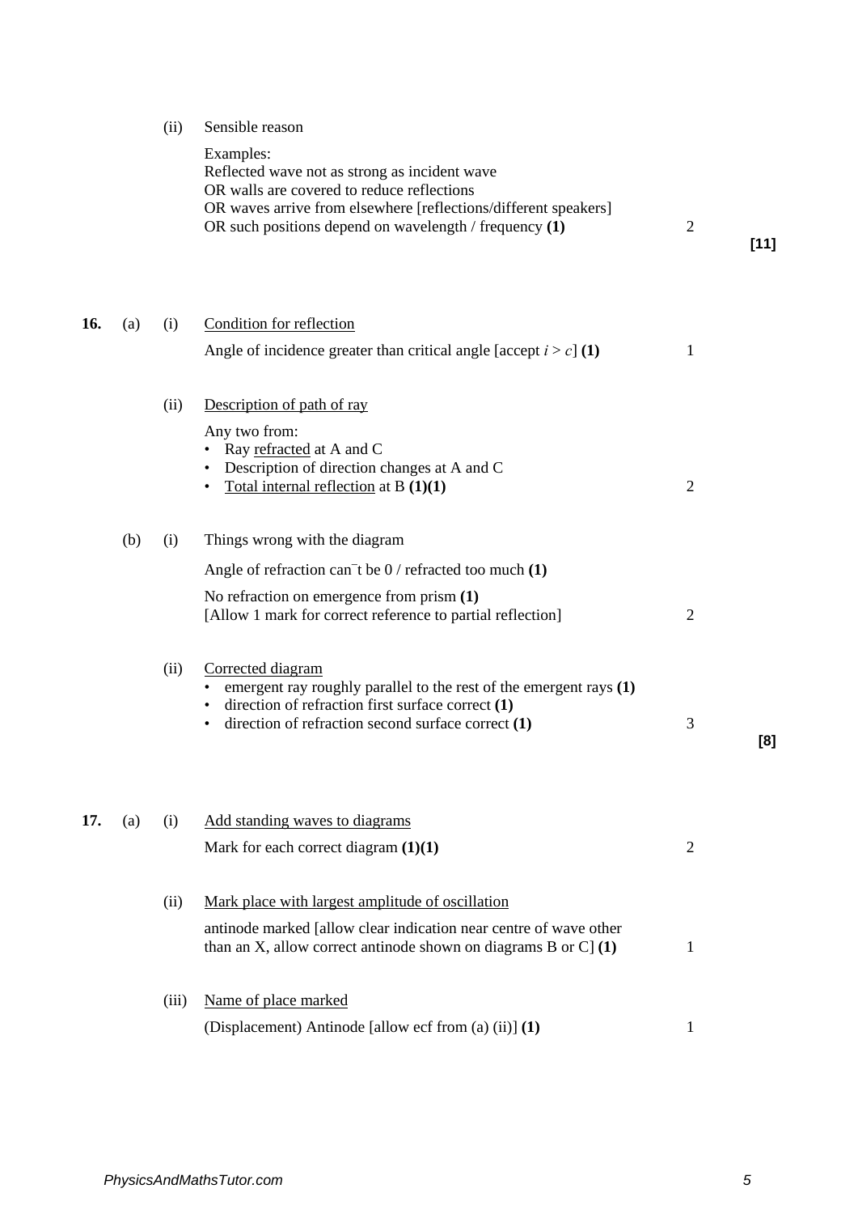(ii) Sensible reason

Examples:
Reflected wave not as strong as incident wave
OR walls are covered to reduce reflections
OR waves arrive from elsewhere [reflections/different speakers]
OR such positions depend on wavelength / frequency **(1)** 2

**[11]**

**16.** (a) (i) Condition for reflection

Angle of incidence greater than critical angle [accept $i > c$] **(1)** 1

(ii) Description of path of ray

Any two from:

- Ray refracted at A and C
- Description of direction changes at A and C
- Total internal reflection at B **(1)(1)** 2

(b) (i) Things wrong with the diagram

Angle of refraction can¯t be 0 / refracted too much **(1)**

No refraction on emergence from prism **(1)**
[Allow 1 mark for correct reference to partial reflection] 2

(ii) Corrected diagram

- emergent ray roughly parallel to the rest of the emergent rays **(1)**
- direction of refraction first surface correct **(1)**
- direction of refraction second surface correct **(1)** 3

**[8]**

**17.** (a) (i) Add standing waves to diagrams

Mark for each correct diagram **(1)(1)** 2

(ii) Mark place with largest amplitude of oscillation

antinode marked [allow clear indication near centre of wave other than an X, allow correct antinode shown on diagrams B or C] **(1)** 1

(iii) Name of place marked

(Displacement) Antinode [allow ecf from (a) (ii)] **(1)** 1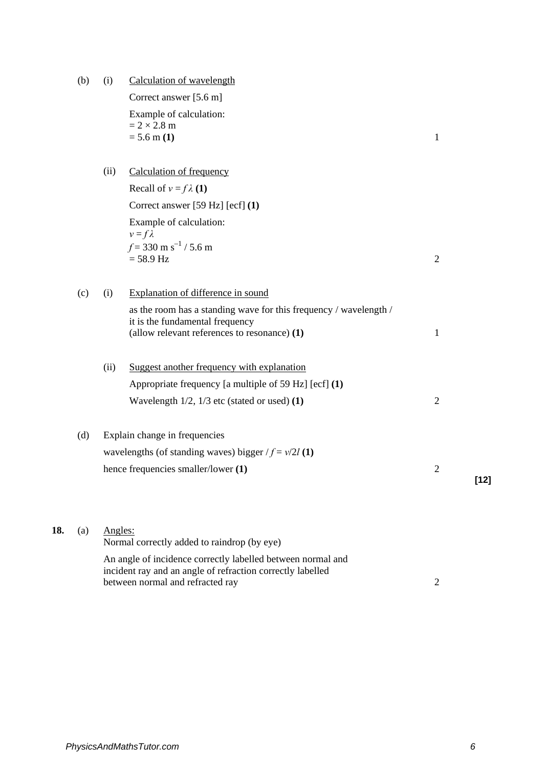(b) (i) <u>Calculation of wavelength</u>

Correct answer [5.6 m]

Example of calculation:
$= 2 \times 2.8$ m
$= 5.6$ m **(1)** — 1

(ii) <u>Calculation of frequency</u>

Recall of $v = f\lambda$ **(1)**

Correct answer [59 Hz] [ecf] **(1)**

Example of calculation:
$v = f\lambda$
$f = 330 \text{ m s}^{-1} / 5.6 \text{ m}$
$= 58.9$ Hz — 2

(c) (i) <u>Explanation of difference in sound</u>

as the room has a standing wave for this frequency / wavelength / it is the fundamental frequency
(allow relevant references to resonance) **(1)** — 1

(ii) <u>Suggest another frequency with explanation</u>

Appropriate frequency [a multiple of 59 Hz] [ecf] **(1)**

Wavelength 1/2, 1/3 etc (stated or used) **(1)** — 2

(d) Explain change in frequencies

wavelengths (of standing waves) bigger / $f = v/2l$ **(1)**

hence frequencies smaller/lower **(1)** — 2

**[12]**

**18.** (a) <u>Angles:</u>
Normal correctly added to raindrop (by eye)

An angle of incidence correctly labelled between normal and incident ray and an angle of refraction correctly labelled between normal and refracted ray — 2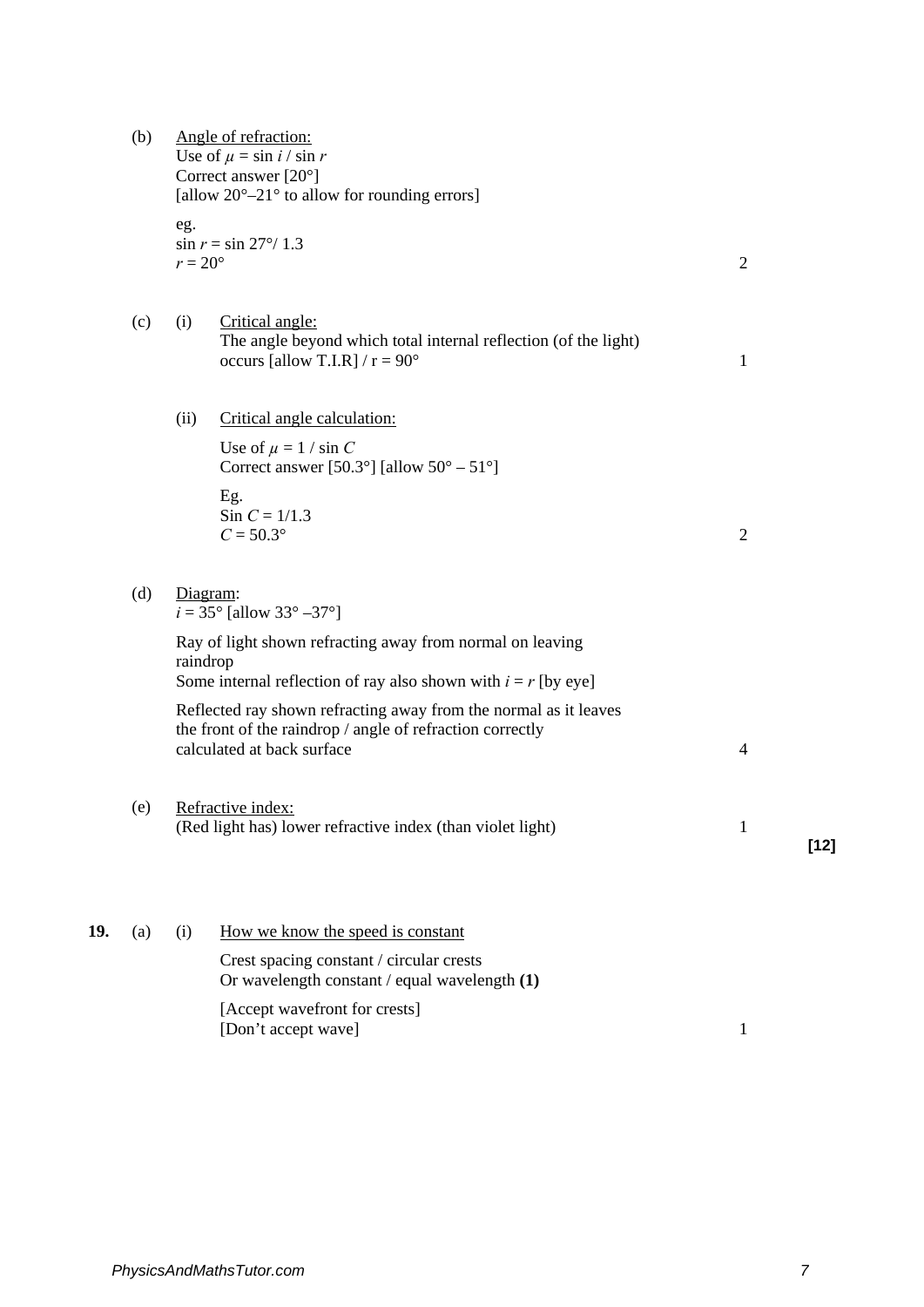(b) Angle of refraction:
Use of $\mu = \sin i / \sin r$
Correct answer [20°]
[allow 20°–21° to allow for rounding errors]

eg.
$\sin r = \sin 27° / 1.3$
$r = 20°$ 2

(c) (i) Critical angle:
The angle beyond which total internal reflection (of the light) occurs [allow T.I.R] / r = 90° 1

(ii) Critical angle calculation:

Use of $\mu = 1 / \sin C$
Correct answer [50.3°] [allow 50° – 51°]

Eg.
$\sin C = 1/1.3$
$C = 50.3°$ 2

(d) Diagram:
$i = 35°$ [allow 33° –37°]

Ray of light shown refracting away from normal on leaving raindrop
Some internal reflection of ray also shown with $i = r$ [by eye]

Reflected ray shown refracting away from the normal as it leaves the front of the raindrop / angle of refraction correctly calculated at back surface 4

(e) Refractive index:
(Red light has) lower refractive index (than violet light) 1

**[12]**

**19.** (a) (i) How we know the speed is constant

Crest spacing constant / circular crests
Or wavelength constant / equal wavelength **(1)**

[Accept wavefront for crests]
[Don't accept wave] 1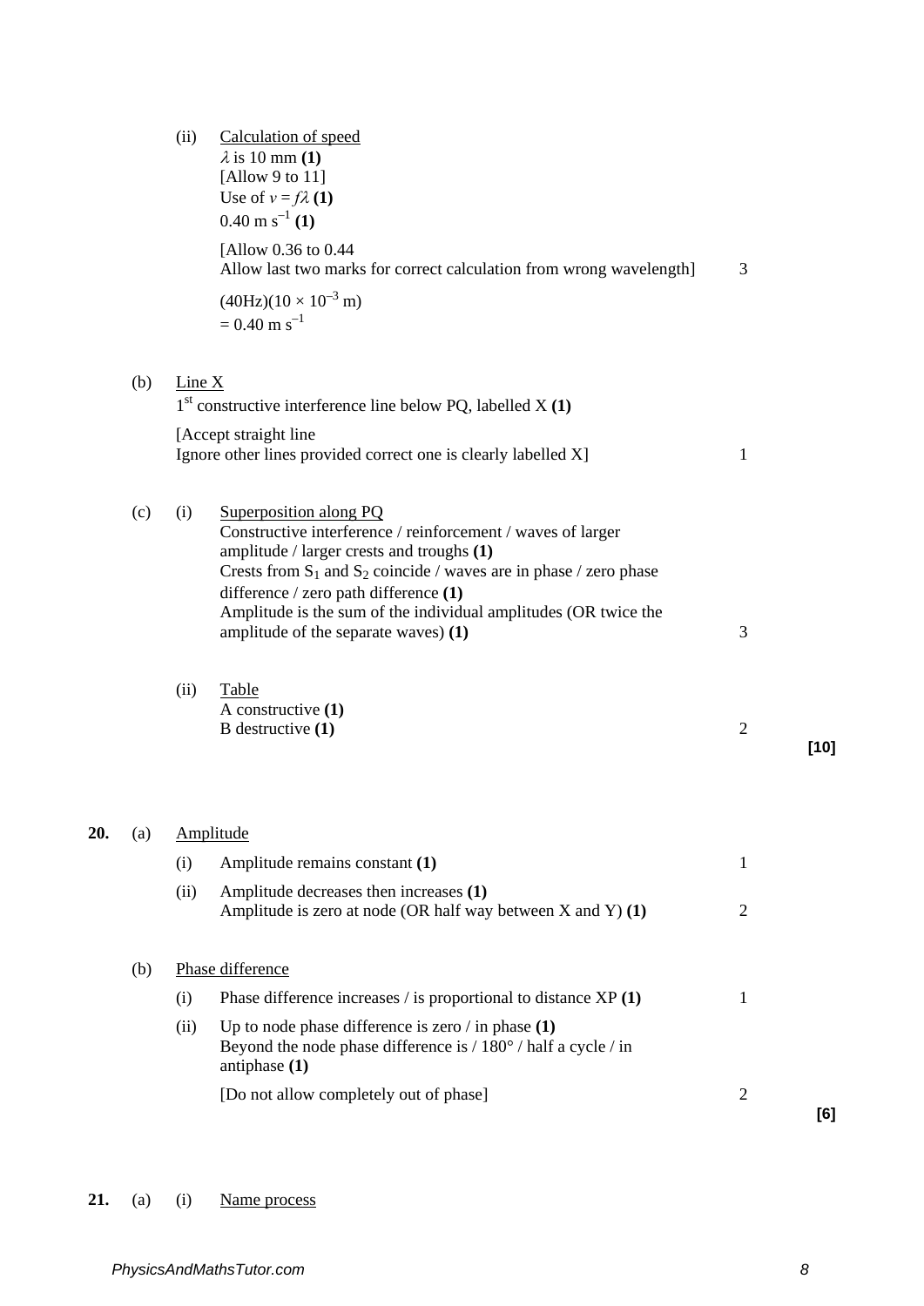(ii) Calculation of speed

$\lambda$ is 10 mm **(1)**
[Allow 9 to 11]
Use of $v = f\lambda$ **(1)**
$0.40 \text{ m s}^{-1}$ **(1)**

[Allow 0.36 to 0.44
Allow last two marks for correct calculation from wrong wavelength] 3

$(40\text{Hz})(10 \times 10^{-3} \text{ m})$
$= 0.40 \text{ m s}^{-1}$

(b) Line X

1st constructive interference line below PQ, labelled X **(1)**

[Accept straight line
Ignore other lines provided correct one is clearly labelled X] 1

(c) (i) Superposition along PQ

Constructive interference / reinforcement / waves of larger amplitude / larger crests and troughs **(1)**
Crests from $S_1$ and $S_2$ coincide / waves are in phase / zero phase difference / zero path difference **(1)**
Amplitude is the sum of the individual amplitudes (OR twice the amplitude of the separate waves) **(1)** 3

(ii) Table

A constructive **(1)**
B destructive **(1)** 2

**[10]**

**20.** (a) Amplitude

(i) Amplitude remains constant **(1)** 1

(ii) Amplitude decreases then increases **(1)**
Amplitude is zero at node (OR half way between X and Y) **(1)** 2

(b) Phase difference

(i) Phase difference increases / is proportional to distance XP **(1)** 1

(ii) Up to node phase difference is zero / in phase **(1)**
Beyond the node phase difference is / 180° / half a cycle / in antiphase **(1)**

[Do not allow completely out of phase] 2

**[6]**

**21.** (a) (i) Name process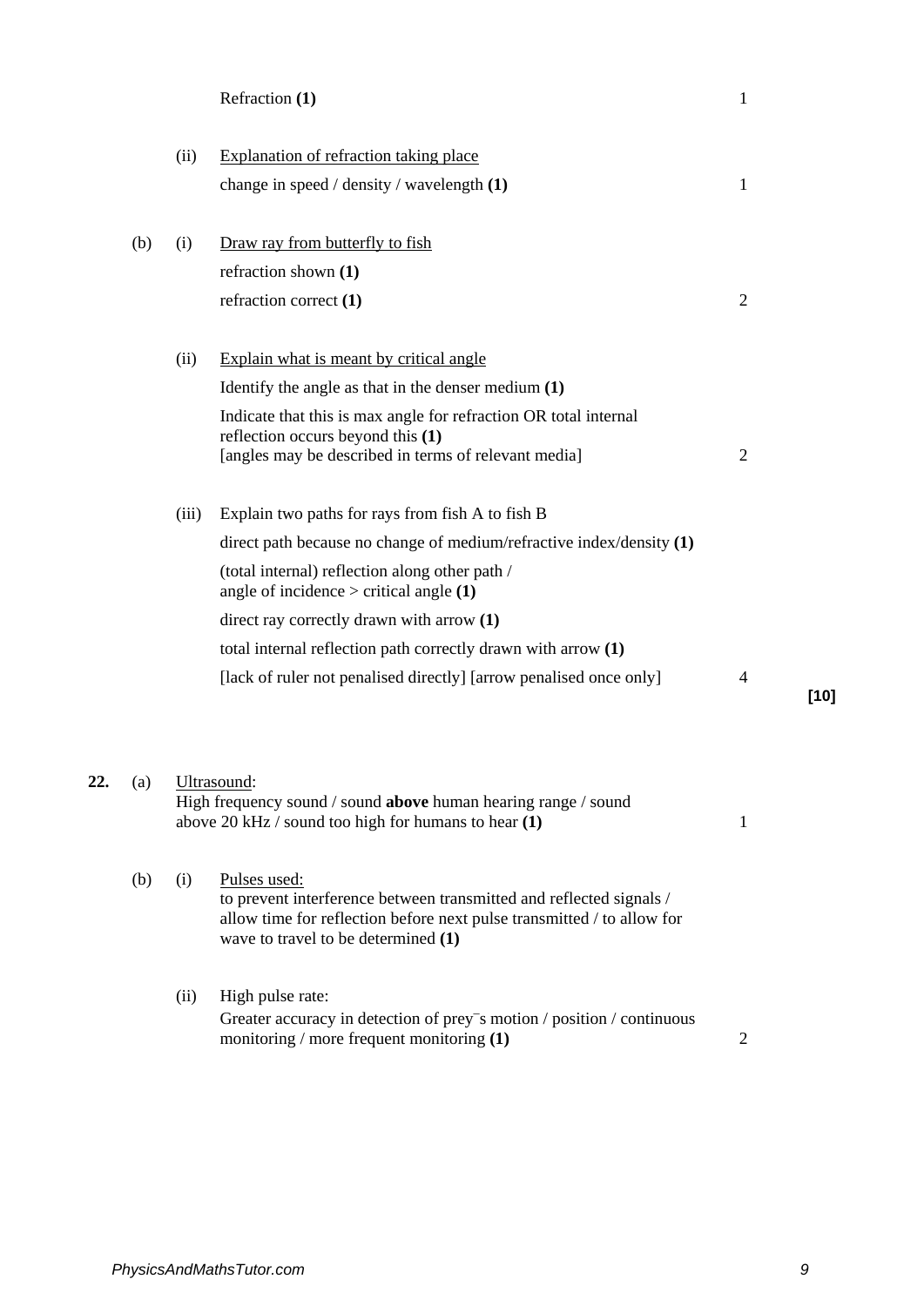Refraction **(1)** 1

(ii) <u>Explanation of refraction taking place</u>

change in speed / density / wavelength **(1)** 1

(b) (i) <u>Draw ray from butterfly to fish</u>

refraction shown **(1)**

refraction correct **(1)** 2

(ii) <u>Explain what is meant by critical angle</u>

Identify the angle as that in the denser medium **(1)**

Indicate that this is max angle for refraction OR total internal reflection occurs beyond this **(1)**

[angles may be described in terms of relevant media] 2

(iii) Explain two paths for rays from fish A to fish B

direct path because no change of medium/refractive index/density **(1)**

(total internal) reflection along other path / angle of incidence > critical angle **(1)**

direct ray correctly drawn with arrow **(1)**

total internal reflection path correctly drawn with arrow **(1)**

[lack of ruler not penalised directly] [arrow penalised once only] 4

**[10]**

**22.** (a) <u>Ultrasound</u>:

High frequency sound / sound **above** human hearing range / sound above 20 kHz / sound too high for humans to hear **(1)** 1

(b) (i) <u>Pulses used:</u>

to prevent interference between transmitted and reflected signals / allow time for reflection before next pulse transmitted / to allow for wave to travel to be determined **(1)**

(ii) High pulse rate:

Greater accuracy in detection of prey‾s motion / position / continuous monitoring / more frequent monitoring **(1)** 2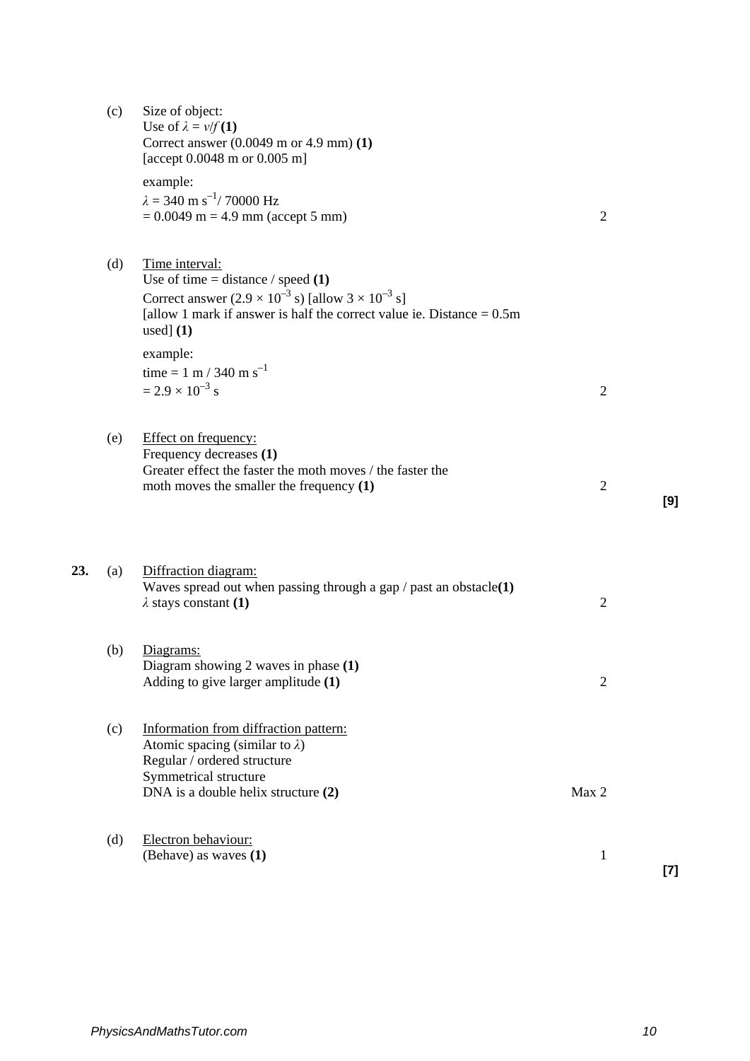(c) Size of object:
Use of $\lambda = v/f$ **(1)**
Correct answer (0.0049 m or 4.9 mm) **(1)**
[accept 0.0048 m or 0.005 m]

example:
$\lambda = 340 \text{ m s}^{-1} / 70000 \text{ Hz}$
$= 0.0049 \text{ m} = 4.9 \text{ mm}$ (accept 5 mm) — 2

(d) Time interval:
Use of time = distance / speed **(1)**
Correct answer ($2.9 \times 10^{-3}$ s) [allow $3 \times 10^{-3}$ s]
[allow 1 mark if answer is half the correct value ie. Distance = 0.5m used] **(1)**

example:
time = $1 \text{ m} / 340 \text{ m s}^{-1}$
$= 2.9 \times 10^{-3}$ s — 2

(e) Effect on frequency:
Frequency decreases **(1)**
Greater effect the faster the moth moves / the faster the moth moves the smaller the frequency **(1)** — 2

**[9]**

**23.** (a) Diffraction diagram:
Waves spread out when passing through a gap / past an obstacle **(1)**
$\lambda$ stays constant **(1)** — 2

(b) Diagrams:
Diagram showing 2 waves in phase **(1)**
Adding to give larger amplitude **(1)** — 2

(c) Information from diffraction pattern:
Atomic spacing (similar to $\lambda$)
Regular / ordered structure
Symmetrical structure
DNA is a double helix structure **(2)** — Max 2

(d) Electron behaviour:
(Behave) as waves **(1)** — 1

**[7]**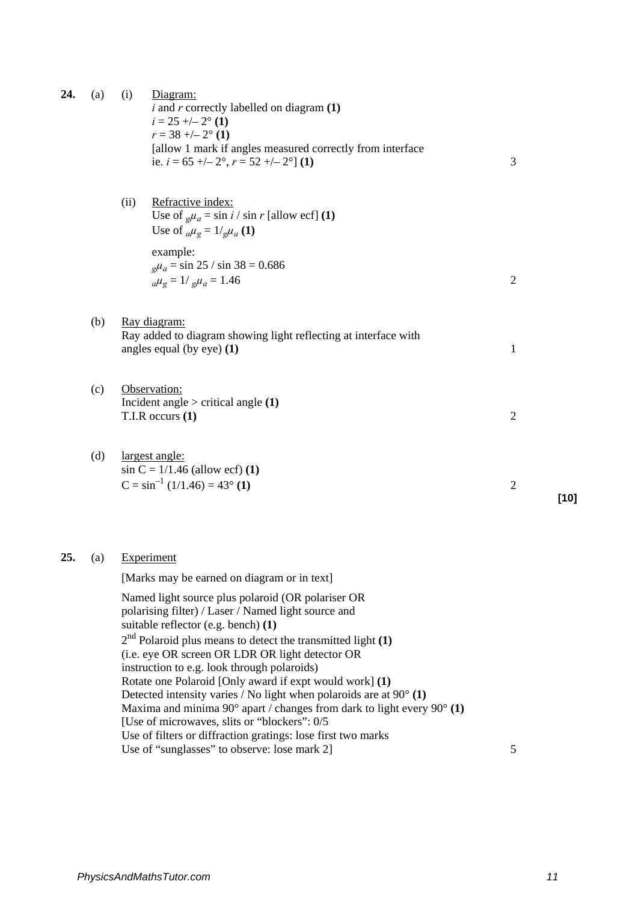**24.** (a) (i) <u>Diagram:</u>

$i$ and $r$ correctly labelled on diagram **(1)**
$i$ = 25 +/– 2° **(1)**
$r$ = 38 +/– 2° **(1)**
[allow 1 mark if angles measured correctly from interface
ie. $i$ = 65 +/– 2°, $r$ = 52 +/– 2°] **(1)** — 3

(ii) <u>Refractive index:</u>

Use of ${}_g\mu_a = \sin i / \sin r$ [allow ecf] **(1)**
Use of ${}_a\mu_g = 1/{}_g\mu_a$ **(1)**

example:
${}_g\mu_a = \sin 25 / \sin 38 = 0.686$
${}_a\mu_g = 1/ {}_g\mu_a = 1.46$ — 2

(b) <u>Ray diagram:</u>

Ray added to diagram showing light reflecting at interface with angles equal (by eye) **(1)** — 1

(c) <u>Observation:</u>

Incident angle > critical angle **(1)**
T.I.R occurs **(1)** — 2

(d) <u>largest angle:</u>

$\sin C = 1/1.46$ (allow ecf) **(1)**
$C = \sin^{-1} (1/1.46) = 43°$ **(1)** — 2

**[10]**

**25.** (a) <u>Experiment</u>

[Marks may be earned on diagram or in text]

Named light source plus polaroid (OR polariser OR polarising filter) / Laser / Named light source and suitable reflector (e.g. bench) **(1)**
2nd Polaroid plus means to detect the transmitted light **(1)**
(i.e. eye OR screen OR LDR OR light detector OR instruction to e.g. look through polaroids)
Rotate one Polaroid [Only award if expt would work] **(1)**
Detected intensity varies / No light when polaroids are at 90° **(1)**
Maxima and minima 90° apart / changes from dark to light every 90° **(1)**
[Use of microwaves, slits or “blockers”: 0/5
Use of filters or diffraction gratings: lose first two marks
Use of “sunglasses” to observe: lose mark 2] — 5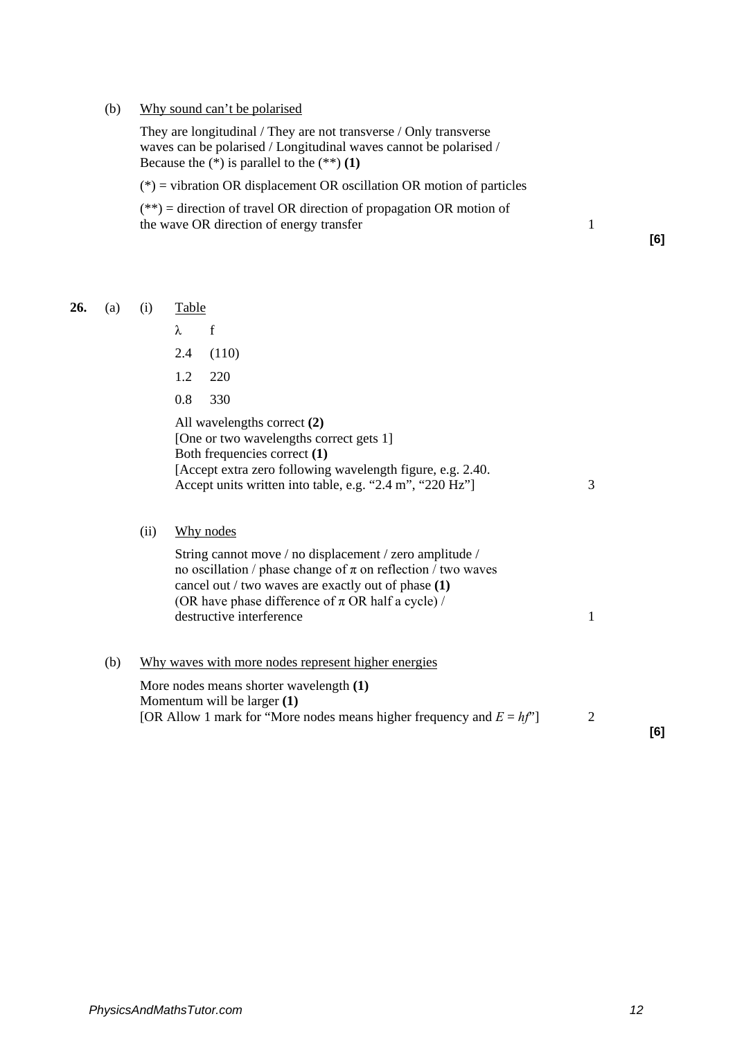(b) Why sound can't be polarised

They are longitudinal / They are not transverse / Only transverse waves can be polarised / Longitudinal waves cannot be polarised / Because the (*) is parallel to the (**) **(1)**

(*) = vibration OR displacement OR oscillation OR motion of particles

(**) = direction of travel OR direction of propagation OR motion of the wave OR direction of energy transfer — 1

**[6]**

**26.** (a) (i) Table

| λ | f |
|---|---|
| 2.4 | (110) |
| 1.2 | 220 |
| 0.8 | 330 |

All wavelengths correct **(2)**
[One or two wavelengths correct gets 1]
Both frequencies correct **(1)**
[Accept extra zero following wavelength figure, e.g. 2.40.
Accept units written into table, e.g. "2.4 m", "220 Hz"] — 3

(ii) Why nodes

String cannot move / no displacement / zero amplitude / no oscillation / phase change of π on reflection / two waves cancel out / two waves are exactly out of phase **(1)**
(OR have phase difference of π OR half a cycle) / destructive interference — 1

(b) Why waves with more nodes represent higher energies

More nodes means shorter wavelength **(1)**
Momentum will be larger **(1)**
[OR Allow 1 mark for "More nodes means higher frequency and $E = hf$"] — 2

**[6]**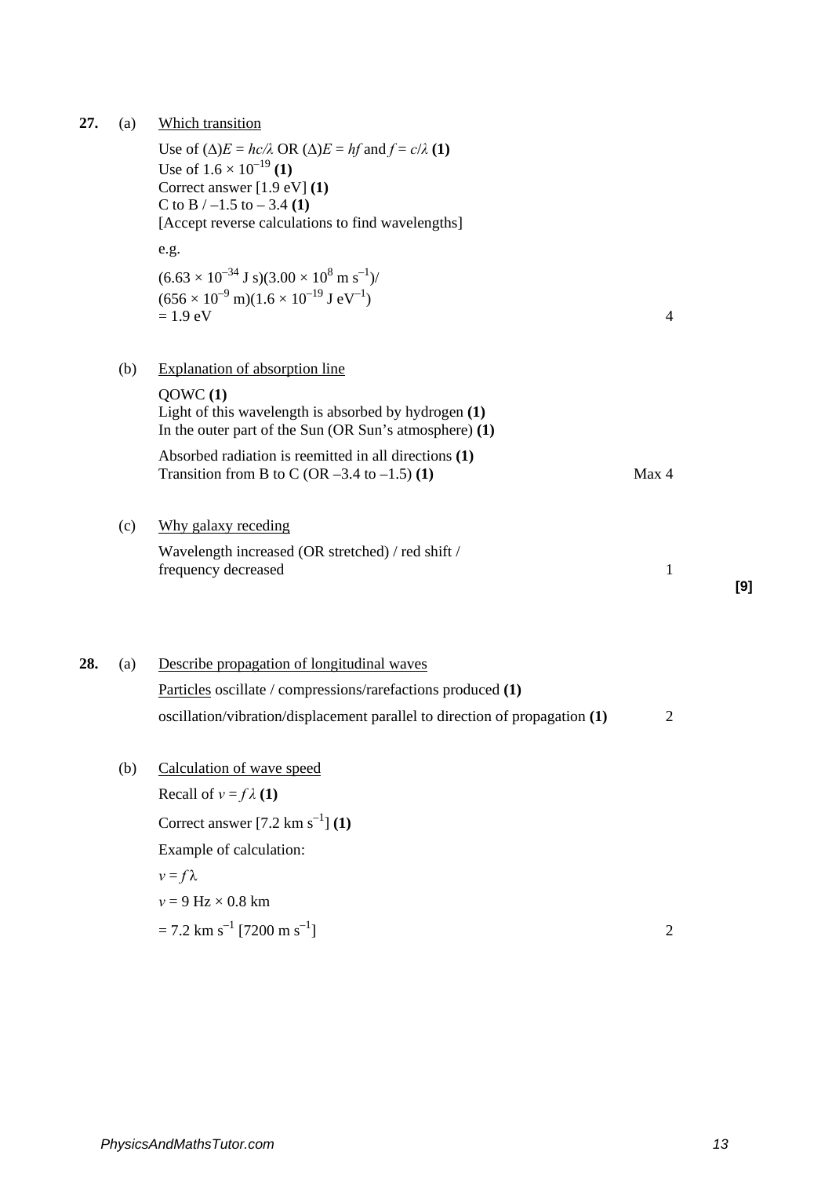**27.** (a) Which transition

Use of $(\Delta)E = hc/\lambda$ OR $(\Delta)E = hf$ and $f = c/\lambda$ **(1)**
Use of $1.6 \times 10^{-19}$ **(1)**
Correct answer [1.9 eV] **(1)**
C to B / –1.5 to – 3.4 **(1)**
[Accept reverse calculations to find wavelengths]

e.g.

$(6.63 \times 10^{-34}\text{ J s})(3.00 \times 10^{8}\text{ m s}^{-1})/$
$(656 \times 10^{-9}\text{ m})(1.6 \times 10^{-19}\text{ J eV}^{-1})$
$= 1.9\text{ eV}$ — 4

(b) Explanation of absorption line

QOWC **(1)**
Light of this wavelength is absorbed by hydrogen **(1)**
In the outer part of the Sun (OR Sun's atmosphere) **(1)**

Absorbed radiation is reemitted in all directions **(1)**
Transition from B to C (OR –3.4 to –1.5) **(1)** — Max 4

(c) Why galaxy receding

Wavelength increased (OR stretched) / red shift / frequency decreased — 1

**[9]**

**28.** (a) Describe propagation of longitudinal waves

Particles oscillate / compressions/rarefactions produced **(1)**

oscillation/vibration/displacement parallel to direction of propagation **(1)** — 2

(b) Calculation of wave speed

Recall of $v = f\lambda$ **(1)**

Correct answer [$7.2\text{ km s}^{-1}$] **(1)**

Example of calculation:

$v = f\lambda$

$v = 9\text{ Hz} \times 0.8\text{ km}$

$= 7.2\text{ km s}^{-1}$ [$7200\text{ m s}^{-1}$] — 2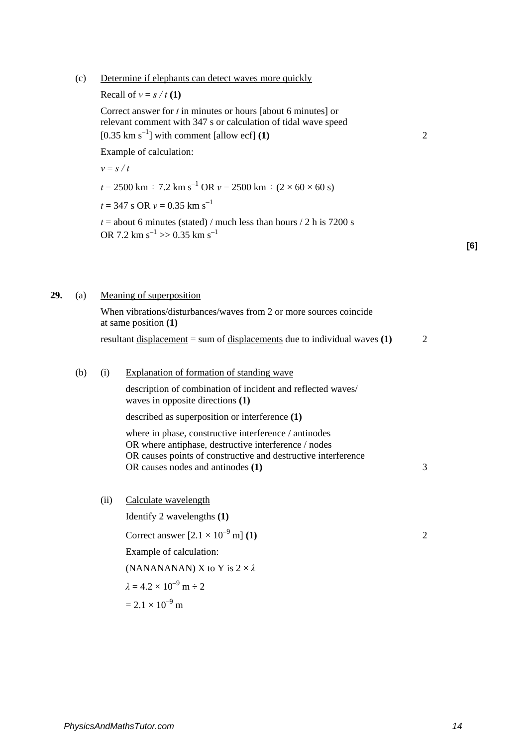(c) Determine if elephants can detect waves more quickly

Recall of $v = s / t$ **(1)**

Correct answer for $t$ in minutes or hours [about 6 minutes] or relevant comment with 347 s or calculation of tidal wave speed [0.35 km $s^{-1}$] with comment [allow ecf] **(1)** 2

Example of calculation:

$v = s / t$

$t = 2500 \text{ km} \div 7.2 \text{ km s}^{-1}$ OR $v = 2500 \text{ km} \div (2 \times 60 \times 60 \text{ s})$

$t = 347 \text{ s}$ OR $v = 0.35 \text{ km s}^{-1}$

$t$ = about 6 minutes (stated) / much less than hours / 2 h is 7200 s OR $7.2 \text{ km s}^{-1} >> 0.35 \text{ km s}^{-1}$

**[6]**

**29.** (a) Meaning of superposition

When vibrations/disturbances/waves from 2 or more sources coincide at same position **(1)**

resultant displacement = sum of displacements due to individual waves **(1)** 2

(b) (i) Explanation of formation of standing wave

description of combination of incident and reflected waves/ waves in opposite directions **(1)**

described as superposition or interference **(1)**

where in phase, constructive interference / antinodes
OR where antiphase, destructive interference / nodes
OR causes points of constructive and destructive interference
OR causes nodes and antinodes **(1)** 3

(ii) Calculate wavelength

Identify 2 wavelengths **(1)**

Correct answer [$2.1 \times 10^{-9}$ m] **(1)** 2

Example of calculation:

(NANANANAN) X to Y is $2 \times \lambda$

$\lambda = 4.2 \times 10^{-9} \text{ m} \div 2$

$= 2.1 \times 10^{-9} \text{ m}$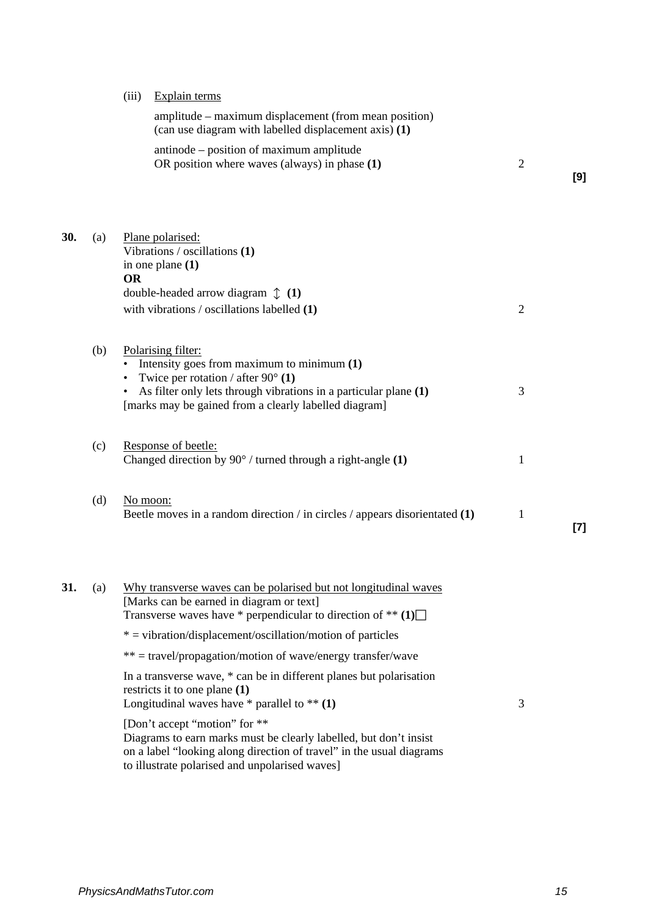(iii) Explain terms

amplitude – maximum displacement (from mean position) (can use diagram with labelled displacement axis) **(1)**

antinode – position of maximum amplitude
OR position where waves (always) in phase **(1)** — 2

**[9]**

**30.** (a) Plane polarised:
Vibrations / oscillations **(1)**
in one plane **(1)**
**OR**
double-headed arrow diagram ↕ **(1)**
with vibrations / oscillations labelled **(1)** — 2

(b) Polarising filter:

- Intensity goes from maximum to minimum **(1)**
- Twice per rotation / after 90° **(1)**
- As filter only lets through vibrations in a particular plane **(1)** — 3

[marks may be gained from a clearly labelled diagram]

(c) Response of beetle:
Changed direction by 90° / turned through a right-angle **(1)** — 1

(d) No moon:
Beetle moves in a random direction / in circles / appears disorientated **(1)** — 1

**[7]**

**31.** (a) Why transverse waves can be polarised but not longitudinal waves
[Marks can be earned in diagram or text]
Transverse waves have * perpendicular to direction of ** **(1)**

* = vibration/displacement/oscillation/motion of particles

** = travel/propagation/motion of wave/energy transfer/wave

In a transverse wave, * can be in different planes but polarisation restricts it to one plane **(1)**
Longitudinal waves have * parallel to ** **(1)** — 3

[Don't accept "motion" for **
Diagrams to earn marks must be clearly labelled, but don't insist on a label "looking along direction of travel" in the usual diagrams to illustrate polarised and unpolarised waves]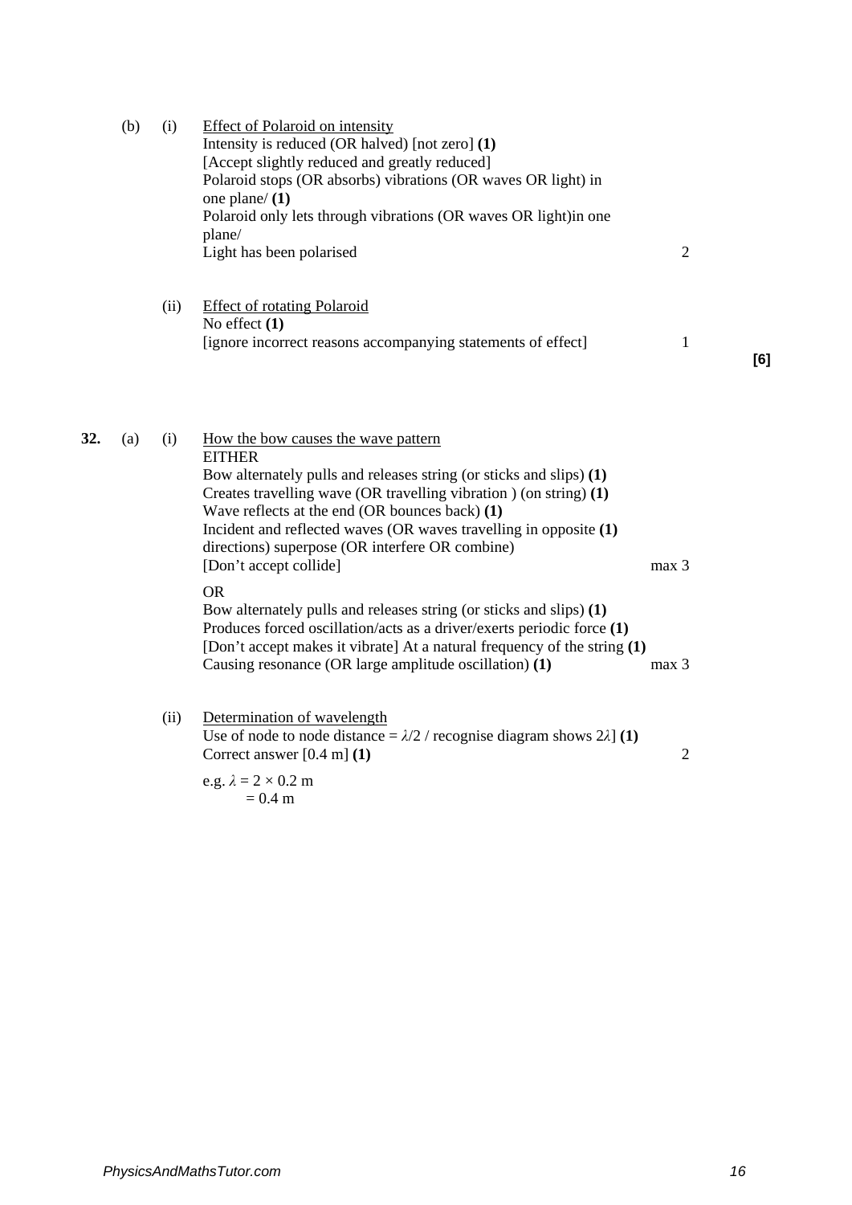(b) (i) <u>Effect of Polaroid on intensity</u>

Intensity is reduced (OR halved) [not zero] **(1)**
[Accept slightly reduced and greatly reduced]
Polaroid stops (OR absorbs) vibrations (OR waves OR light) in one plane/ **(1)**
Polaroid only lets through vibrations (OR waves OR light)in one plane/
Light has been polarised — 2

(ii) <u>Effect of rotating Polaroid</u>

No effect **(1)**
[ignore incorrect reasons accompanying statements of effect] — 1

**[6]**

**32.** (a) (i) <u>How the bow causes the wave pattern</u>

EITHER
Bow alternately pulls and releases string (or sticks and slips) **(1)**
Creates travelling wave (OR travelling vibration ) (on string) **(1)**
Wave reflects at the end (OR bounces back) **(1)**
Incident and reflected waves (OR waves travelling in opposite directions) superpose (OR interfere OR combine) **(1)**
[Don't accept collide] — max 3

OR
Bow alternately pulls and releases string (or sticks and slips) **(1)**
Produces forced oscillation/acts as a driver/exerts periodic force **(1)**
[Don't accept makes it vibrate] At a natural frequency of the string **(1)**
Causing resonance (OR large amplitude oscillation) **(1)** — max 3

(ii) <u>Determination of wavelength</u>

Use of node to node distance = $\lambda/2$ / recognise diagram shows $2\lambda$] **(1)**
Correct answer [0.4 m] **(1)** — 2

e.g. $\lambda = 2 \times 0.2$ m
$= 0.4$ m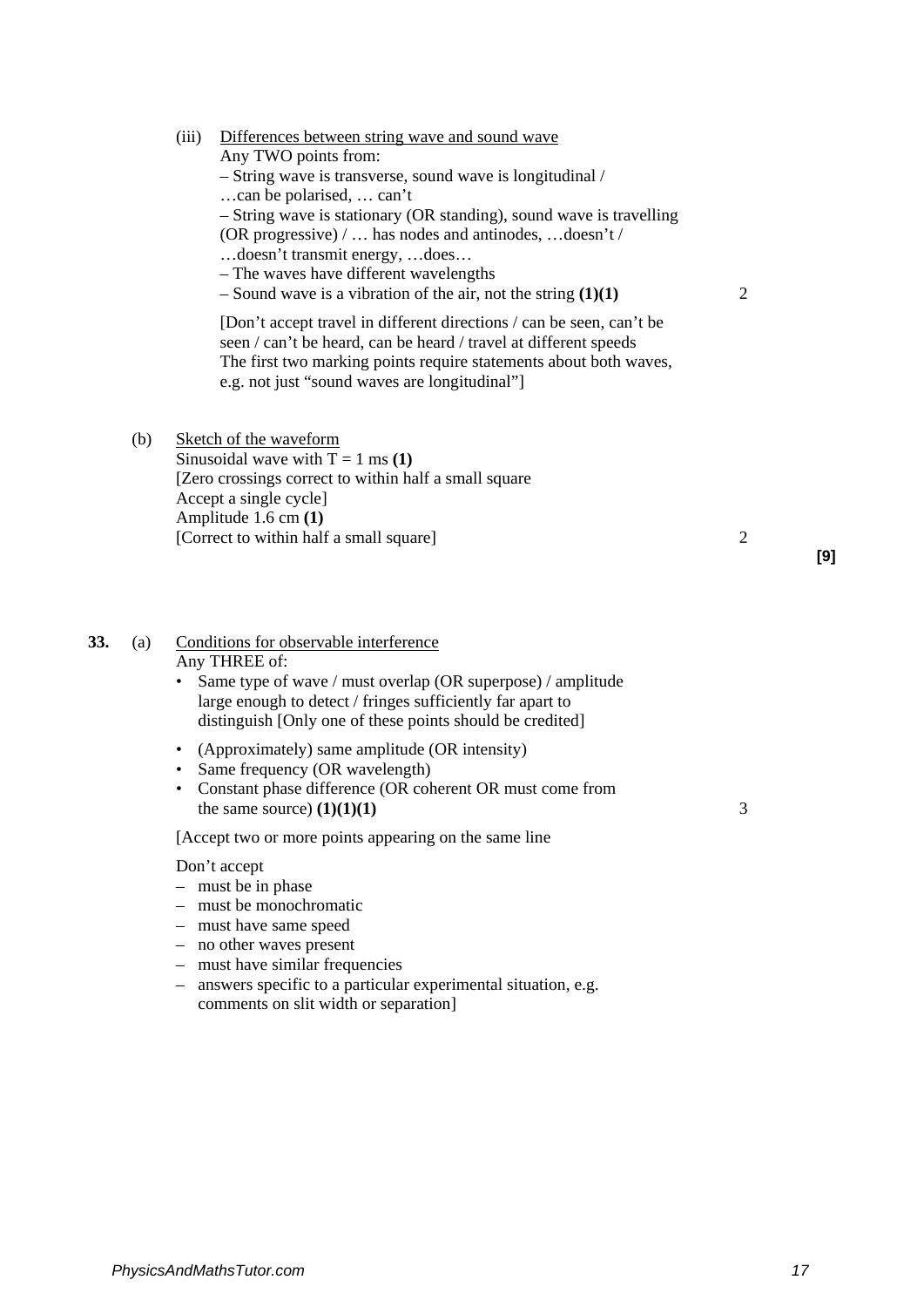(iii) Differences between string wave and sound wave

Any TWO points from:

– String wave is transverse, sound wave is longitudinal /
…can be polarised, … can't

– String wave is stationary (OR standing), sound wave is travelling (OR progressive) / … has nodes and antinodes, …doesn't /
…doesn't transmit energy, …does…

– The waves have different wavelengths

– Sound wave is a vibration of the air, not the string **(1)(1)** 2

[Don't accept travel in different directions / can be seen, can't be seen / can't be heard, can be heard / travel at different speeds
The first two marking points require statements about both waves, e.g. not just "sound waves are longitudinal"]

(b) Sketch of the waveform

Sinusoidal wave with T = 1 ms **(1)**
[Zero crossings correct to within half a small square
Accept a single cycle]
Amplitude 1.6 cm **(1)**
[Correct to within half a small square] 2

**[9]**

**33.** (a) Conditions for observable interference

Any THREE of:

- Same type of wave / must overlap (OR superpose) / amplitude large enough to detect / fringes sufficiently far apart to distinguish [Only one of these points should be credited]
- (Approximately) same amplitude (OR intensity)
- Same frequency (OR wavelength)
- Constant phase difference (OR coherent OR must come from the same source) **(1)(1)(1)** 3

[Accept two or more points appearing on the same line

Don't accept

– must be in phase
– must be monochromatic
– must have same speed
– no other waves present
– must have similar frequencies
– answers specific to a particular experimental situation, e.g. comments on slit width or separation]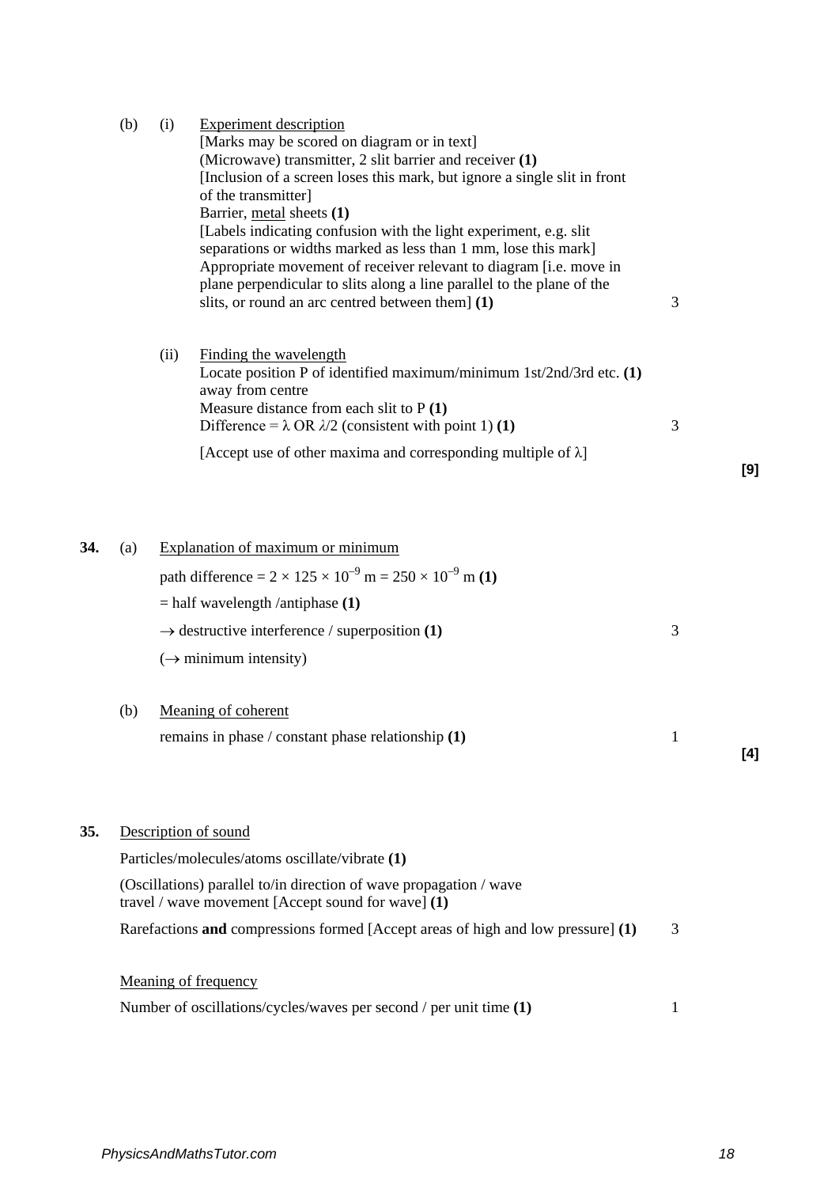(b) (i) <u>Experiment description</u>

[Marks may be scored on diagram or in text]

(Microwave) transmitter, 2 slit barrier and receiver **(1)**

[Inclusion of a screen loses this mark, but ignore a single slit in front of the transmitter]

Barrier, <u>metal</u> sheets **(1)**

[Labels indicating confusion with the light experiment, e.g. slit separations or widths marked as less than 1 mm, lose this mark]

Appropriate movement of receiver relevant to diagram [i.e. move in plane perpendicular to slits along a line parallel to the plane of the slits, or round an arc centred between them] **(1)** 3

(ii) <u>Finding the wavelength</u>

Locate position P of identified maximum/minimum 1st/2nd/3rd etc. **(1)** away from centre

Measure distance from each slit to P **(1)**

Difference = $\lambda$ OR $\lambda/2$ (consistent with point 1) **(1)** 3

[Accept use of other maxima and corresponding multiple of $\lambda$]

**[9]**

**34.** (a) <u>Explanation of maximum or minimum</u>

path difference = $2 \times 125 \times 10^{-9}$ m = $250 \times 10^{-9}$ m **(1)**

= half wavelength /antiphase **(1)**

$\rightarrow$ destructive interference / superposition **(1)** 3

($\rightarrow$ minimum intensity)

(b) <u>Meaning of coherent</u>

remains in phase / constant phase relationship **(1)** 1

**[4]**

**35.** <u>Description of sound</u>

Particles/molecules/atoms oscillate/vibrate **(1)**

(Oscillations) parallel to/in direction of wave propagation / wave travel / wave movement [Accept sound for wave] **(1)**

Rarefactions **and** compressions formed [Accept areas of high and low pressure] **(1)** 3

<u>Meaning of frequency</u>

Number of oscillations/cycles/waves per second / per unit time **(1)** 1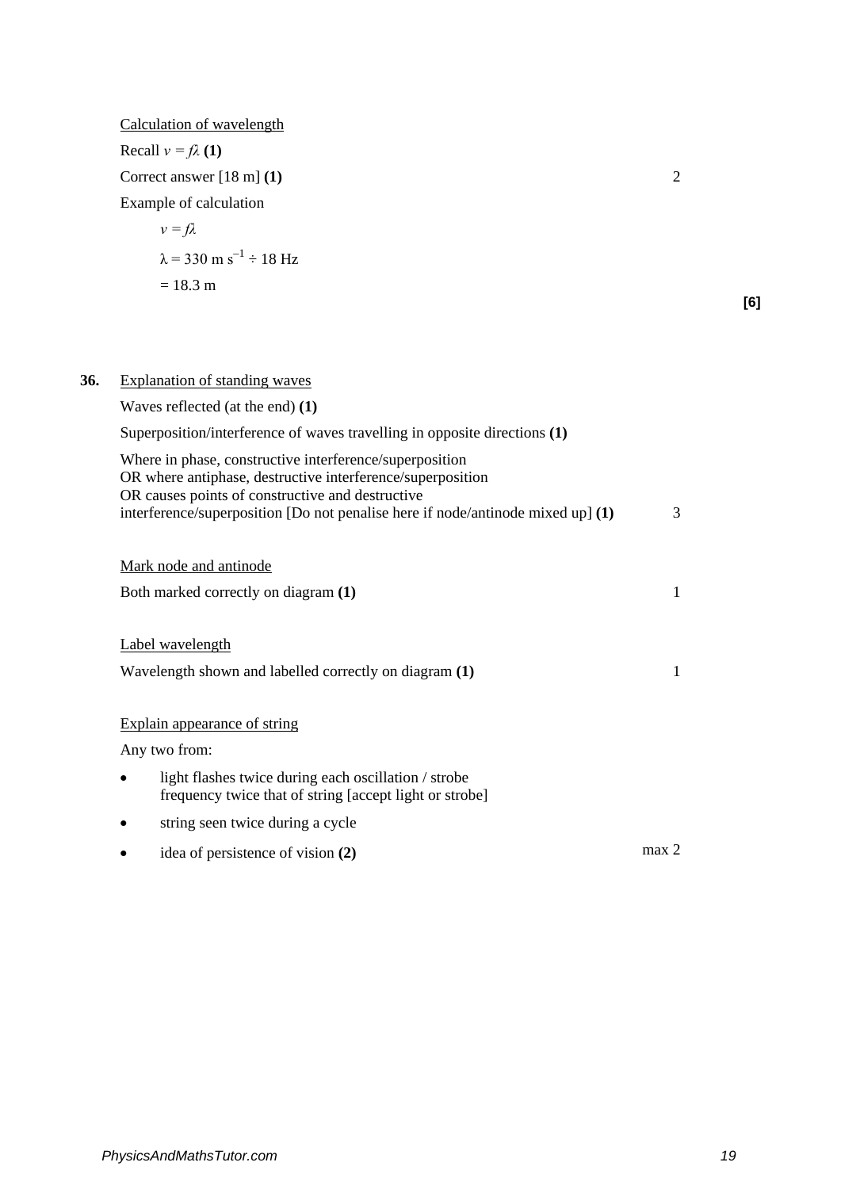Calculation of wavelength

Recall $v = f\lambda$ **(1)**

Correct answer [18 m] **(1)** 2

Example of calculation

$v = f\lambda$

$\lambda = 330 \text{ m s}^{-1} \div 18 \text{ Hz}$

$= 18.3 \text{ m}$

**[6]**

**36.** Explanation of standing waves

Waves reflected (at the end) **(1)**

Superposition/interference of waves travelling in opposite directions **(1)**

Where in phase, constructive interference/superposition
OR where antiphase, destructive interference/superposition
OR causes points of constructive and destructive interference/superposition [Do not penalise here if node/antinode mixed up] **(1)** 3

Mark node and antinode

Both marked correctly on diagram **(1)** 1

Label wavelength

Wavelength shown and labelled correctly on diagram **(1)** 1

Explain appearance of string

Any two from:

- light flashes twice during each oscillation / strobe frequency twice that of string [accept light or strobe]
- string seen twice during a cycle
- idea of persistence of vision **(2)** max 2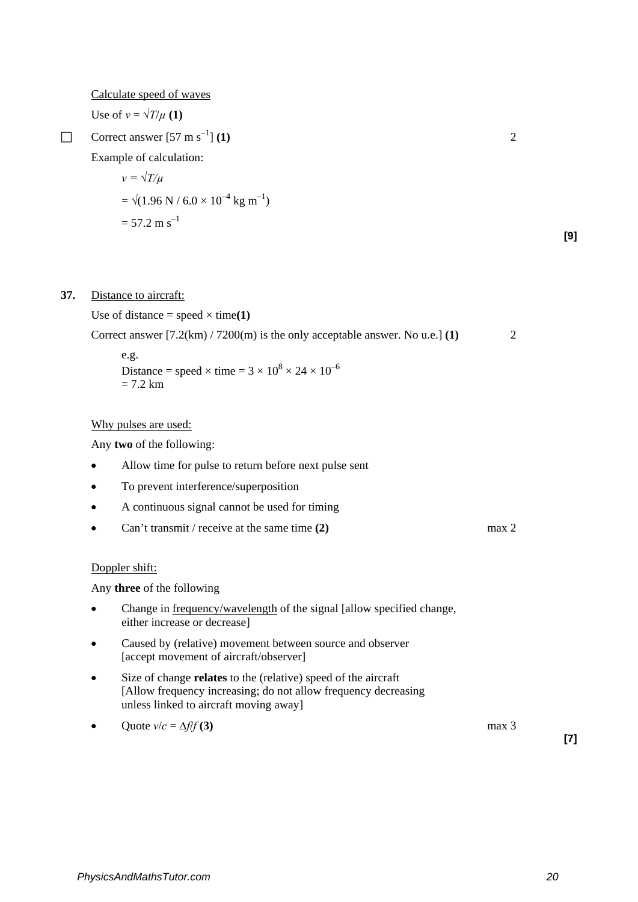Calculate speed of waves

Use of $v = \sqrt{T/\mu}$ **(1)**

☐ Correct answer [57 m s$^{-1}$] **(1)** 2

Example of calculation:

$v = \sqrt{T/\mu}$

$= \sqrt{(1.96 \text{ N} / 6.0 \times 10^{-4} \text{ kg m}^{-1})}$

$= 57.2 \text{ m s}^{-1}$

**[9]**

**37.** Distance to aircraft:

Use of distance = speed × time **(1)**

Correct answer [7.2(km) / 7200(m) is the only acceptable answer. No u.e.] **(1)** 2

e.g.
Distance = speed × time = $3 \times 10^8 \times 24 \times 10^{-6}$
= 7.2 km

Why pulses are used:

Any **two** of the following:

- Allow time for pulse to return before next pulse sent
- To prevent interference/superposition
- A continuous signal cannot be used for timing
- Can't transmit / receive at the same time **(2)** max 2

Doppler shift:

Any **three** of the following

- Change in frequency/wavelength of the signal [allow specified change, either increase or decrease]
- Caused by (relative) movement between source and observer [accept movement of aircraft/observer]
- Size of change **relates** to the (relative) speed of the aircraft [Allow frequency increasing; do not allow frequency decreasing unless linked to aircraft moving away]
- Quote $v/c = \Delta f/f$ **(3)** max 3

**[7]**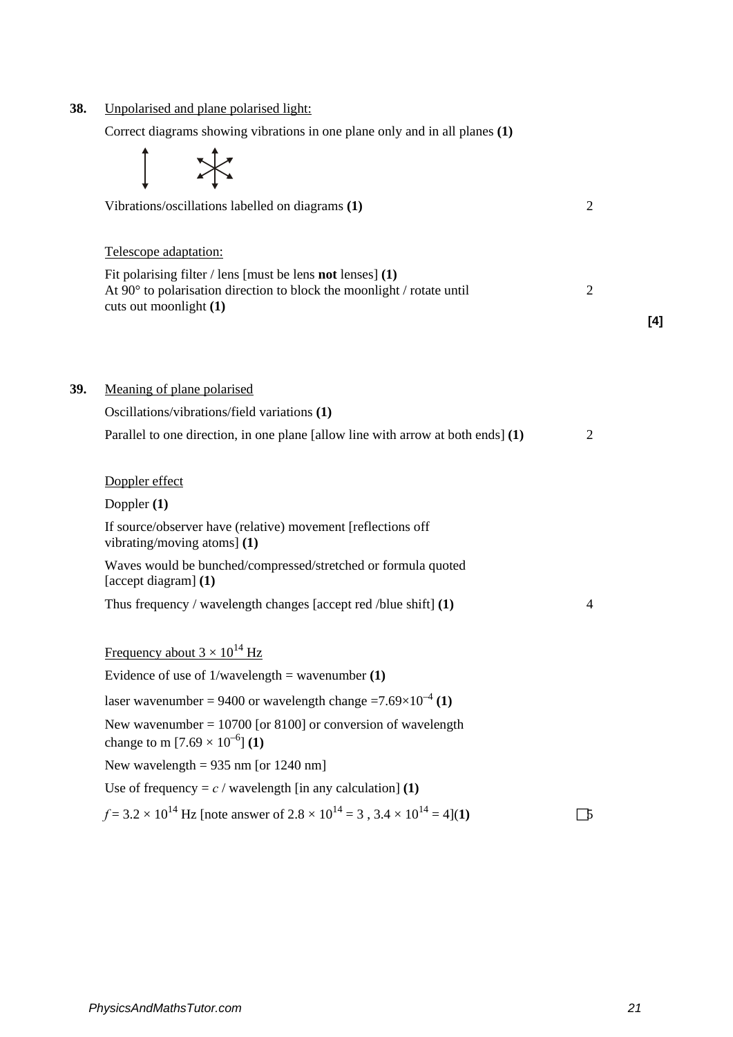**38.** Unpolarised and plane polarised light:

Correct diagrams showing vibrations in one plane only and in all planes **(1)**

Vibrations/oscillations labelled on diagrams **(1)** — 2

Telescope adaptation:

Fit polarising filter / lens [must be lens **not** lenses] **(1)**
At 90° to polarisation direction to block the moonlight / rotate until cuts out moonlight **(1)** — 2

**[4]**

**39.** Meaning of plane polarised

Oscillations/vibrations/field variations **(1)**

Parallel to one direction, in one plane [allow line with arrow at both ends] **(1)** — 2

Doppler effect

Doppler **(1)**

If source/observer have (relative) movement [reflections off vibrating/moving atoms] **(1)**

Waves would be bunched/compressed/stretched or formula quoted [accept diagram] **(1)**

Thus frequency / wavelength changes [accept red /blue shift] **(1)** — 4

Frequency about $3 \times 10^{14}$ Hz

Evidence of use of 1/wavelength = wavenumber **(1)**

laser wavenumber = 9400 or wavelength change $= 7.69 \times 10^{-4}$ **(1)**

New wavenumber = 10700 [or 8100] or conversion of wavelength change to m [$7.69 \times 10^{-6}$] **(1)**

New wavelength = 935 nm [or 1240 nm]

Use of frequency = $c$ / wavelength [in any calculation] **(1)**

$f = 3.2 \times 10^{14}$ Hz [note answer of $2.8 \times 10^{14} = 3$ , $3.4 \times 10^{14} = 4$]**(1)** — 5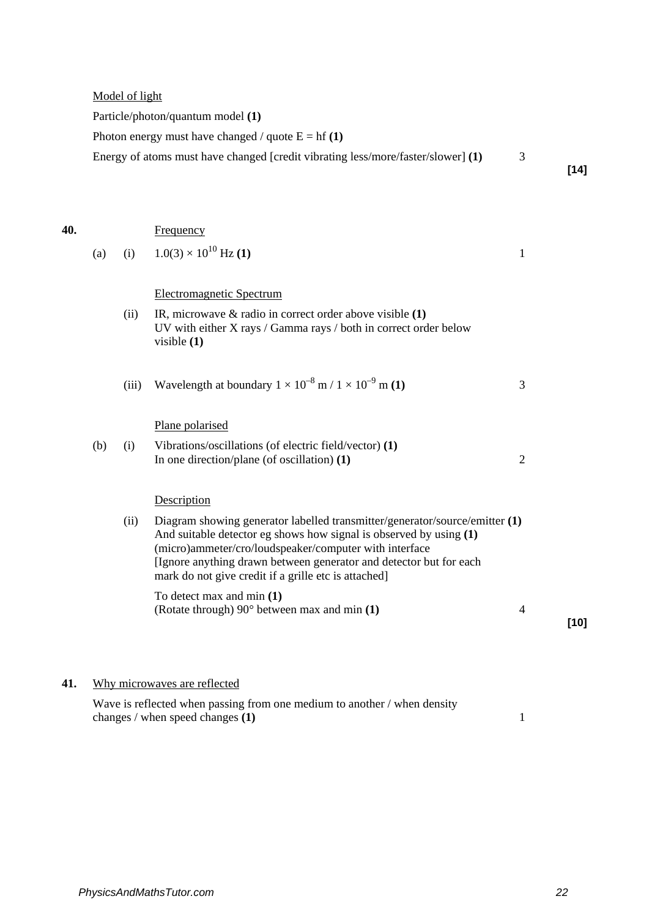Model of light

Particle/photon/quantum model **(1)**

Photon energy must have changed / quote $E = hf$ **(1)**

Energy of atoms must have changed [credit vibrating less/more/faster/slower] **(1)** 3

**[14]**

**40.** Frequency

(a) (i) $1.0(3) \times 10^{10}$ Hz **(1)** 1

Electromagnetic Spectrum

(ii) IR, microwave & radio in correct order above visible **(1)**
UV with either X rays / Gamma rays / both in correct order below visible **(1)**

(iii) Wavelength at boundary $1 \times 10^{-8}$ m / $1 \times 10^{-9}$ m **(1)** 3

Plane polarised

(b) (i) Vibrations/oscillations (of electric field/vector) **(1)**
In one direction/plane (of oscillation) **(1)** 2

Description

(ii) Diagram showing generator labelled transmitter/generator/source/emitter **(1)**
And suitable detector eg shows how signal is observed by using **(1)**
(micro)ammeter/cro/loudspeaker/computer with interface
[Ignore anything drawn between generator and detector but for each mark do not give credit if a grille etc is attached]

To detect max and min **(1)**
(Rotate through) 90° between max and min **(1)** 4

**[10]**

**41.** Why microwaves are reflected

Wave is reflected when passing from one medium to another / when density changes / when speed changes **(1)** 1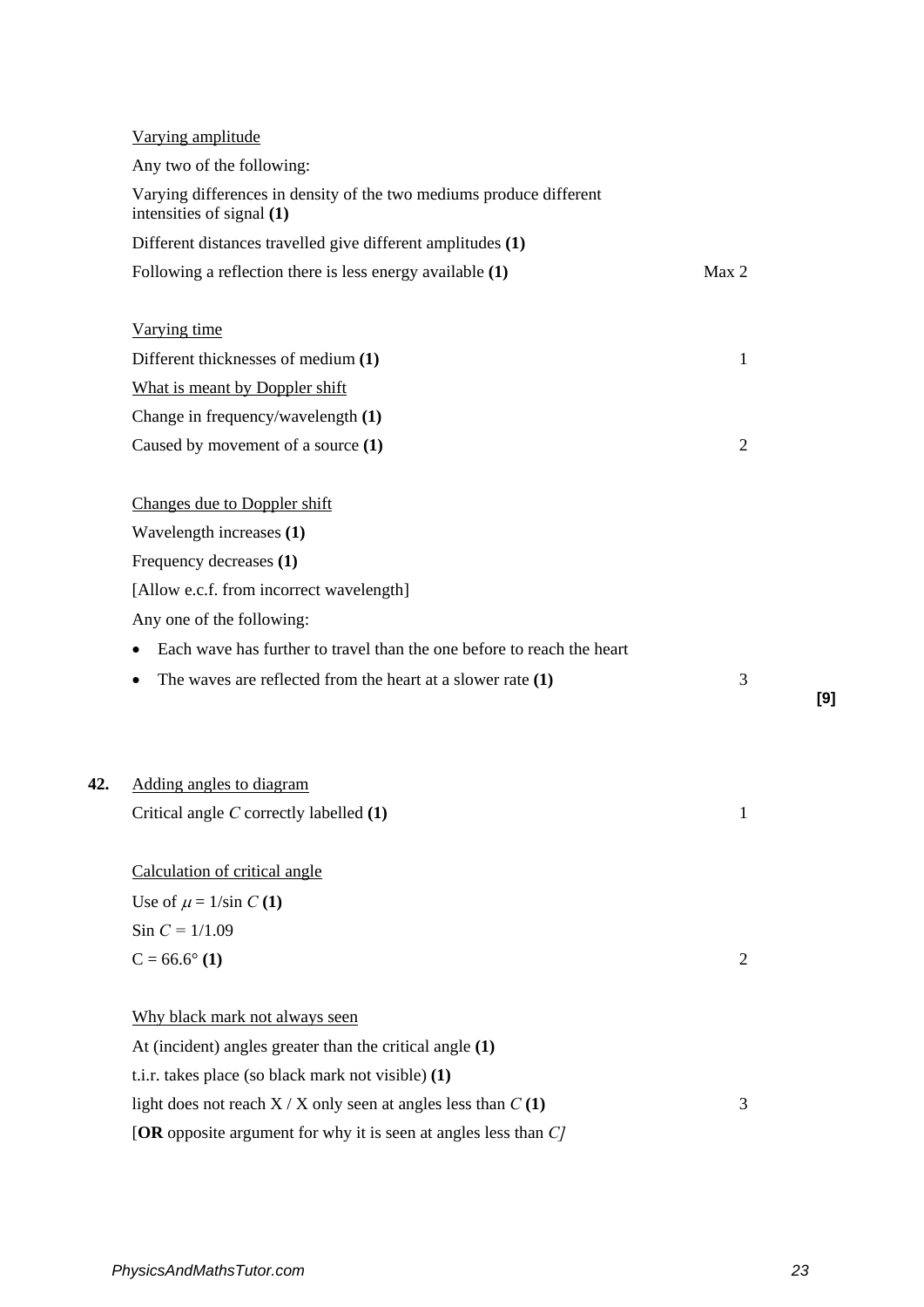Varying amplitude

Any two of the following:

Varying differences in density of the two mediums produce different intensities of signal **(1)**

Different distances travelled give different amplitudes **(1)**

Following a reflection there is less energy available **(1)** — Max 2

Varying time

Different thicknesses of medium **(1)** — 1

What is meant by Doppler shift

Change in frequency/wavelength **(1)**

Caused by movement of a source **(1)** — 2

Changes due to Doppler shift

Wavelength increases **(1)**

Frequency decreases **(1)**

[Allow e.c.f. from incorrect wavelength]

Any one of the following:

- Each wave has further to travel than the one before to reach the heart
- The waves are reflected from the heart at a slower rate **(1)** — 3

**[9]**

**42.** Adding angles to diagram

Critical angle *C* correctly labelled **(1)** — 1

Calculation of critical angle

Use of $\mu = 1/\sin C$ **(1)**

$\sin C = 1/1.09$

$C = 66.6°$ **(1)** — 2

Why black mark not always seen

At (incident) angles greater than the critical angle **(1)**

t.i.r. takes place (so black mark not visible) **(1)**

light does not reach X / X only seen at angles less than *C* **(1)** — 3

[**OR** opposite argument for why it is seen at angles less than *C*]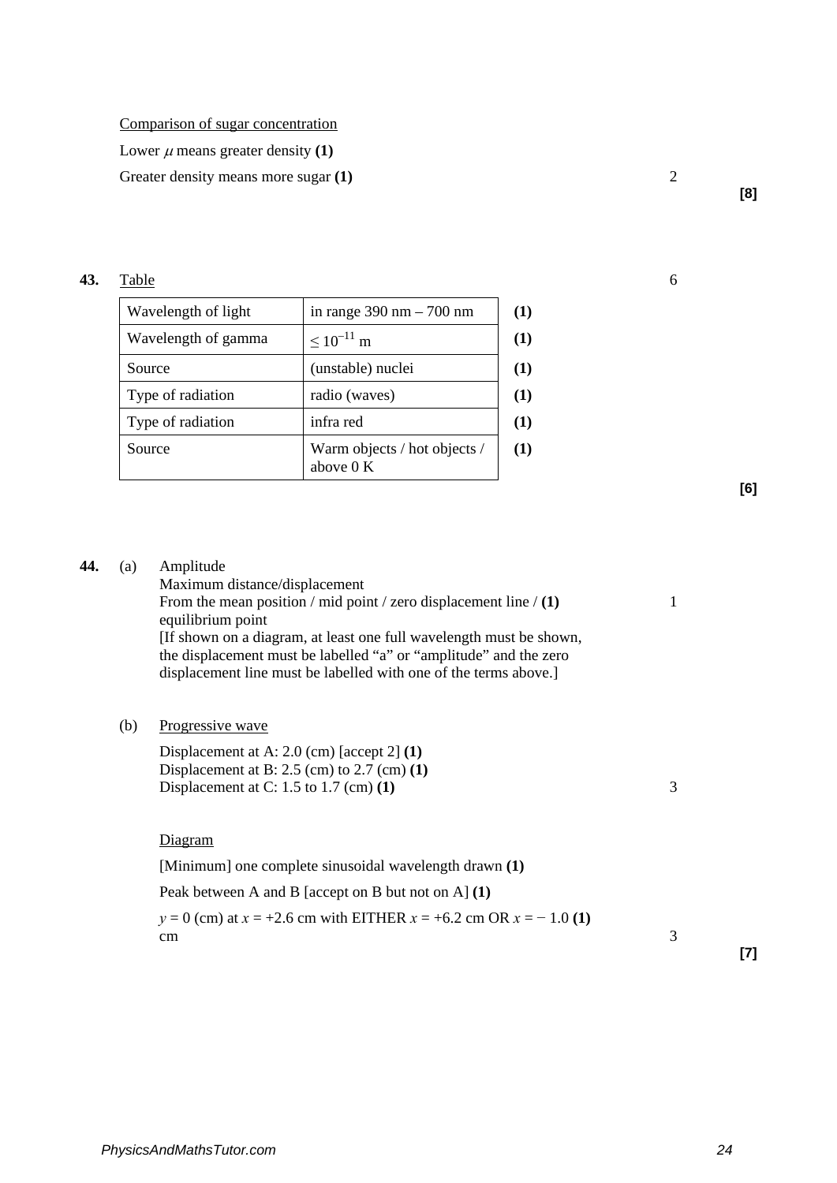Comparison of sugar concentration

Lower $\mu$ means greater density **(1)**

Greater density means more sugar **(1)** 2

**[8]**

**43.** Table 6

| Wavelength of light | in range 390 nm – 700 nm | **(1)** |
|---|---|---|
| Wavelength of gamma | $\leq 10^{-11}$ m | **(1)** |
| Source | (unstable) nuclei | **(1)** |
| Type of radiation | radio (waves) | **(1)** |
| Type of radiation | infra red | **(1)** |
| Source | Warm objects / hot objects / above 0 K | **(1)** |

**[6]**

**44.** (a) Amplitude

Maximum distance/displacement
From the mean position / mid point / zero displacement line / equilibrium point **(1)** 1
[If shown on a diagram, at least one full wavelength must be shown, the displacement must be labelled "a" or "amplitude" and the zero displacement line must be labelled with one of the terms above.]

(b) Progressive wave

Displacement at A: 2.0 (cm) [accept 2] **(1)**
Displacement at B: 2.5 (cm) to 2.7 (cm) **(1)**
Displacement at C: 1.5 to 1.7 (cm) **(1)** 3

Diagram

[Minimum] one complete sinusoidal wavelength drawn **(1)**

Peak between A and B [accept on B but not on A] **(1)**

$y = 0$ (cm) at $x = +2.6$ cm with EITHER $x = +6.2$ cm OR $x = -1.0$ cm **(1)** 3

**[7]**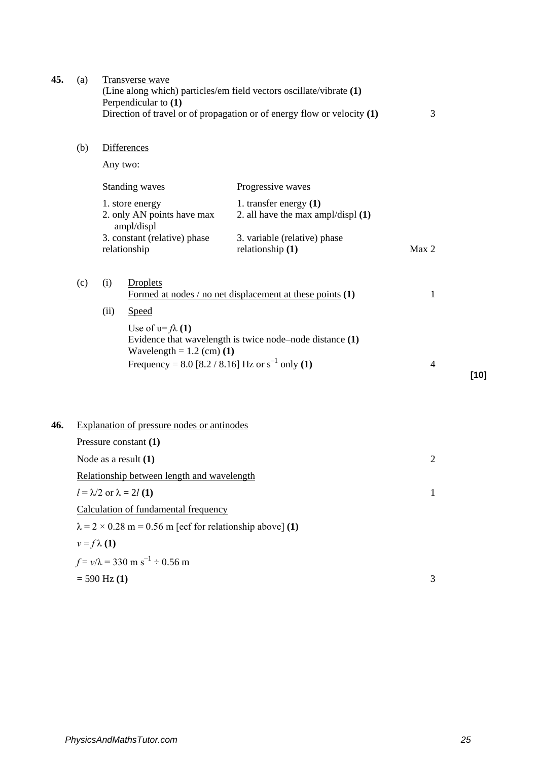**45.** (a) Transverse wave

(Line along which) particles/em field vectors oscillate/vibrate **(1)**
Perpendicular to **(1)**
Direction of travel or of propagation or of energy flow or velocity **(1)** — 3

(b) Differences

Any two:

| Standing waves | Progressive waves | |
|---|---|---|
| 1. store energy | 1. transfer energy **(1)** | |
| 2. only AN points have max ampl/displ | 2. all have the max ampl/displ **(1)** | |
| 3. constant (relative) phase relationship | 3. variable (relative) phase relationship **(1)** | Max 2 |

(c) (i) Droplets

Formed at nodes / no net displacement at these points **(1)** — 1

(ii) Speed

Use of $\upsilon = f\lambda$ **(1)**
Evidence that wavelength is twice node–node distance **(1)**
Wavelength = 1.2 (cm) **(1)**
Frequency = 8.0 [8.2 / 8.16] Hz or $s^{-1}$ only **(1)** — 4

**[10]**

**46.** Explanation of pressure nodes or antinodes

Pressure constant **(1)**

Node as a result **(1)** — 2

Relationship between length and wavelength

$l = \lambda/2$ or $\lambda = 2l$ **(1)** — 1

Calculation of fundamental frequency

$\lambda = 2 \times 0.28$ m = 0.56 m [ecf for relationship above] **(1)**

$v = f\lambda$ **(1)**

$f = v/\lambda = 330 \text{ m s}^{-1} \div 0.56 \text{ m}$

= 590 Hz **(1)** — 3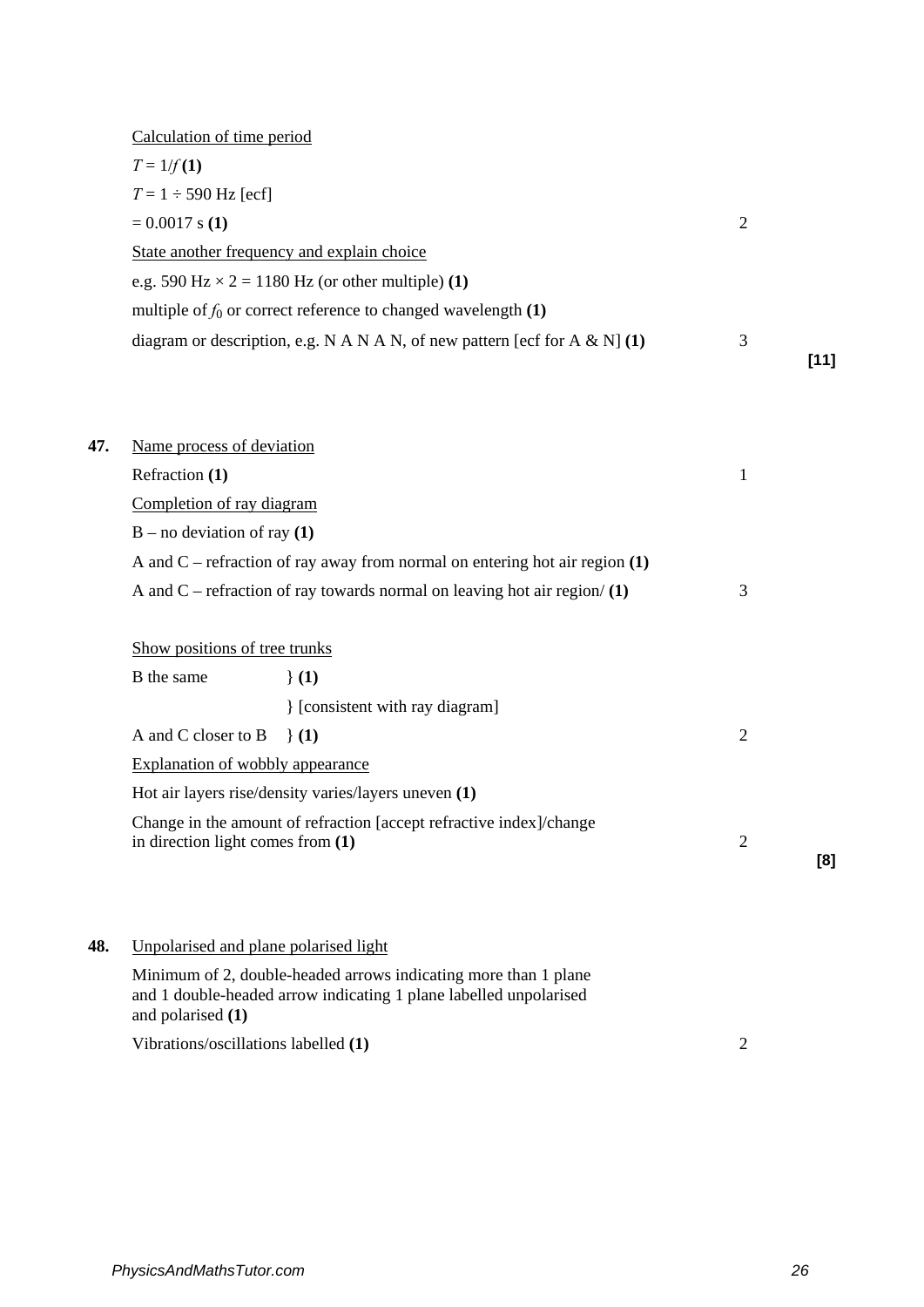Calculation of time period

$T = 1/f$ **(1)**

$T = 1 \div 590$ Hz [ecf]

$= 0.0017$ s **(1)** 2

State another frequency and explain choice

e.g. 590 Hz × 2 = 1180 Hz (or other multiple) **(1)**

multiple of $f_0$ or correct reference to changed wavelength **(1)**

diagram or description, e.g. N A N A N, of new pattern [ecf for A & N] **(1)** 3

**[11]**

**47.** Name process of deviation

Refraction **(1)** 1

Completion of ray diagram

B – no deviation of ray **(1)**

A and C – refraction of ray away from normal on entering hot air region **(1)**

A and C – refraction of ray towards normal on leaving hot air region/ **(1)** 3

Show positions of tree trunks

B the same } **(1)**

} [consistent with ray diagram]

A and C closer to B } **(1)** 2

Explanation of wobbly appearance

Hot air layers rise/density varies/layers uneven **(1)**

Change in the amount of refraction [accept refractive index]/change in direction light comes from **(1)** 2

**[8]**

**48.** Unpolarised and plane polarised light

Minimum of 2, double-headed arrows indicating more than 1 plane and 1 double-headed arrow indicating 1 plane labelled unpolarised and polarised **(1)**

Vibrations/oscillations labelled **(1)** 2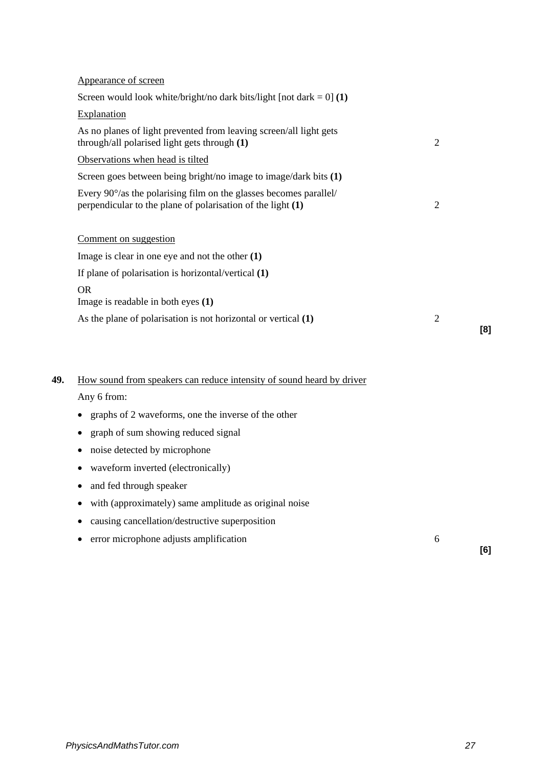<u>Appearance of screen</u>

Screen would look white/bright/no dark bits/light [not dark = 0] **(1)**

<u>Explanation</u>

As no planes of light prevented from leaving screen/all light gets through/all polarised light gets through **(1)** 2

<u>Observations when head is tilted</u>

Screen goes between being bright/no image to image/dark bits **(1)**

Every 90°/as the polarising film on the glasses becomes parallel/ perpendicular to the plane of polarisation of the light **(1)** 2

<u>Comment on suggestion</u>

Image is clear in one eye and not the other **(1)**

If plane of polarisation is horizontal/vertical **(1)**

OR
Image is readable in both eyes **(1)**

As the plane of polarisation is not horizontal or vertical **(1)** 2

**[8]**

**49.** <u>How sound from speakers can reduce intensity of sound heard by driver</u>

Any 6 from:

- graphs of 2 waveforms, one the inverse of the other
- graph of sum showing reduced signal
- noise detected by microphone
- waveform inverted (electronically)
- and fed through speaker
- with (approximately) same amplitude as original noise
- causing cancellation/destructive superposition
- error microphone adjusts amplification 6

**[6]**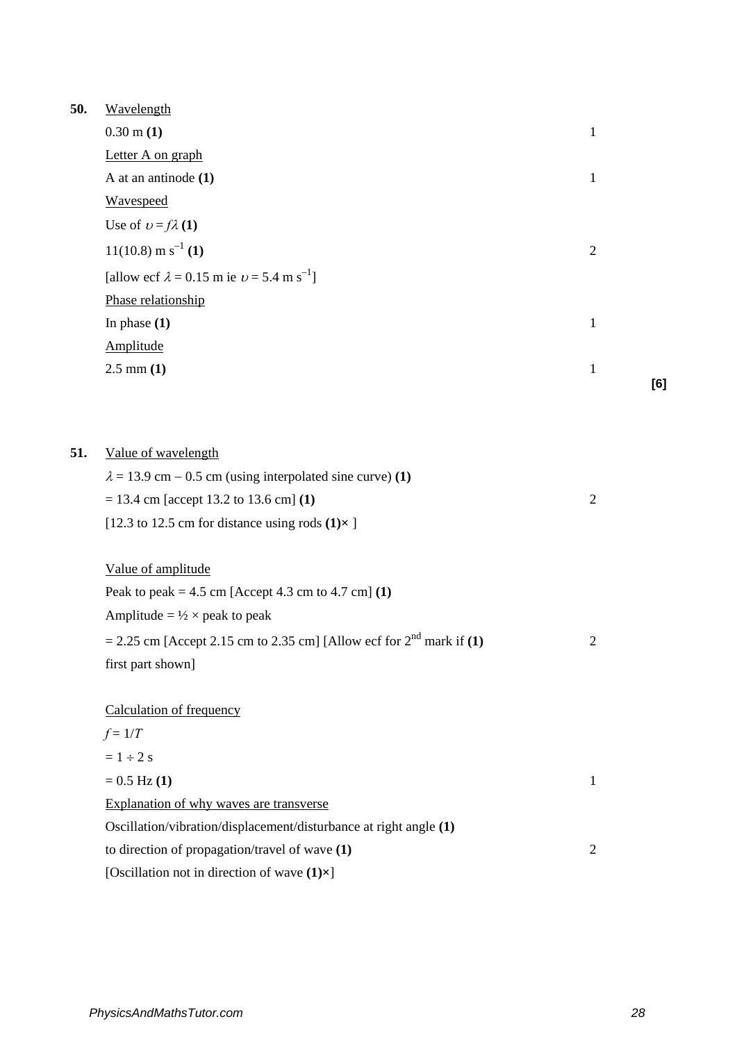**50.** <u>Wavelength</u>

0.30 m **(1)** 1

<u>Letter A on graph</u>

A at an antinode **(1)** 1

<u>Wavespeed</u>

Use of $\upsilon = f\lambda$ **(1)**

11(10.8) m s$^{-1}$ **(1)** 2

[allow ecf $\lambda$ = 0.15 m ie $\upsilon$ = 5.4 m s$^{-1}$]

<u>Phase relationship</u>

In phase **(1)** 1

<u>Amplitude</u>

2.5 mm **(1)** 1

**[6]**

**51.** <u>Value of wavelength</u>

$\lambda$ = 13.9 cm – 0.5 cm (using interpolated sine curve) **(1)**

= 13.4 cm [accept 13.2 to 13.6 cm] **(1)** 2

[12.3 to 12.5 cm for distance using rods **(1)**× ]

<u>Value of amplitude</u>

Peak to peak = 4.5 cm [Accept 4.3 cm to 4.7 cm] **(1)**

Amplitude = ½ × peak to peak

= 2.25 cm [Accept 2.15 cm to 2.35 cm] [Allow ecf for 2nd mark if **(1)** first part shown] 2

<u>Calculation of frequency</u>

$f = 1/T$

$= 1 \div 2$ s

= 0.5 Hz **(1)** 1

<u>Explanation of why waves are transverse</u>

Oscillation/vibration/displacement/disturbance at right angle **(1)**

to direction of propagation/travel of wave **(1)** 2

[Oscillation not in direction of wave **(1)**×]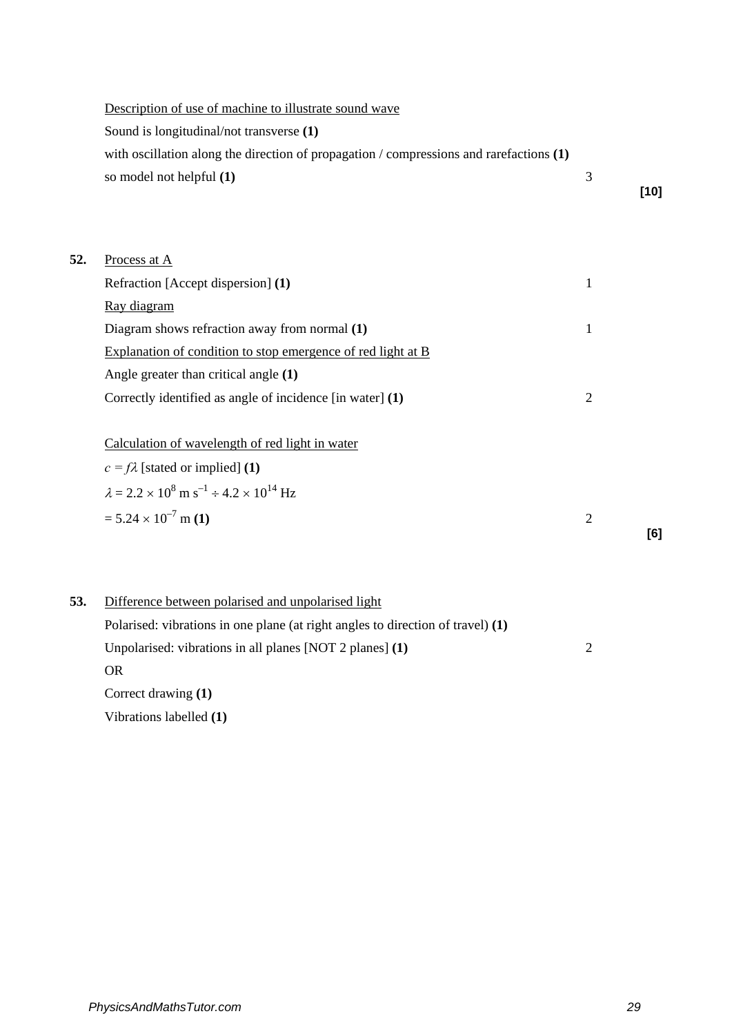<u>Description of use of machine to illustrate sound wave</u>

Sound is longitudinal/not transverse **(1)**

with oscillation along the direction of propagation / compressions and rarefactions **(1)**

so model not helpful **(1)** 3

**[10]**

**52.** <u>Process at A</u>

Refraction [Accept dispersion] **(1)** 1

<u>Ray diagram</u>

Diagram shows refraction away from normal **(1)** 1

<u>Explanation of condition to stop emergence of red light at B</u>

Angle greater than critical angle **(1)**

Correctly identified as angle of incidence [in water] **(1)** 2

<u>Calculation of wavelength of red light in water</u>

$c = f\lambda$ [stated or implied] **(1)**

$\lambda = 2.2 \times 10^8 \text{ m s}^{-1} \div 4.2 \times 10^{14} \text{ Hz}$

$= 5.24 \times 10^{-7} \text{ m}$ **(1)** 2

**[6]**

**53.** <u>Difference between polarised and unpolarised light</u>

Polarised: vibrations in one plane (at right angles to direction of travel) **(1)**

Unpolarised: vibrations in all planes [NOT 2 planes] **(1)** 2

OR

Correct drawing **(1)**

Vibrations labelled **(1)**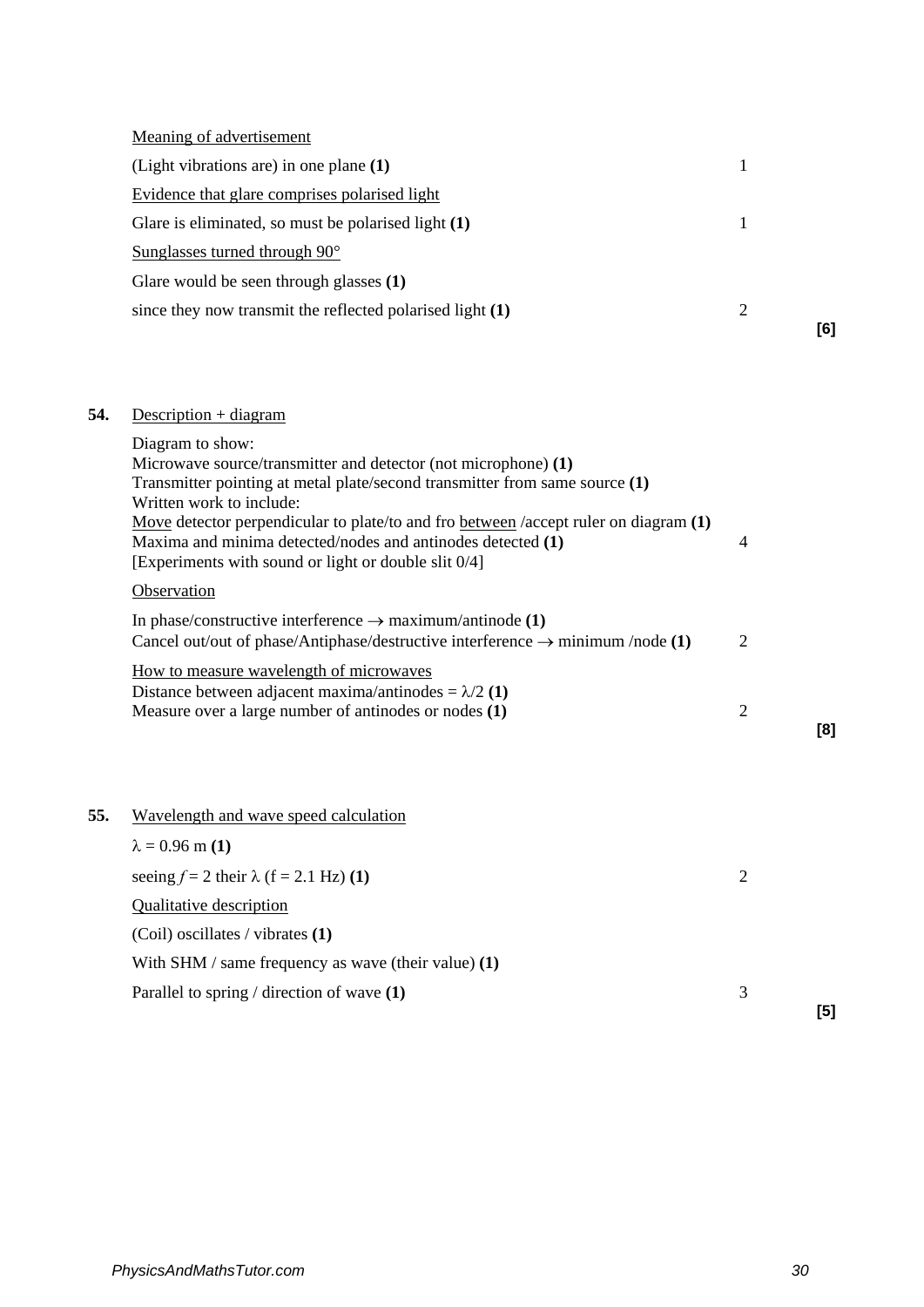Meaning of advertisement

(Light vibrations are) in one plane **(1)** 1

Evidence that glare comprises polarised light

Glare is eliminated, so must be polarised light **(1)** 1

Sunglasses turned through 90°

Glare would be seen through glasses **(1)**

since they now transmit the reflected polarised light **(1)** 2

**[6]**

**54.** Description + diagram

Diagram to show:
Microwave source/transmitter and detector (not microphone) **(1)**
Transmitter pointing at metal plate/second transmitter from same source **(1)**
Written work to include:
Move detector perpendicular to plate/to and fro between /accept ruler on diagram **(1)**
Maxima and minima detected/nodes and antinodes detected **(1)** 4
[Experiments with sound or light or double slit 0/4]

Observation

In phase/constructive interference → maximum/antinode **(1)**
Cancel out/out of phase/Antiphase/destructive interference → minimum /node **(1)** 2

How to measure wavelength of microwaves
Distance between adjacent maxima/antinodes = $\lambda/2$ **(1)**
Measure over a large number of antinodes or nodes **(1)** 2

**[8]**

**55.** Wavelength and wave speed calculation

$\lambda = 0.96$ m **(1)**

seeing $f = 2$ their $\lambda$ (f = 2.1 Hz) **(1)** 2

Qualitative description

(Coil) oscillates / vibrates **(1)**

With SHM / same frequency as wave (their value) **(1)**

Parallel to spring / direction of wave **(1)** 3

**[5]**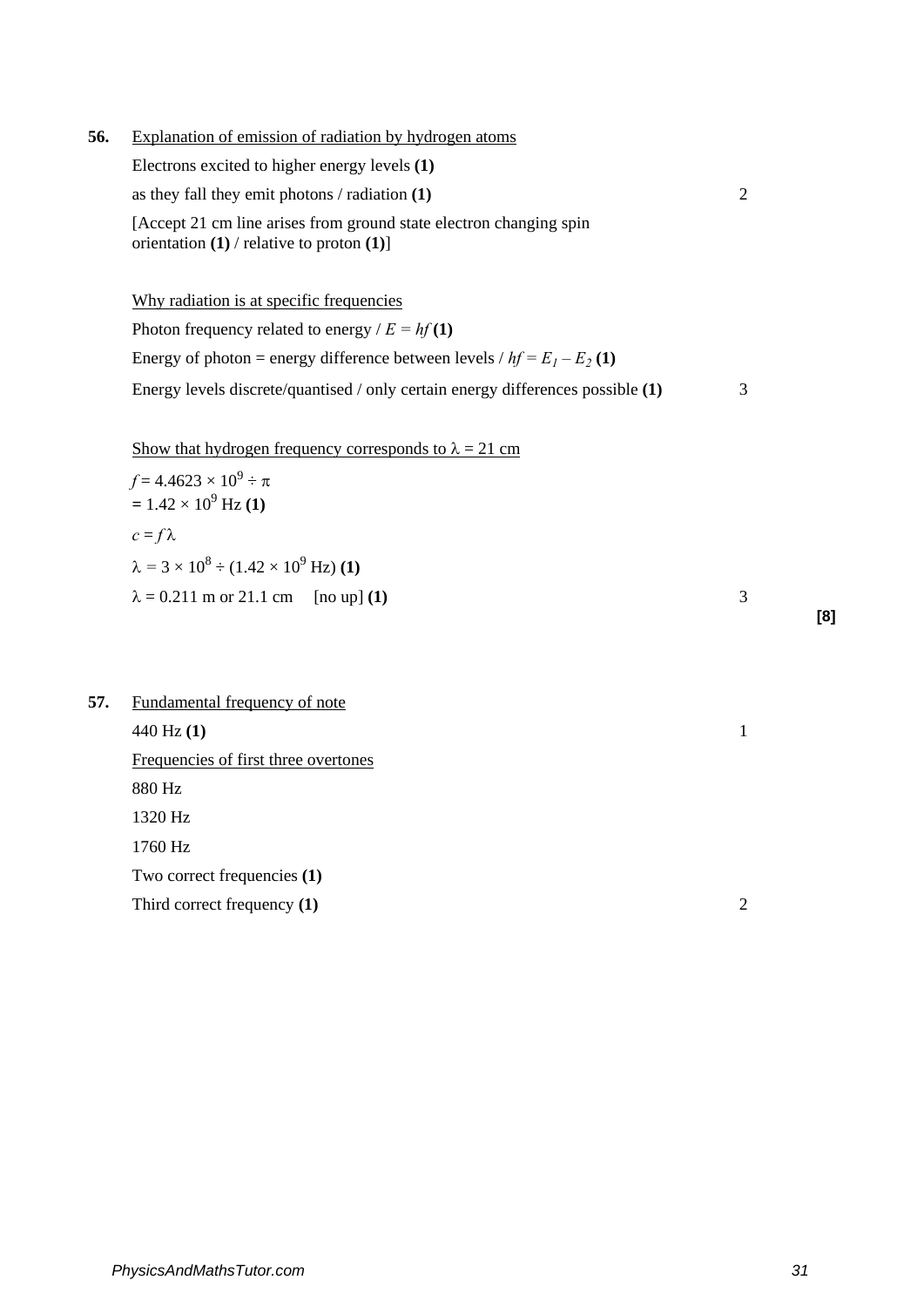**56.** <u>Explanation of emission of radiation by hydrogen atoms</u>

Electrons excited to higher energy levels **(1)**

as they fall they emit photons / radiation **(1)** 2

[Accept 21 cm line arises from ground state electron changing spin orientation **(1)** / relative to proton **(1)**]

<u>Why radiation is at specific frequencies</u>

Photon frequency related to energy / $E = hf$ **(1)**

Energy of photon = energy difference between levels / $hf = E_1 - E_2$ **(1)**

Energy levels discrete/quantised / only certain energy differences possible **(1)** 3

<u>Show that hydrogen frequency corresponds to $\lambda$ = 21 cm</u>

$f = 4.4623 \times 10^9 \div \pi$
$= 1.42 \times 10^9$ Hz **(1)**

$c = f\lambda$

$\lambda = 3 \times 10^8 \div (1.42 \times 10^9 \text{ Hz})$ **(1)**

$\lambda$ = 0.211 m or 21.1 cm [no up] **(1)** 3

**[8]**

**57.** <u>Fundamental frequency of note</u>

440 Hz **(1)** 1

<u>Frequencies of first three overtones</u>

880 Hz

1320 Hz

1760 Hz

Two correct frequencies **(1)**

Third correct frequency **(1)** 2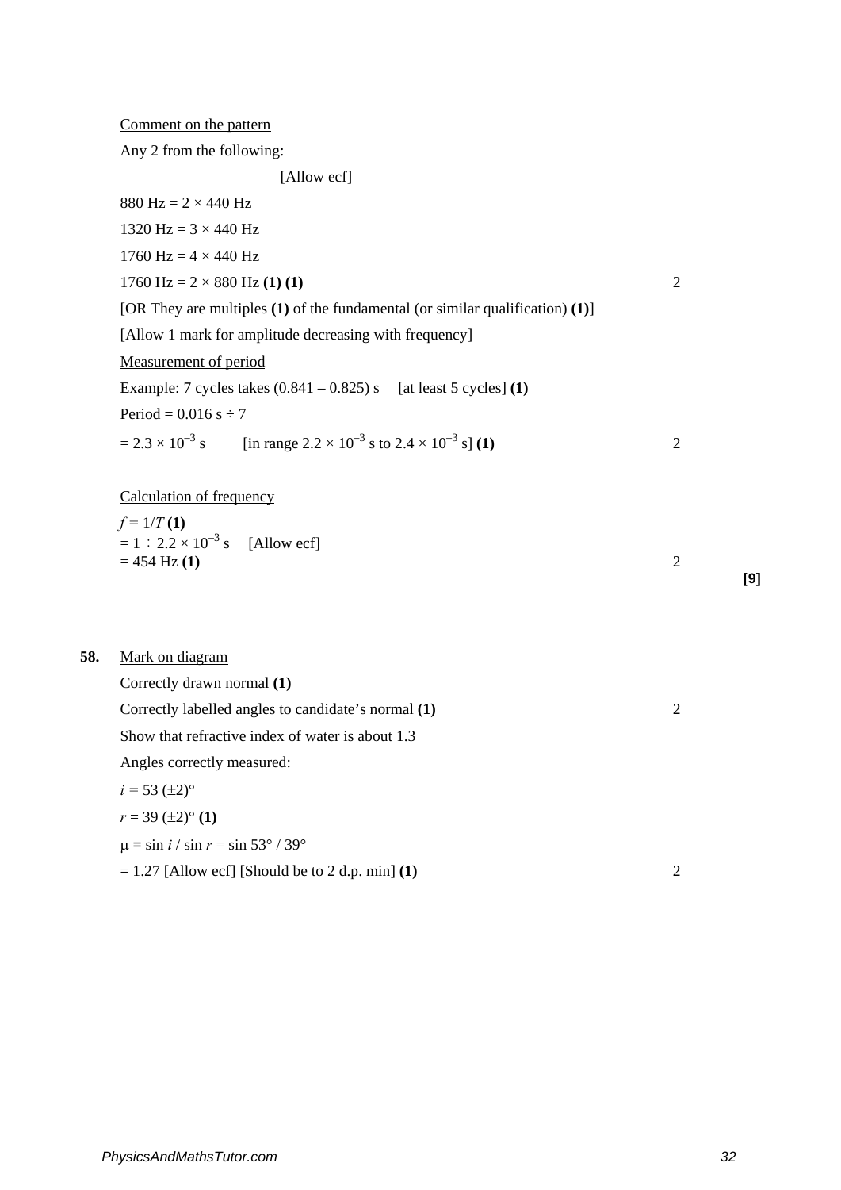Comment on the pattern

Any 2 from the following:

[Allow ecf]

880 Hz = 2 × 440 Hz

1320 Hz = 3 × 440 Hz

1760 Hz = 4 × 440 Hz

1760 Hz = 2 × 880 Hz **(1) (1)** 2

[OR They are multiples **(1)** of the fundamental (or similar qualification) **(1)**]

[Allow 1 mark for amplitude decreasing with frequency]

Measurement of period

Example: 7 cycles takes (0.841 – 0.825) s [at least 5 cycles] **(1)**

Period = 0.016 s ÷ 7

$= 2.3 \times 10^{-3}$ s [in range $2.2 \times 10^{-3}$ s to $2.4 \times 10^{-3}$ s] **(1)** 2

Calculation of frequency

$f = 1/T$ **(1)**

$= 1 \div 2.2 \times 10^{-3}$ s [Allow ecf]

= 454 Hz **(1)** 2

**[9]**

**58.** Mark on diagram

Correctly drawn normal **(1)**

Correctly labelled angles to candidate's normal **(1)** 2

Show that refractive index of water is about 1.3

Angles correctly measured:

$i = 53\ (\pm 2)°$

$r = 39\ (\pm 2)°$ **(1)**

$\mu = \sin i / \sin r = \sin 53° / 39°$

= 1.27 [Allow ecf] [Should be to 2 d.p. min] **(1)** 2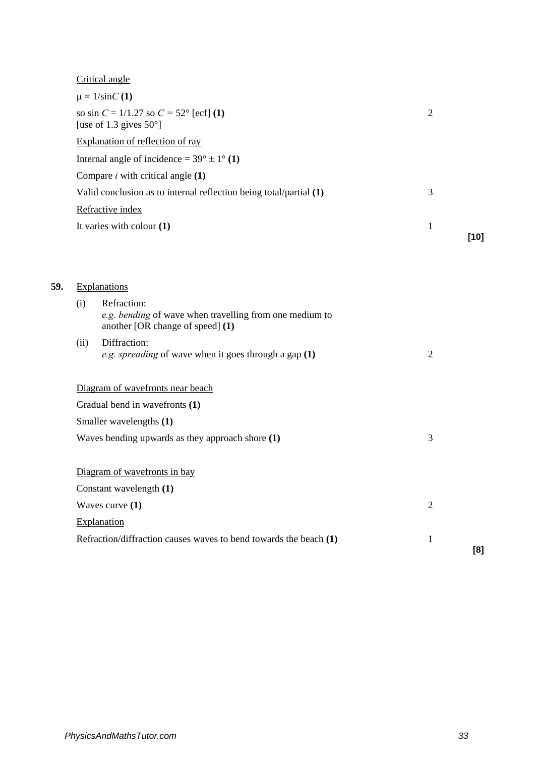Critical angle

$\mu = 1/\sin C$ **(1)**

so $\sin C = 1/1.27$ so $C = 52°$ [ecf] **(1)** — 2

[use of 1.3 gives 50°]

Explanation of reflection of ray

Internal angle of incidence = $39° \pm 1°$ **(1)**

Compare *i* with critical angle **(1)**

Valid conclusion as to internal reflection being total/partial **(1)** — 3

Refractive index

It varies with colour **(1)** — 1

**[10]**

**59.** Explanations

(i) Refraction:
*e.g. bending* of wave when travelling from one medium to another [OR change of speed] **(1)**

(ii) Diffraction:
*e.g. spreading* of wave when it goes through a gap **(1)** — 2

Diagram of wavefronts near beach

Gradual bend in wavefronts **(1)**

Smaller wavelengths **(1)**

Waves bending upwards as they approach shore **(1)** — 3

Diagram of wavefronts in bay

Constant wavelength **(1)**

Waves curve **(1)** — 2

Explanation

Refraction/diffraction causes waves to bend towards the beach **(1)** — 1

**[8]**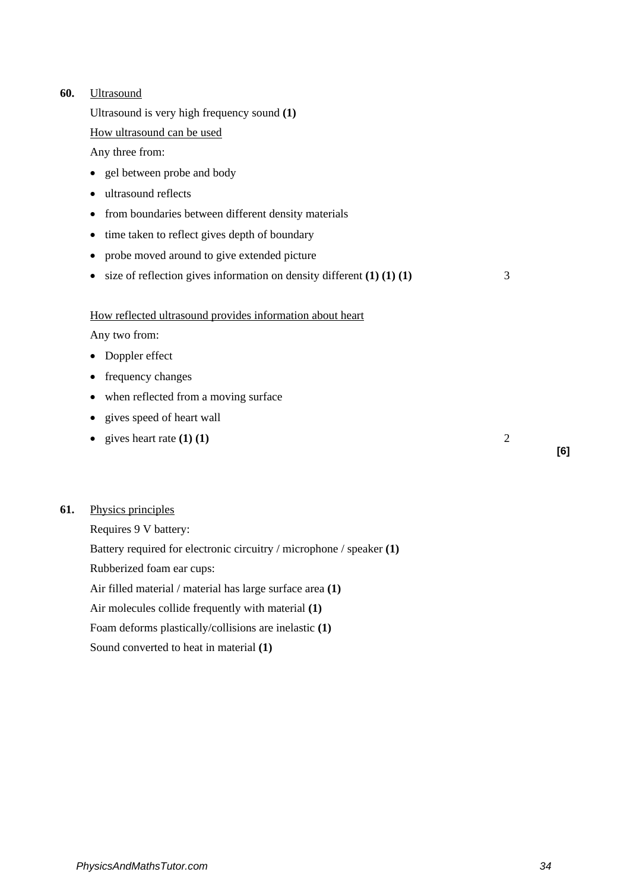**60.** Ultrasound

Ultrasound is very high frequency sound **(1)**

How ultrasound can be used

Any three from:

- gel between probe and body
- ultrasound reflects
- from boundaries between different density materials
- time taken to reflect gives depth of boundary
- probe moved around to give extended picture
- size of reflection gives information on density different **(1) (1) (1)** 3

How reflected ultrasound provides information about heart

Any two from:

- Doppler effect
- frequency changes
- when reflected from a moving surface
- gives speed of heart wall
- gives heart rate **(1) (1)** 2

**[6]**

**61.** Physics principles

Requires 9 V battery:

Battery required for electronic circuitry / microphone / speaker **(1)**

Rubberized foam ear cups:

Air filled material / material has large surface area **(1)**

Air molecules collide frequently with material **(1)**

Foam deforms plastically/collisions are inelastic **(1)**

Sound converted to heat in material **(1)**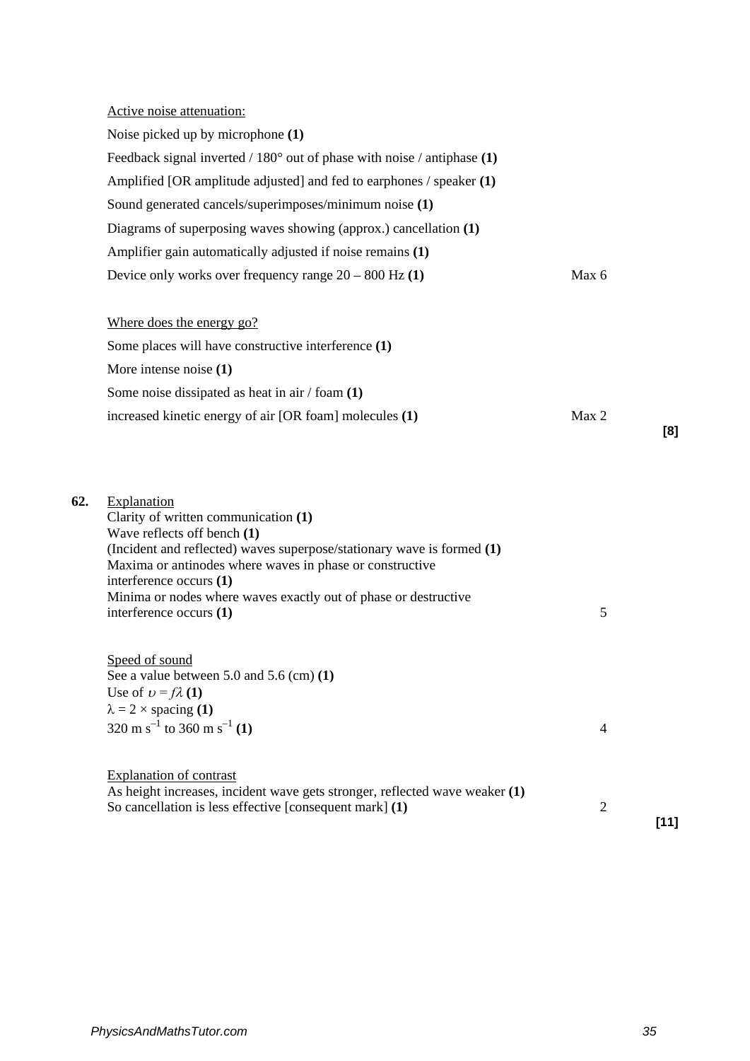Active noise attenuation:

Noise picked up by microphone **(1)**

Feedback signal inverted / 180° out of phase with noise / antiphase **(1)**

Amplified [OR amplitude adjusted] and fed to earphones / speaker **(1)**

Sound generated cancels/superimposes/minimum noise **(1)**

Diagrams of superposing waves showing (approx.) cancellation **(1)**

Amplifier gain automatically adjusted if noise remains **(1)**

Device only works over frequency range 20 – 800 Hz **(1)** — Max 6

Where does the energy go?

Some places will have constructive interference **(1)**

More intense noise **(1)**

Some noise dissipated as heat in air / foam **(1)**

increased kinetic energy of air [OR foam] molecules **(1)** — Max 2

**[8]**

**62.** Explanation

Clarity of written communication **(1)**
Wave reflects off bench **(1)**
(Incident and reflected) waves superpose/stationary wave is formed **(1)**
Maxima or antinodes where waves in phase or constructive interference occurs **(1)**
Minima or nodes where waves exactly out of phase or destructive interference occurs **(1)** — 5

Speed of sound

See a value between 5.0 and 5.6 (cm) **(1)**
Use of $\upsilon = f\lambda$ **(1)**
$\lambda = 2 \times$ spacing **(1)**
320 m s$^{-1}$ to 360 m s$^{-1}$ **(1)** — 4

Explanation of contrast

As height increases, incident wave gets stronger, reflected wave weaker **(1)**
So cancellation is less effective [consequent mark] **(1)** — 2

**[11]**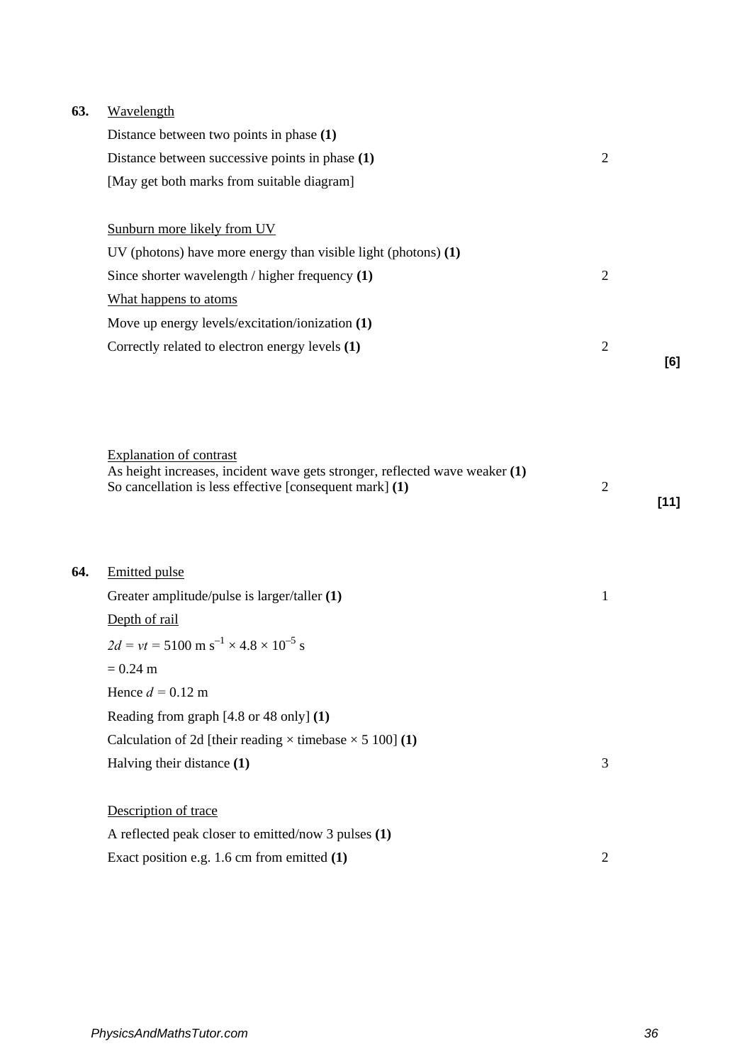**63.** <u>Wavelength</u>

Distance between two points in phase **(1)**

Distance between successive points in phase **(1)** 2

[May get both marks from suitable diagram]

<u>Sunburn more likely from UV</u>

UV (photons) have more energy than visible light (photons) **(1)**

Since shorter wavelength / higher frequency **(1)** 2

<u>What happens to atoms</u>

Move up energy levels/excitation/ionization **(1)**

Correctly related to electron energy levels **(1)** 2

**[6]**

<u>Explanation of contrast</u>

As height increases, incident wave gets stronger, reflected wave weaker **(1)**

So cancellation is less effective [consequent mark] **(1)** 2

**[11]**

**64.** <u>Emitted pulse</u>

Greater amplitude/pulse is larger/taller **(1)** 1

<u>Depth of rail</u>

$2d = vt = 5100 \text{ m s}^{-1} \times 4.8 \times 10^{-5} \text{ s}$

$= 0.24 \text{ m}$

Hence $d = 0.12$ m

Reading from graph [4.8 or 48 only] **(1)**

Calculation of 2d [their reading × timebase × 5 100] **(1)**

Halving their distance **(1)** 3

<u>Description of trace</u>

A reflected peak closer to emitted/now 3 pulses **(1)**

Exact position e.g. 1.6 cm from emitted **(1)** 2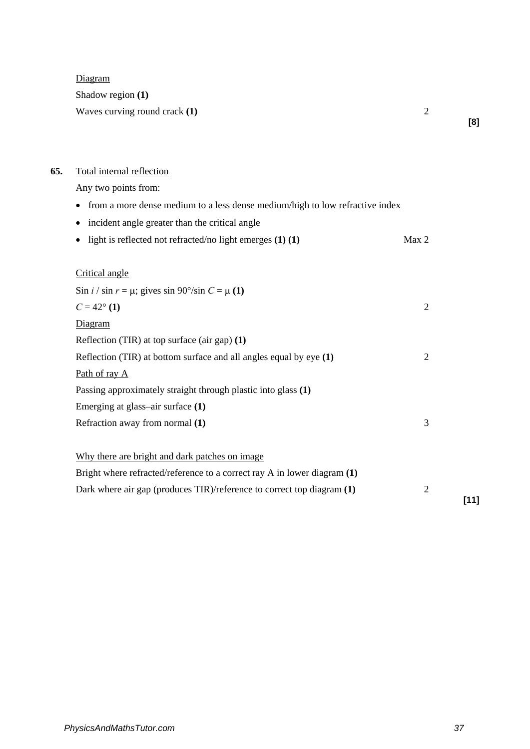Diagram

Shadow region **(1)**

Waves curving round crack **(1)** 2

**[8]**

**65.** Total internal reflection

Any two points from:

- from a more dense medium to a less dense medium/high to low refractive index
- incident angle greater than the critical angle
- light is reflected not refracted/no light emerges **(1) (1)** Max 2

Critical angle

Sin $i$ / sin $r = \mu$; gives sin 90°/sin $C = \mu$ **(1)**

$C = 42°$ **(1)** 2

Diagram

Reflection (TIR) at top surface (air gap) **(1)**

Reflection (TIR) at bottom surface and all angles equal by eye **(1)** 2

Path of ray A

Passing approximately straight through plastic into glass **(1)**

Emerging at glass–air surface **(1)**

Refraction away from normal **(1)** 3

Why there are bright and dark patches on image

Bright where refracted/reference to a correct ray A in lower diagram **(1)**

Dark where air gap (produces TIR)/reference to correct top diagram **(1)** 2

**[11]**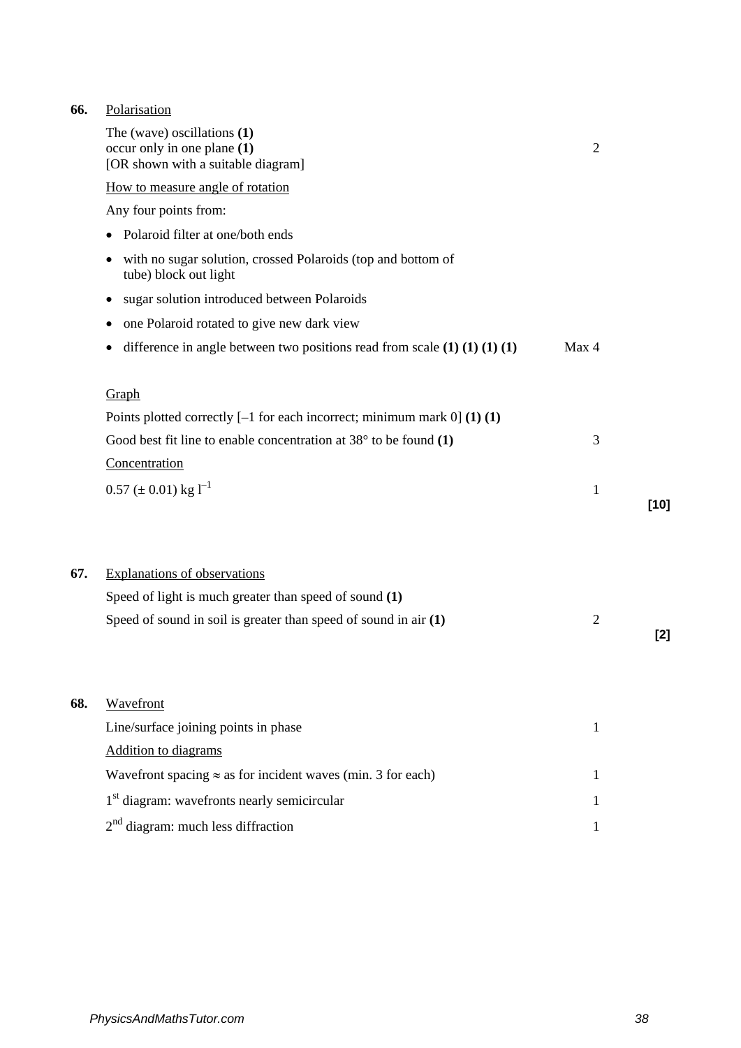**66.** Polarisation

The (wave) oscillations **(1)**
occur only in one plane **(1)**
[OR shown with a suitable diagram] — 2

How to measure angle of rotation

Any four points from:

- Polaroid filter at one/both ends
- with no sugar solution, crossed Polaroids (top and bottom of tube) block out light
- sugar solution introduced between Polaroids
- one Polaroid rotated to give new dark view
- difference in angle between two positions read from scale **(1) (1) (1) (1)** — Max 4

Graph

Points plotted correctly [–1 for each incorrect; minimum mark 0] **(1) (1)**

Good best fit line to enable concentration at 38° to be found **(1)** — 3

Concentration

0.57 (± 0.01) kg $l^{-1}$ — 1

**[10]**

**67.** Explanations of observations

Speed of light is much greater than speed of sound **(1)**

Speed of sound in soil is greater than speed of sound in air **(1)** — 2

**[2]**

**68.** Wavefront

Line/surface joining points in phase — 1

Addition to diagrams

Wavefront spacing ≈ as for incident waves (min. 3 for each) — 1

1st diagram: wavefronts nearly semicircular — 1

2nd diagram: much less diffraction — 1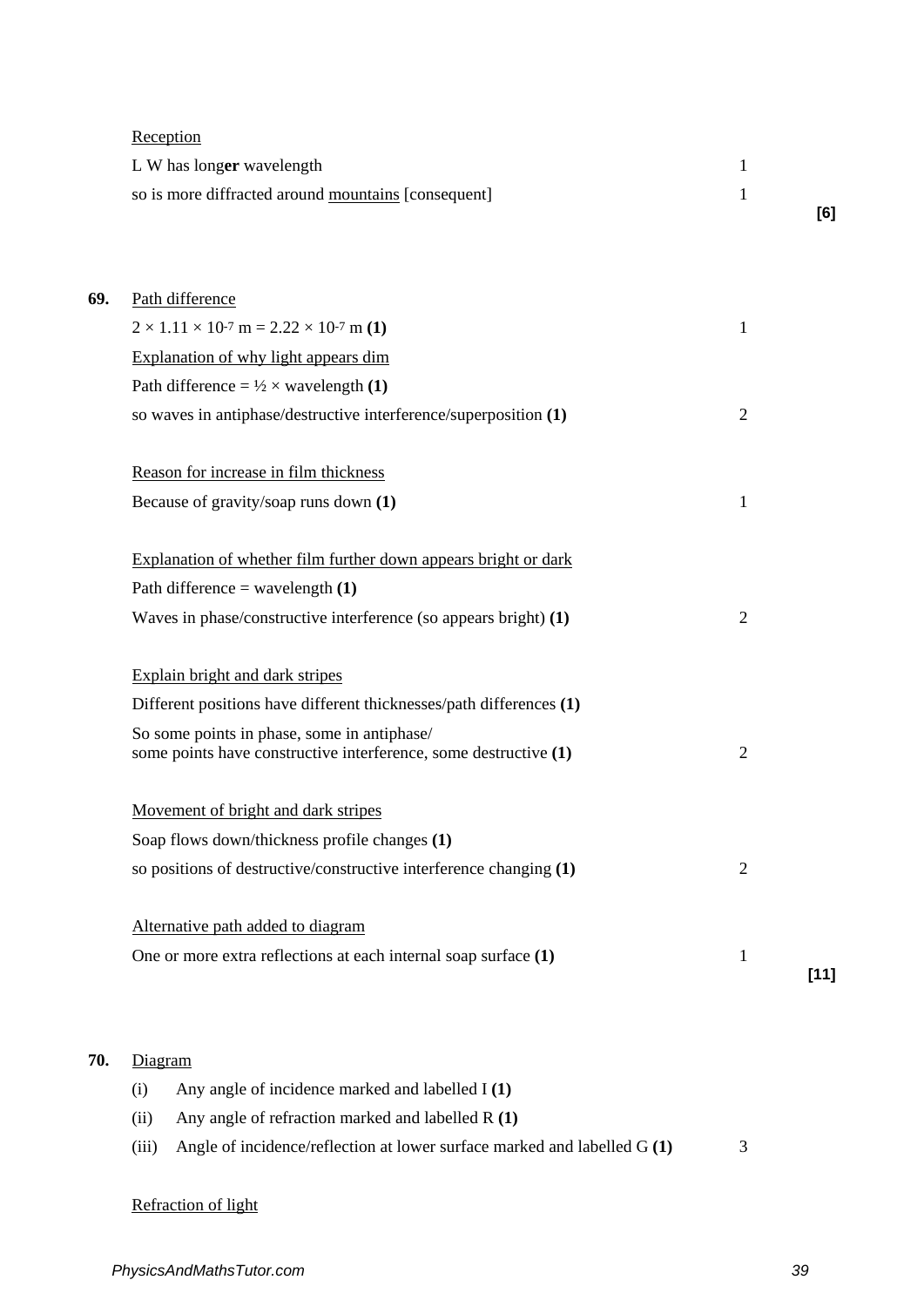Reception

L W has long**er** wavelength 1

so is more diffracted around mountains [consequent] 1

**[6]**

**69.** Path difference

$2 \times 1.11 \times 10^{-7}$ m = $2.22 \times 10^{-7}$ m **(1)** 1

Explanation of why light appears dim

Path difference = ½ × wavelength **(1)**

so waves in antiphase/destructive interference/superposition **(1)** 2

Reason for increase in film thickness

Because of gravity/soap runs down **(1)** 1

Explanation of whether film further down appears bright or dark

Path difference = wavelength **(1)**

Waves in phase/constructive interference (so appears bright) **(1)** 2

Explain bright and dark stripes

Different positions have different thicknesses/path differences **(1)**

So some points in phase, some in antiphase/
some points have constructive interference, some destructive **(1)** 2

Movement of bright and dark stripes

Soap flows down/thickness profile changes **(1)**

so positions of destructive/constructive interference changing **(1)** 2

Alternative path added to diagram

One or more extra reflections at each internal soap surface **(1)** 1

**[11]**

**70.** Diagram

(i) Any angle of incidence marked and labelled I **(1)**

(ii) Any angle of refraction marked and labelled R **(1)**

(iii) Angle of incidence/reflection at lower surface marked and labelled G **(1)** 3

Refraction of light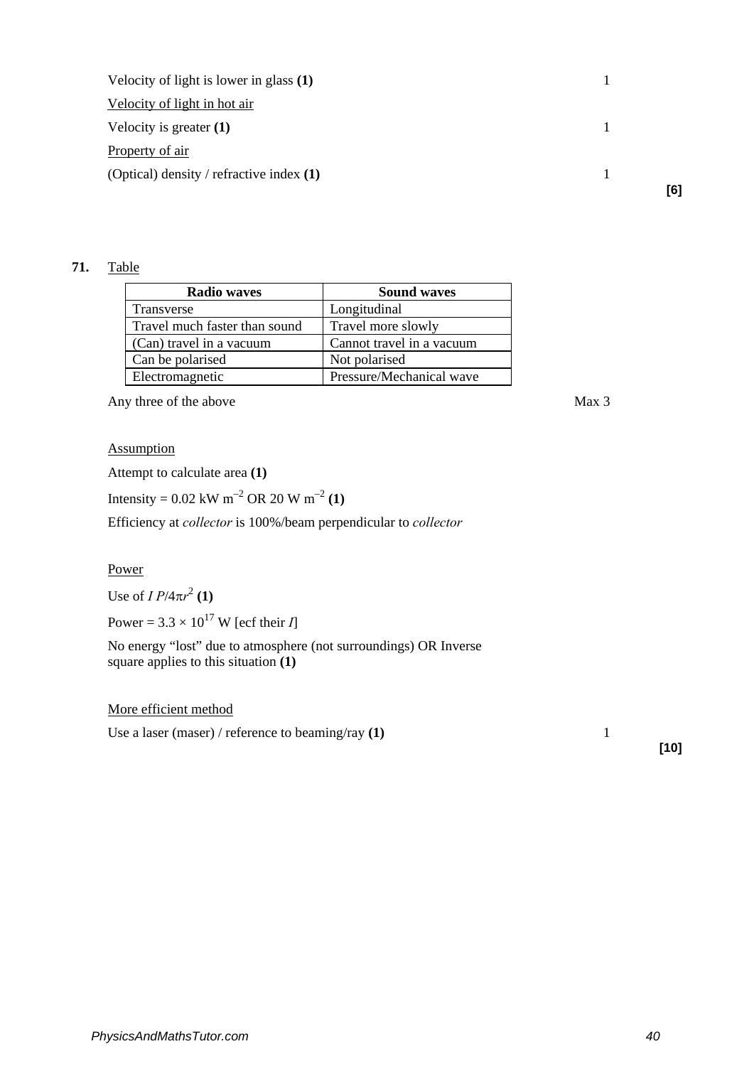Velocity of light is lower in glass **(1)** 1

Velocity of light in hot air

Velocity is greater **(1)** 1

Property of air

(Optical) density / refractive index **(1)** 1

**[6]**

**71.** Table

| Radio waves | Sound waves |
|---|---|
| Transverse | Longitudinal |
| Travel much faster than sound | Travel more slowly |
| (Can) travel in a vacuum | Cannot travel in a vacuum |
| Can be polarised | Not polarised |
| Electromagnetic | Pressure/Mechanical wave |

Any three of the above Max 3

Assumption

Attempt to calculate area **(1)**

Intensity = 0.02 kW $m^{-2}$ OR 20 W $m^{-2}$ **(1)**

Efficiency at *collector* is 100%/beam perpendicular to *collector*

Power

Use of $I\ P/4\pi r^2$ **(1)**

Power = $3.3 \times 10^{17}$ W [ecf their $I$]

No energy "lost" due to atmosphere (not surroundings) OR Inverse square applies to this situation **(1)**

More efficient method

Use a laser (maser) / reference to beaming/ray **(1)** 1

**[10]**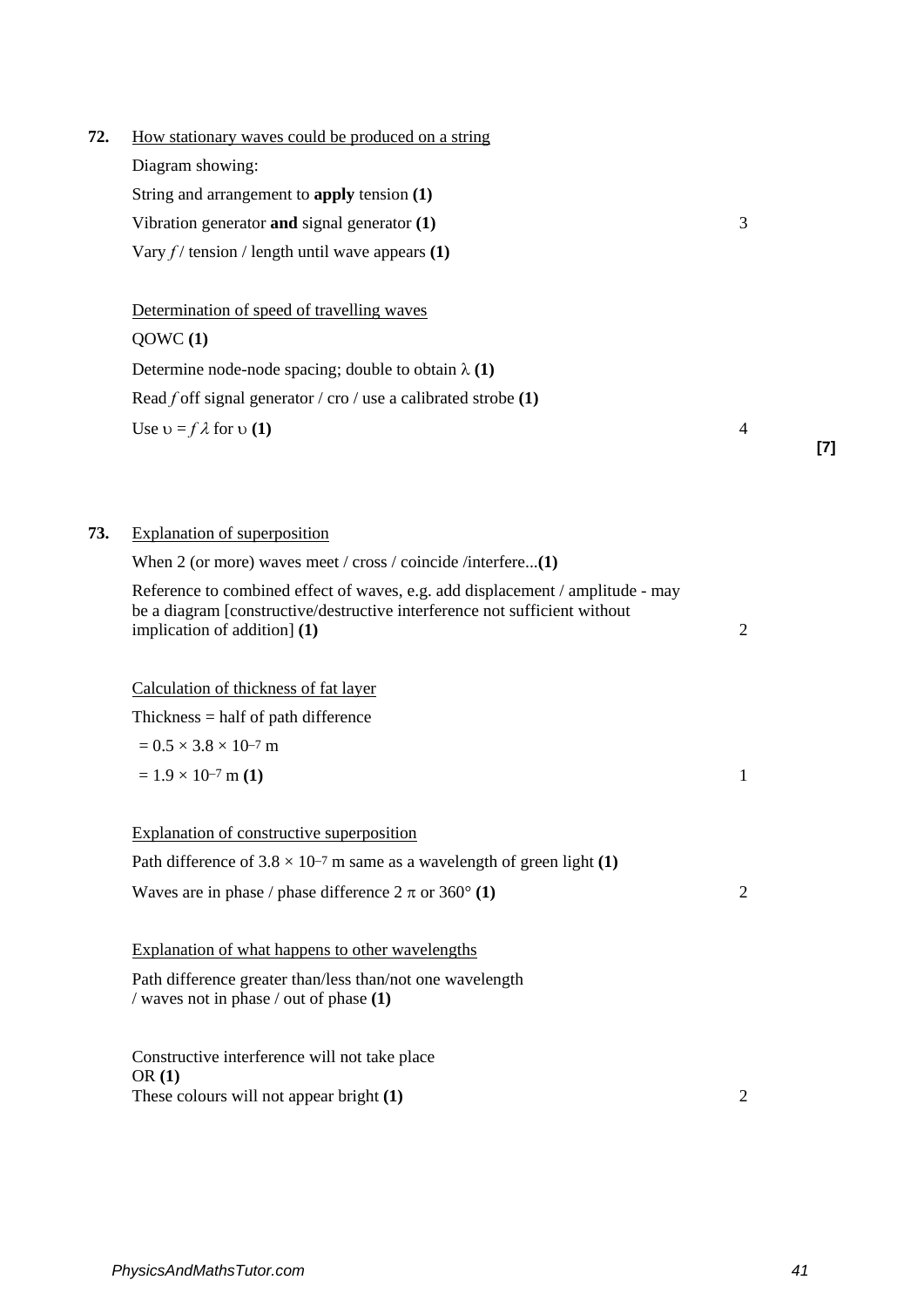**72.** <u>How stationary waves could be produced on a string</u>

Diagram showing:

String and arrangement to **apply** tension **(1)**

Vibration generator **and** signal generator **(1)**

Vary $f$ / tension / length until wave appears **(1)** — 3

<u>Determination of speed of travelling waves</u>

QOWC **(1)**

Determine node-node spacing; double to obtain $\lambda$ **(1)**

Read $f$ off signal generator / cro / use a calibrated strobe **(1)**

Use $\upsilon = f\lambda$ for $\upsilon$ **(1)** — 4

**[7]**

**73.** <u>Explanation of superposition</u>

When 2 (or more) waves meet / cross / coincide /interfere...**(1)**

Reference to combined effect of waves, e.g. add displacement / amplitude - may be a diagram [constructive/destructive interference not sufficient without implication of addition] **(1)** — 2

<u>Calculation of thickness of fat layer</u>

Thickness = half of path difference

$= 0.5 \times 3.8 \times 10^{-7}$ m

$= 1.9 \times 10^{-7}$ m **(1)** — 1

<u>Explanation of constructive superposition</u>

Path difference of $3.8 \times 10^{-7}$ m same as a wavelength of green light **(1)**

Waves are in phase / phase difference $2\pi$ or $360°$ **(1)** — 2

<u>Explanation of what happens to other wavelengths</u>

Path difference greater than/less than/not one wavelength / waves not in phase / out of phase **(1)**

Constructive interference will not take place
OR **(1)**
These colours will not appear bright **(1)** — 2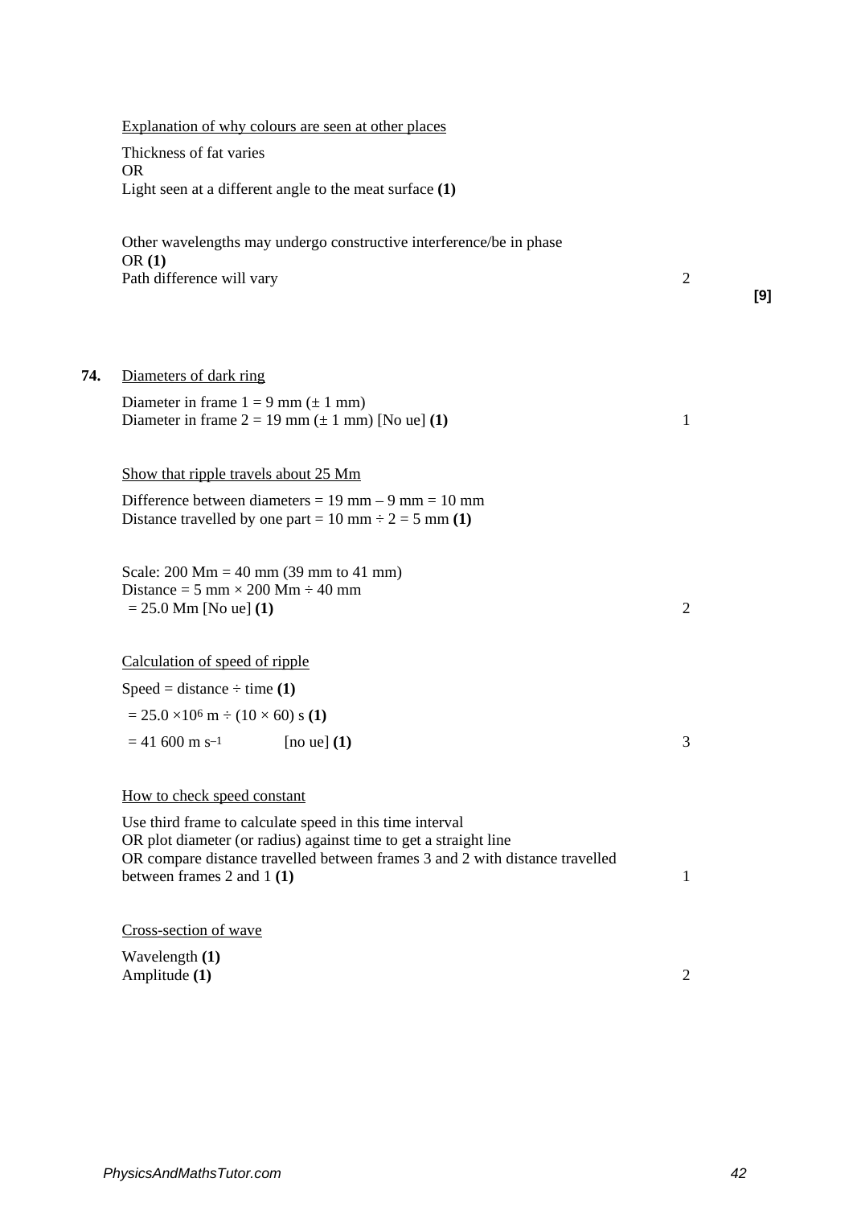Explanation of why colours are seen at other places

Thickness of fat varies
OR
Light seen at a different angle to the meat surface **(1)**

Other wavelengths may undergo constructive interference/be in phase
OR **(1)**
Path difference will vary 2

**[9]**

**74.** Diameters of dark ring

Diameter in frame 1 = 9 mm (± 1 mm)
Diameter in frame 2 = 19 mm (± 1 mm) [No ue] **(1)** 1

Show that ripple travels about 25 Mm

Difference between diameters = 19 mm – 9 mm = 10 mm
Distance travelled by one part = 10 mm ÷ 2 = 5 mm **(1)**

Scale: 200 Mm = 40 mm (39 mm to 41 mm)
Distance = 5 mm × 200 Mm ÷ 40 mm
= 25.0 Mm [No ue] **(1)** 2

Calculation of speed of ripple

Speed = distance ÷ time **(1)**

= $25.0 \times 10^6$ m ÷ (10 × 60) s **(1)**

= 41 600 m $s^{-1}$ [no ue] **(1)** 3

How to check speed constant

Use third frame to calculate speed in this time interval
OR plot diameter (or radius) against time to get a straight line
OR compare distance travelled between frames 3 and 2 with distance travelled between frames 2 and 1 **(1)** 1

Cross-section of wave

Wavelength **(1)**
Amplitude **(1)** 2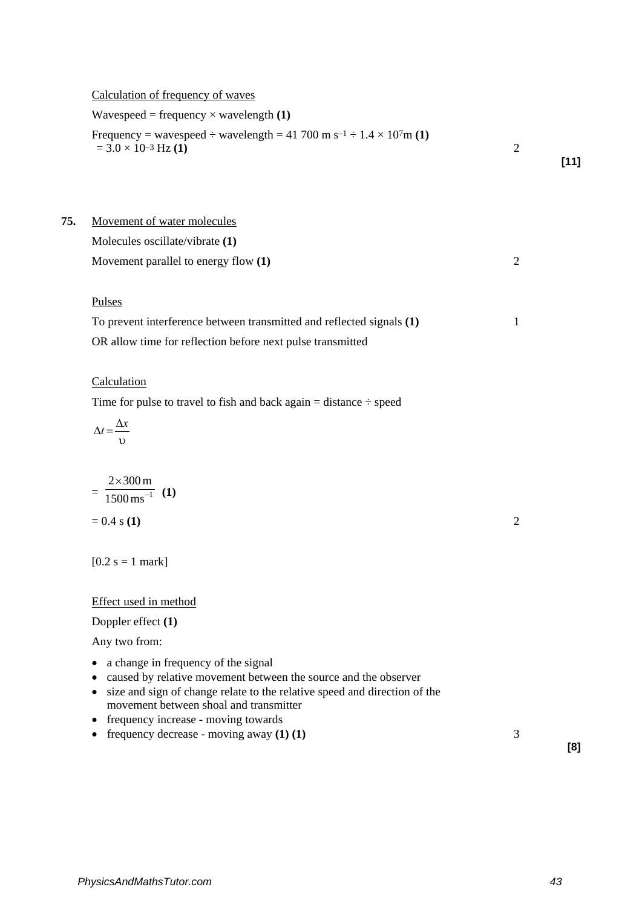Calculation of frequency of waves

Wavespeed = frequency × wavelength **(1)**

Frequency = wavespeed ÷ wavelength = 41 700 m $s^{-1}$ ÷ $1.4 \times 10^7$m **(1)**
= $3.0 \times 10^{-3}$ Hz **(1)** 2

**[11]**

**75.** Movement of water molecules

Molecules oscillate/vibrate **(1)**

Movement parallel to energy flow **(1)** 2

Pulses

To prevent interference between transmitted and reflected signals **(1)** 1

OR allow time for reflection before next pulse transmitted

Calculation

Time for pulse to travel to fish and back again = distance ÷ speed

$$\Delta t = \frac{\Delta x}{\upsilon}$$

$$= \frac{2 \times 300\,\text{m}}{1500\,\text{m}\text{s}^{-1}} \quad \textbf{(1)}$$

= 0.4 s **(1)** 2

[0.2 s = 1 mark]

Effect used in method

Doppler effect **(1)**

Any two from:

- a change in frequency of the signal
- caused by relative movement between the source and the observer
- size and sign of change relate to the relative speed and direction of the movement between shoal and transmitter
- frequency increase - moving towards
- frequency decrease - moving away **(1) (1)** 3

**[8]**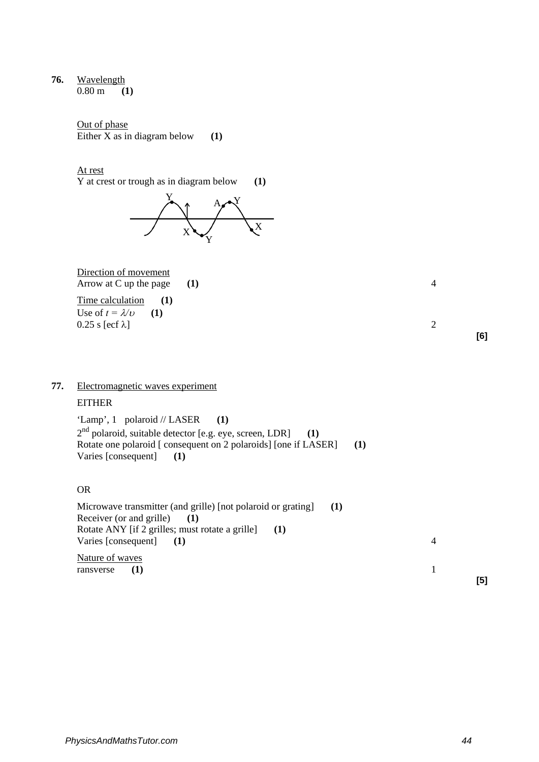**76.** Wavelength
0.80 m **(1)**

Out of phase
Either X as in diagram below **(1)**

At rest
Y at crest or trough as in diagram below **(1)**

Direction of movement
Arrow at C up the page **(1)** 4

Time calculation **(1)**
Use of $t = \lambda/\upsilon$ **(1)**
0.25 s [ecf $\lambda$] 2

**[6]**

**77.** Electromagnetic waves experiment

EITHER

'Lamp', 1 polaroid // LASER **(1)**
2nd polaroid, suitable detector [e.g. eye, screen, LDR] **(1)**
Rotate one polaroid [ consequent on 2 polaroids] [one if LASER] **(1)**
Varies [consequent] **(1)**

OR

Microwave transmitter (and grille) [not polaroid or grating] **(1)**
Receiver (or and grille) **(1)**
Rotate ANY [if 2 grilles; must rotate a grille] **(1)**
Varies [consequent] **(1)** 4

Nature of waves
ransverse **(1)** 1

**[5]**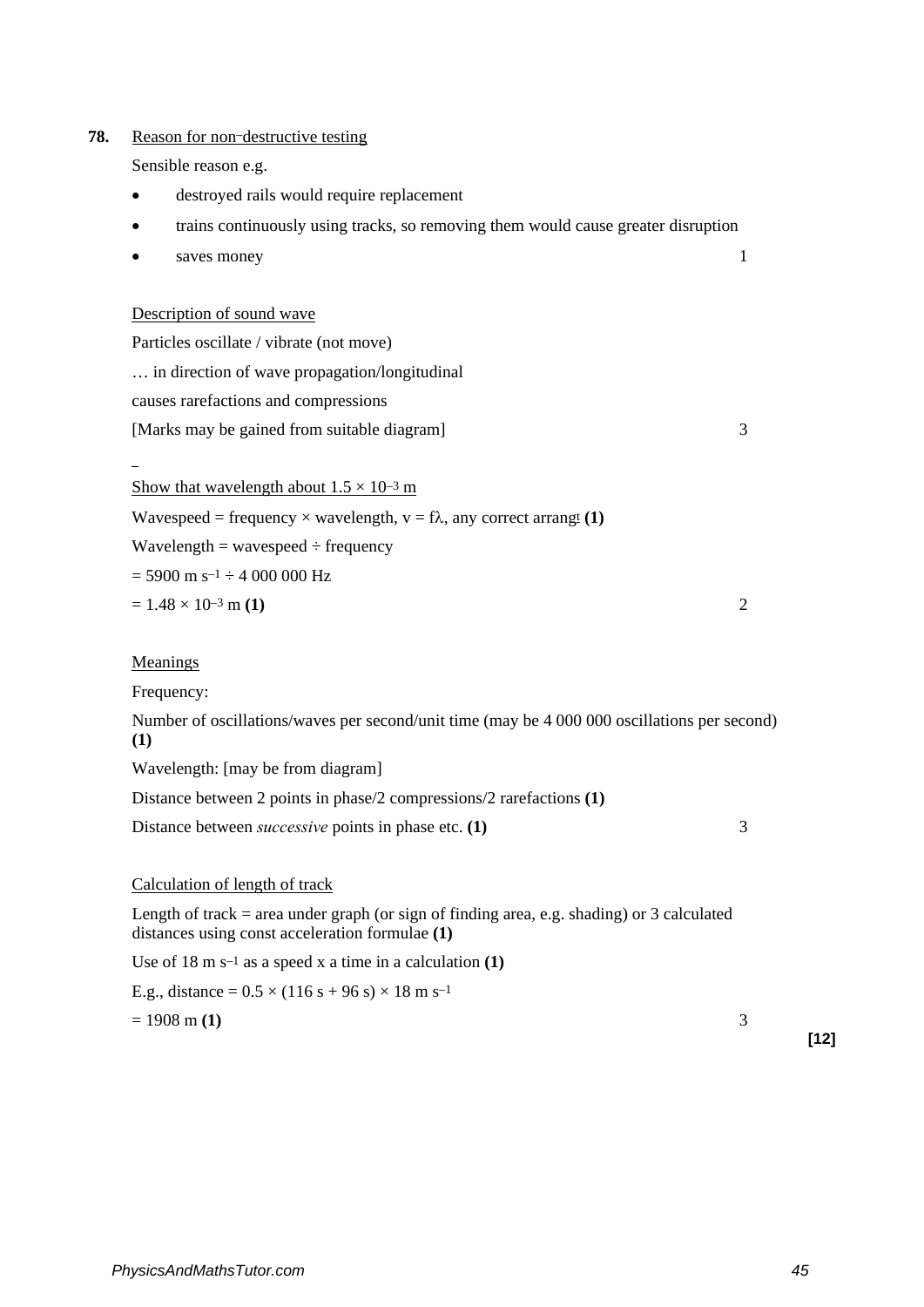**78.** <u>Reason for non–destructive testing</u>

Sensible reason e.g.

- destroyed rails would require replacement
- trains continuously using tracks, so removing them would cause greater disruption
- saves money — 1

<u>Description of sound wave</u>

Particles oscillate / vibrate (not move)

… in direction of wave propagation/longitudinal

causes rarefactions and compressions

[Marks may be gained from suitable diagram] — 3

<u>Show that wavelength about $1.5 \times 10^{-3}$ m</u>

Wavespeed = frequency × wavelength, $v = f\lambda$, any correct arrangt **(1)**

Wavelength = wavespeed ÷ frequency

$= 5900 \text{ m s}^{-1} \div 4\ 000\ 000 \text{ Hz}$

$= 1.48 \times 10^{-3}$ m **(1)** — 2

<u>Meanings</u>

Frequency:

Number of oscillations/waves per second/unit time (may be 4 000 000 oscillations per second) **(1)**

Wavelength: [may be from diagram]

Distance between 2 points in phase/2 compressions/2 rarefactions **(1)**

Distance between *successive* points in phase etc. **(1)** — 3

<u>Calculation of length of track</u>

Length of track = area under graph (or sign of finding area, e.g. shading) or 3 calculated distances using const acceleration formulae **(1)**

Use of $18 \text{ m s}^{-1}$ as a speed x a time in a calculation **(1)**

E.g., distance $= 0.5 \times (116 \text{ s} + 96 \text{ s}) \times 18 \text{ m s}^{-1}$

$= 1908$ m **(1)** — 3

**[12]**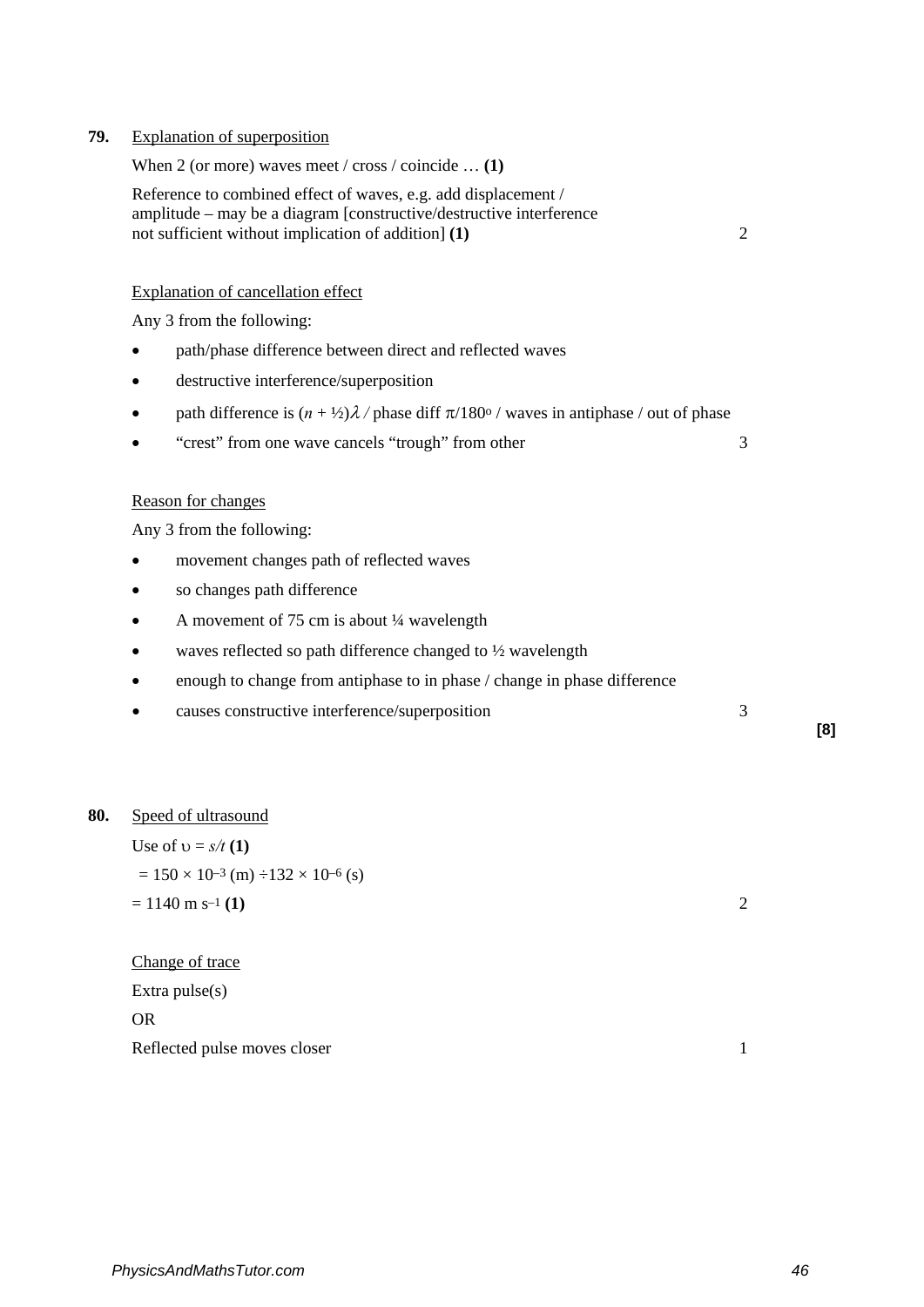**79.** Explanation of superposition

When 2 (or more) waves meet / cross / coincide … **(1)**

Reference to combined effect of waves, e.g. add displacement / amplitude – may be a diagram [constructive/destructive interference not sufficient without implication of addition] **(1)** 2

Explanation of cancellation effect

Any 3 from the following:

- path/phase difference between direct and reflected waves
- destructive interference/superposition
- path difference is $(n + ½)\lambda$ / phase diff $\pi$/180° / waves in antiphase / out of phase
- "crest" from one wave cancels "trough" from other 3

Reason for changes

Any 3 from the following:

- movement changes path of reflected waves
- so changes path difference
- A movement of 75 cm is about ¼ wavelength
- waves reflected so path difference changed to ½ wavelength
- enough to change from antiphase to in phase / change in phase difference
- causes constructive interference/superposition 3

**[8]**

**80.** Speed of ultrasound

Use of $\upsilon = s/t$ **(1)**

$= 150 \times 10^{-3}$ (m) $\div 132 \times 10^{-6}$ (s)

$= 1140$ m s$^{-1}$ **(1)** 2

Change of trace

Extra pulse(s)

OR

Reflected pulse moves closer 1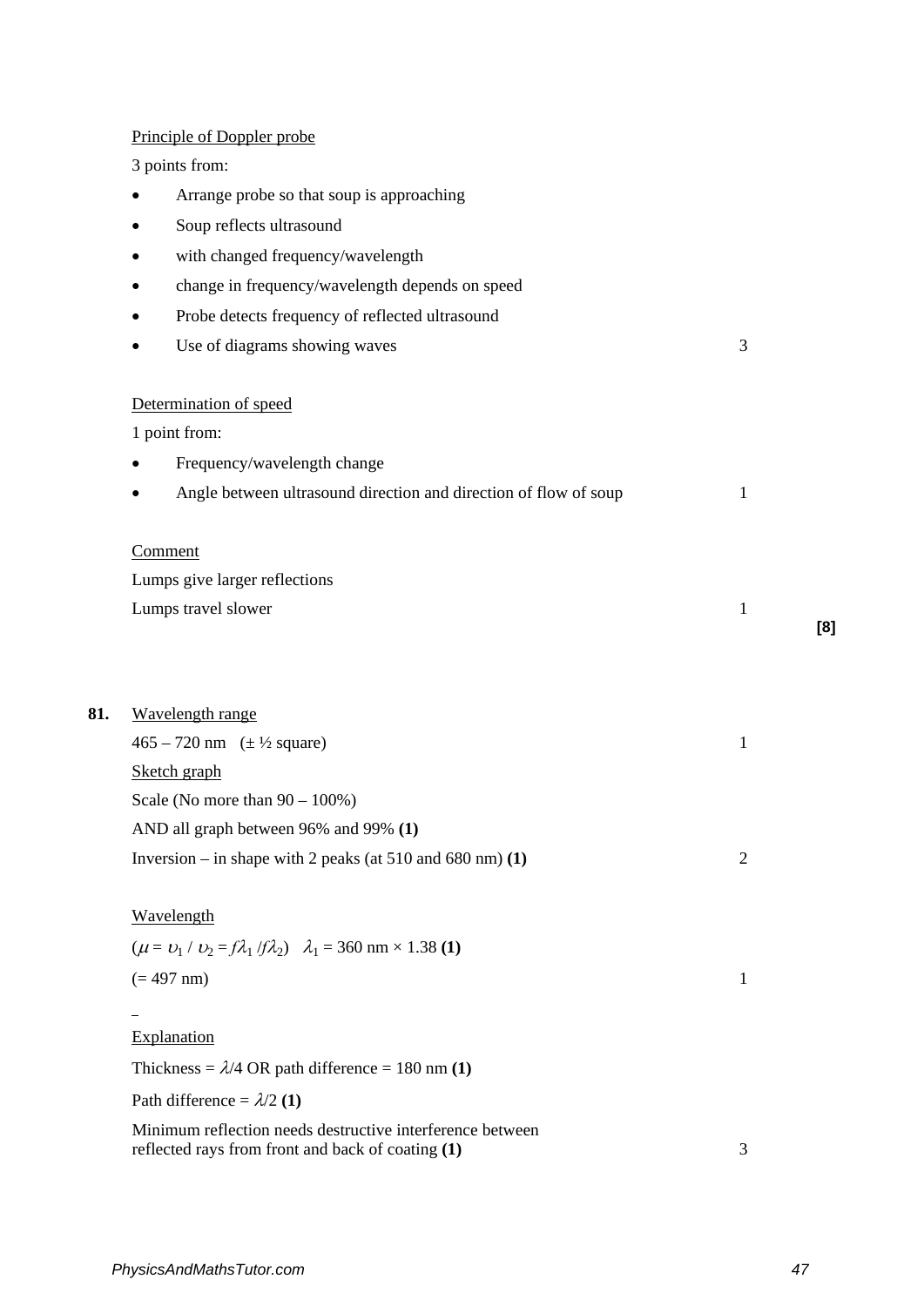Principle of Doppler probe

3 points from:

- Arrange probe so that soup is approaching
- Soup reflects ultrasound
- with changed frequency/wavelength
- change in frequency/wavelength depends on speed
- Probe detects frequency of reflected ultrasound
- Use of diagrams showing waves 3

Determination of speed

1 point from:

- Frequency/wavelength change
- Angle between ultrasound direction and direction of flow of soup 1

Comment

Lumps give larger reflections

Lumps travel slower 1

**[8]**

**81.** Wavelength range

465 – 720 nm (± ½ square) 1

Sketch graph

Scale (No more than 90 – 100%)

AND all graph between 96% and 99% **(1)**

Inversion – in shape with 2 peaks (at 510 and 680 nm) **(1)** 2

Wavelength

($\mu = \upsilon_1 / \upsilon_2 = f\lambda_1 / f\lambda_2$) $\lambda_1$ = 360 nm × 1.38 **(1)**

(= 497 nm) 1

Explanation

Thickness = $\lambda/4$ OR path difference = 180 nm **(1)**

Path difference = $\lambda/2$ **(1)**

Minimum reflection needs destructive interference between reflected rays from front and back of coating **(1)** 3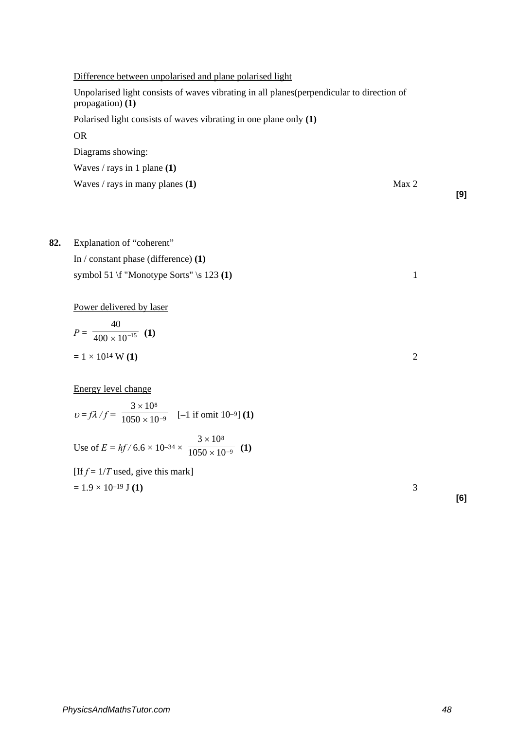Difference between unpolarised and plane polarised light

Unpolarised light consists of waves vibrating in all planes(perpendicular to direction of propagation) **(1)**

Polarised light consists of waves vibrating in one plane only **(1)**

OR

Diagrams showing:

Waves / rays in 1 plane **(1)**

Waves / rays in many planes **(1)** Max 2

**[9]**

**82.** Explanation of "coherent"

In / constant phase (difference) **(1)**

symbol 51 \f "Monotype Sorts" \s 123 **(1)** 1

Power delivered by laser

$P = \dfrac{40}{400 \times 10^{-15}}$ **(1)**

$= 1 \times 10^{14}$ W **(1)** 2

Energy level change

$\upsilon = f\lambda \, / \, f = \dfrac{3 \times 10^{8}}{1050 \times 10^{-9}}$ [–1 if omit $10^{-9}$] **(1)**

Use of $E = hf \, / \, 6.6 \times 10^{-34} \times \dfrac{3 \times 10^{8}}{1050 \times 10^{-9}}$ **(1)**

[If $f = 1/T$ used, give this mark]

$= 1.9 \times 10^{-19}$ J **(1)** 3

**[6]**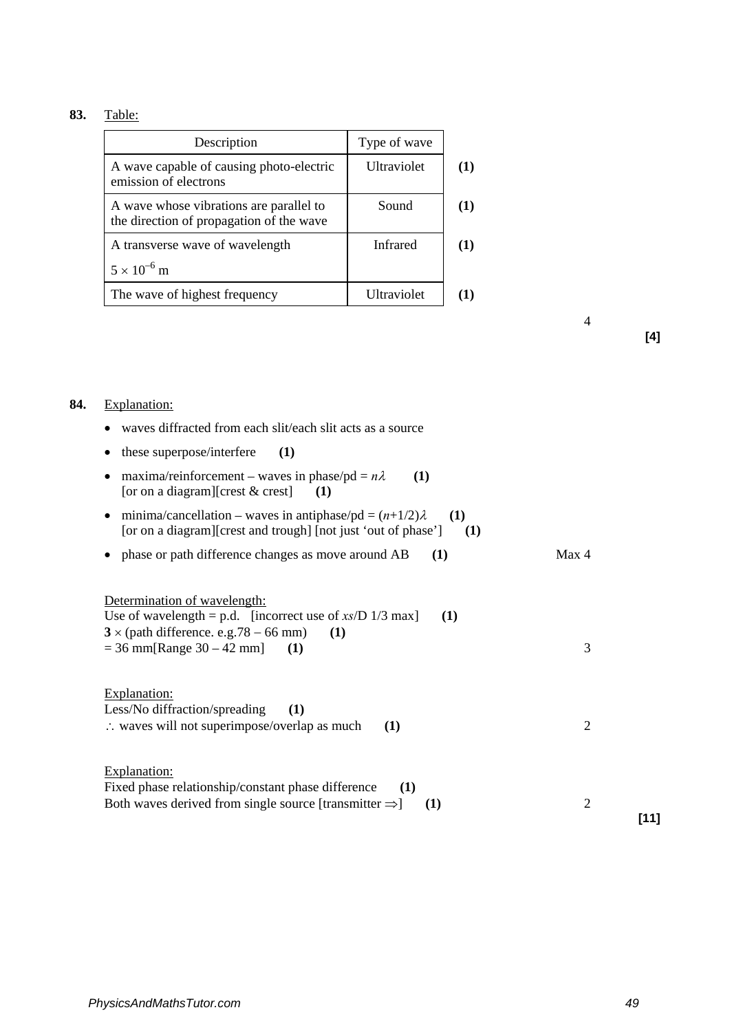**83.** Table:

| Description | Type of wave | |
|---|---|---|
| A wave capable of causing photo-electric emission of electrons | Ultraviolet | **(1)** |
| A wave whose vibrations are parallel to the direction of propagation of the wave | Sound | **(1)** |
| A transverse wave of wavelength $5 \times 10^{-6}$ m | Infrared | **(1)** |
| The wave of highest frequency | Ultraviolet | **(1)** |

4

**[4]**

**84.** Explanation:

- waves diffracted from each slit/each slit acts as a source
- these superpose/interfere **(1)**
- maxima/reinforcement – waves in phase/pd = $n\lambda$ **(1)**
  [or on a diagram][crest & crest] **(1)**
- minima/cancellation – waves in antiphase/pd = $(n+1/2)\lambda$ **(1)**
  [or on a diagram][crest and trough] [not just 'out of phase'] **(1)**
- phase or path difference changes as move around AB **(1)**

Max 4

Determination of wavelength:
Use of wavelength = p.d. [incorrect use of $xs/D$ 1/3 max] **(1)**
**3** × (path difference. e.g.78 – 66 mm) **(1)**
= 36 mm[Range 30 – 42 mm] **(1)**

3

Explanation:
Less/No diffraction/spreading **(1)**
∴ waves will not superimpose/overlap as much **(1)**

2

Explanation:
Fixed phase relationship/constant phase difference **(1)**
Both waves derived from single source [transmitter ⇒] **(1)**

2

**[11]**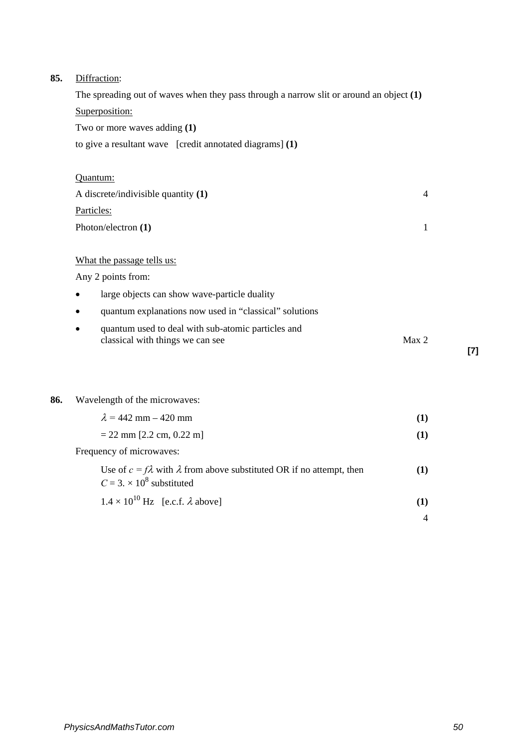**85.** <u>Diffraction</u>:

The spreading out of waves when they pass through a narrow slit or around an object **(1)**

<u>Superposition:</u>

Two or more waves adding **(1)**

to give a resultant wave [credit annotated diagrams] **(1)**

<u>Quantum:</u>

A discrete/indivisible quantity **(1)** 4

<u>Particles:</u>

Photon/electron **(1)** 1

<u>What the passage tells us:</u>

Any 2 points from:

- large objects can show wave-particle duality
- quantum explanations now used in "classical" solutions
- quantum used to deal with sub-atomic particles and classical with things we can see Max 2

**[7]**

**86.** Wavelength of the microwaves:

$\lambda$ = 442 mm – 420 mm **(1)**

= 22 mm [2.2 cm, 0.22 m] **(1)**

Frequency of microwaves:

Use of $c = f\lambda$ with $\lambda$ from above substituted OR if no attempt, then $C = 3. \times 10^8$ substituted **(1)**

$1.4 \times 10^{10}$ Hz [e.c.f. $\lambda$ above] **(1)**

4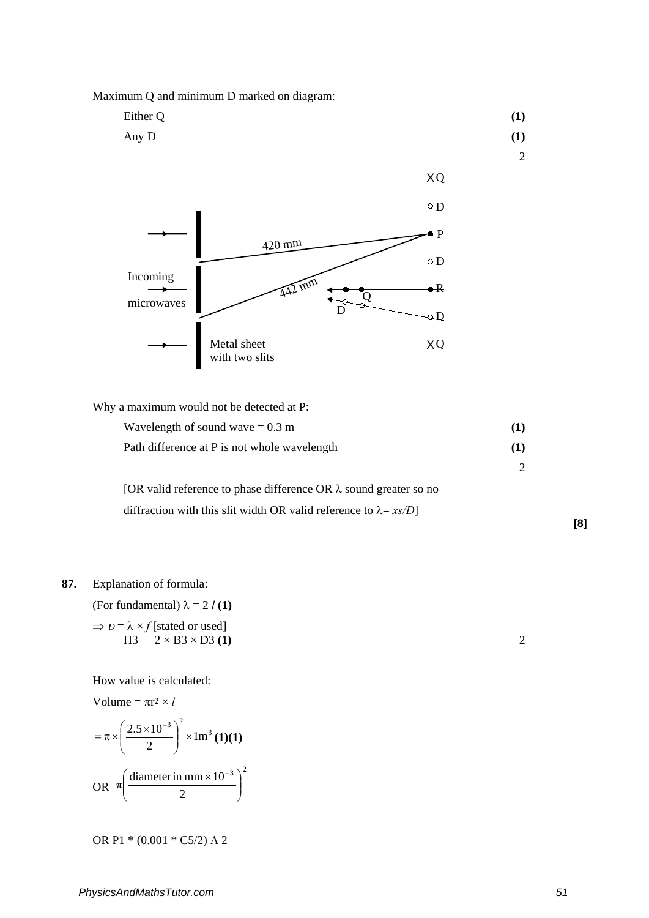Maximum Q and minimum D marked on diagram:

Either Q **(1)**

Any D **(1)**

2

Why a maximum would not be detected at P:

Wavelength of sound wave = 0.3 m **(1)**

Path difference at P is not whole wavelength **(1)**

2

[OR valid reference to phase difference OR λ sound greater so no diffraction with this slit width OR valid reference to $\lambda = xs/D$]

**[8]**

**87.** Explanation of formula:

(For fundamental) $\lambda = 2\,l$ **(1)**

$\Rightarrow \upsilon = \lambda \times f$ [stated or used]
H3 $2 \times$ B3 $\times$ D3 **(1)**

2

How value is calculated:

Volume = $\pi r^2 \times l$

$$= \pi \times \left(\frac{2.5 \times 10^{-3}}{2}\right)^2 \times 1\text{m}^3$$ **(1)(1)**

OR $\pi\left(\frac{\text{diameter in mm} \times 10^{-3}}{2}\right)^2$

OR P1 * (0.001 * C5/2) Λ 2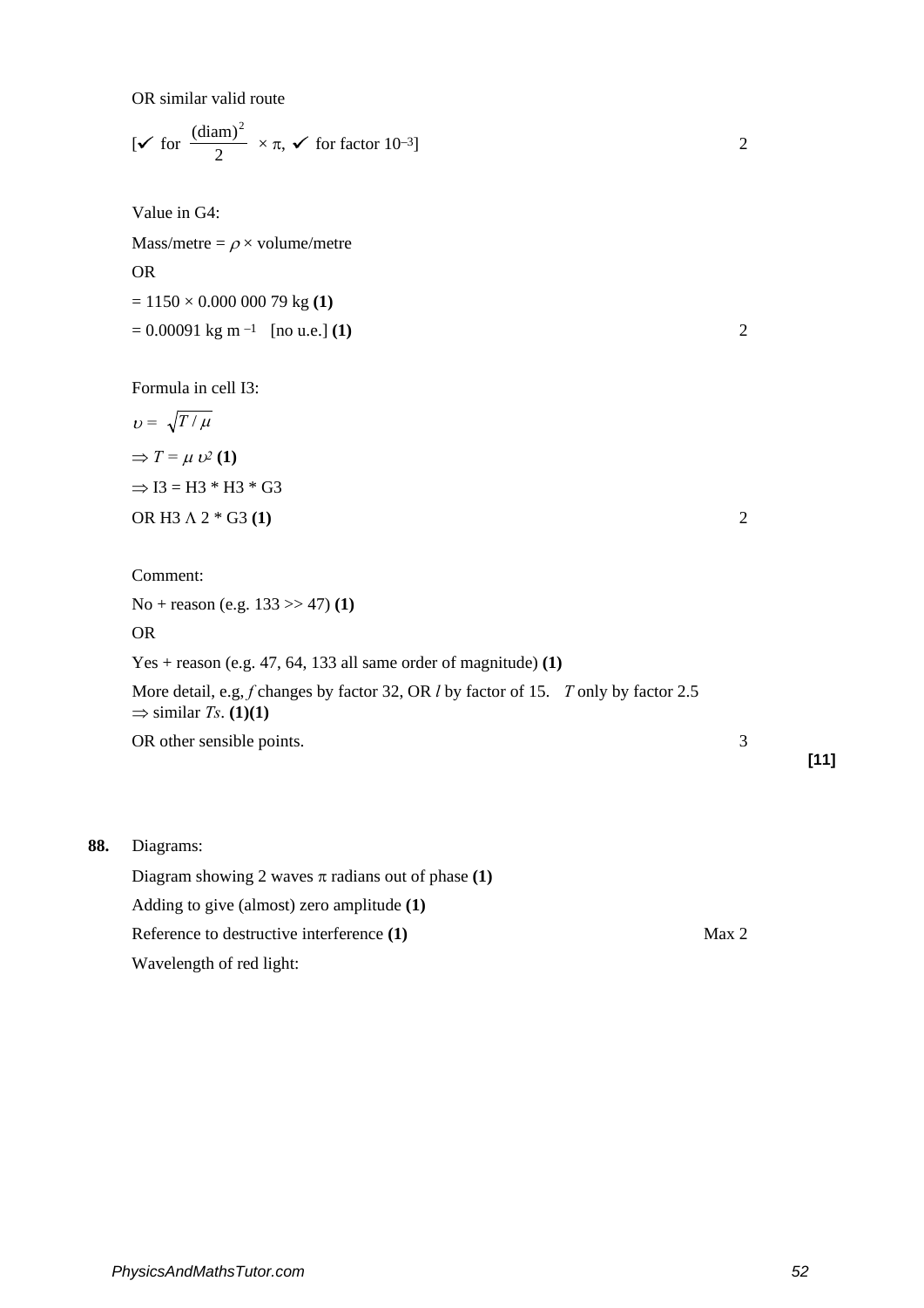OR similar valid route

[✓ for $\frac{(\text{diam})^2}{2} \times \pi$, ✓ for factor $10^{-3}$] 2

Value in G4:

Mass/metre = $\rho \times$ volume/metre

OR

= 1150 × 0.000 000 79 kg **(1)**

= 0.00091 kg m $^{-1}$ [no u.e.] **(1)** 2

Formula in cell I3:

$\upsilon = \sqrt{T / \mu}$

$\Rightarrow T = \mu\, \upsilon^2$ **(1)**

$\Rightarrow$ I3 = H3 * H3 * G3

OR H3 Λ 2 * G3 **(1)** 2

Comment:

No + reason (e.g. 133 >> 47) **(1)**

OR

Yes + reason (e.g. 47, 64, 133 all same order of magnitude) **(1)**

More detail, e.g, $f$ changes by factor 32, OR $l$ by factor of 15. $T$ only by factor 2.5 $\Rightarrow$ similar $T$s. **(1)(1)**

OR other sensible points. 3

**[11]**

**88.** Diagrams:

Diagram showing 2 waves $\pi$ radians out of phase **(1)**

Adding to give (almost) zero amplitude **(1)**

Reference to destructive interference **(1)** Max 2

Wavelength of red light: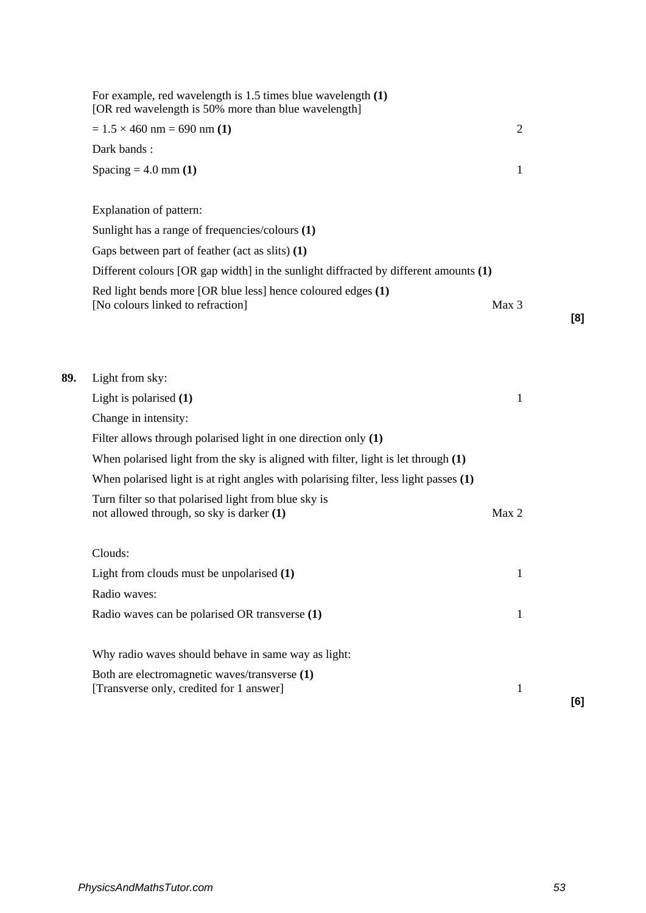For example, red wavelength is 1.5 times blue wavelength **(1)**
[OR red wavelength is 50% more than blue wavelength]

$= 1.5 \times 460$ nm = 690 nm **(1)** 2

Dark bands :

Spacing = 4.0 mm **(1)** 1

Explanation of pattern:

Sunlight has a range of frequencies/colours **(1)**

Gaps between part of feather (act as slits) **(1)**

Different colours [OR gap width] in the sunlight diffracted by different amounts **(1)**

Red light bends more [OR blue less] hence coloured edges **(1)**
[No colours linked to refraction] Max 3

**[8]**

**89.** Light from sky:

Light is polarised **(1)** 1

Change in intensity:

Filter allows through polarised light in one direction only **(1)**

When polarised light from the sky is aligned with filter, light is let through **(1)**

When polarised light is at right angles with polarising filter, less light passes **(1)**

Turn filter so that polarised light from blue sky is
not allowed through, so sky is darker **(1)** Max 2

Clouds:

Light from clouds must be unpolarised **(1)** 1

Radio waves:

Radio waves can be polarised OR transverse **(1)** 1

Why radio waves should behave in same way as light:

Both are electromagnetic waves/transverse **(1)**
[Transverse only, credited for 1 answer] 1

**[6]**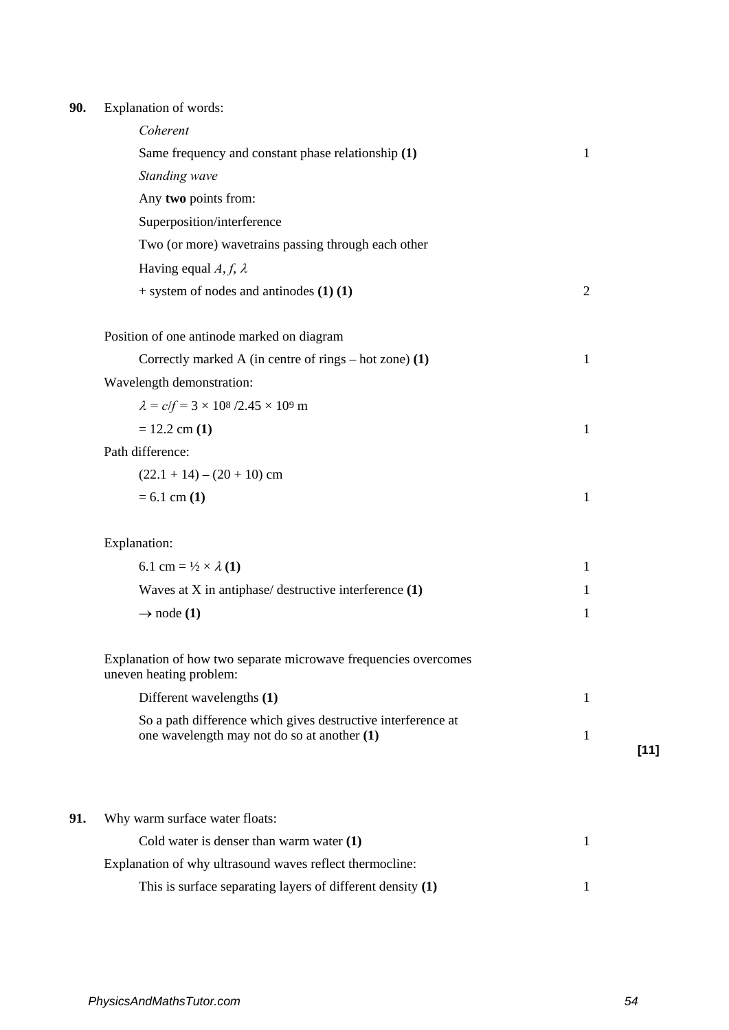**90.** Explanation of words:

*Coherent*

Same frequency and constant phase relationship **(1)** 1

*Standing wave*

Any **two** points from:

Superposition/interference

Two (or more) wavetrains passing through each other

Having equal $A$, $f$, $\lambda$

+ system of nodes and antinodes **(1) (1)** 2

Position of one antinode marked on diagram

Correctly marked A (in centre of rings – hot zone) **(1)** 1

Wavelength demonstration:

$\lambda = c/f = 3 \times 10^8 / 2.45 \times 10^9$ m

= 12.2 cm **(1)** 1

Path difference:

(22.1 + 14) – (20 + 10) cm

= 6.1 cm **(1)** 1

Explanation:

6.1 cm = ½ × $\lambda$ **(1)** 1

Waves at X in antiphase/ destructive interference **(1)** 1

→ node **(1)** 1

Explanation of how two separate microwave frequencies overcomes uneven heating problem:

Different wavelengths **(1)** 1

So a path difference which gives destructive interference at one wavelength may not do so at another **(1)** 1

**[11]**

**91.** Why warm surface water floats:

Cold water is denser than warm water **(1)** 1

Explanation of why ultrasound waves reflect thermocline:

This is surface separating layers of different density **(1)** 1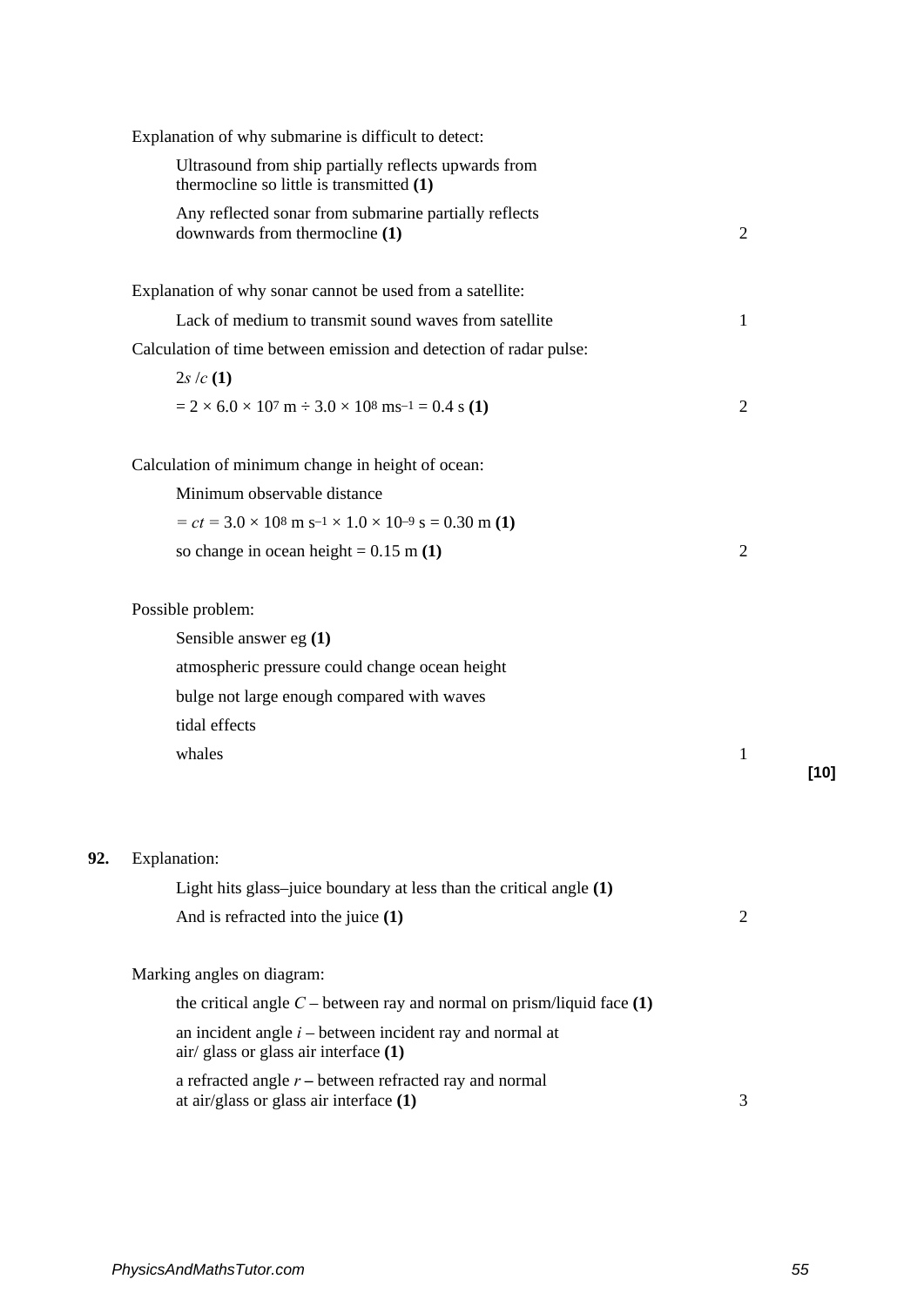Explanation of why submarine is difficult to detect:

Ultrasound from ship partially reflects upwards from thermocline so little is transmitted **(1)**

Any reflected sonar from submarine partially reflects downwards from thermocline **(1)** — 2

Explanation of why sonar cannot be used from a satellite:

Lack of medium to transmit sound waves from satellite — 1

Calculation of time between emission and detection of radar pulse:

$2s/c$ **(1)**

$= 2 \times 6.0 \times 10^7 \text{ m} \div 3.0 \times 10^8 \text{ ms}^{-1} = 0.4 \text{ s}$ **(1)** — 2

Calculation of minimum change in height of ocean:

Minimum observable distance

$= ct = 3.0 \times 10^8 \text{ m s}^{-1} \times 1.0 \times 10^{-9} \text{ s} = 0.30 \text{ m}$ **(1)**

so change in ocean height = 0.15 m **(1)** — 2

Possible problem:

Sensible answer eg **(1)**

atmospheric pressure could change ocean height

bulge not large enough compared with waves

tidal effects

whales — 1

**[10]**

**92.** Explanation:

Light hits glass–juice boundary at less than the critical angle **(1)**

And is refracted into the juice **(1)** — 2

Marking angles on diagram:

the critical angle $C$ – between ray and normal on prism/liquid face **(1)**

an incident angle $i$ – between incident ray and normal at air/ glass or glass air interface **(1)**

a refracted angle $r$ – between refracted ray and normal at air/glass or glass air interface **(1)** — 3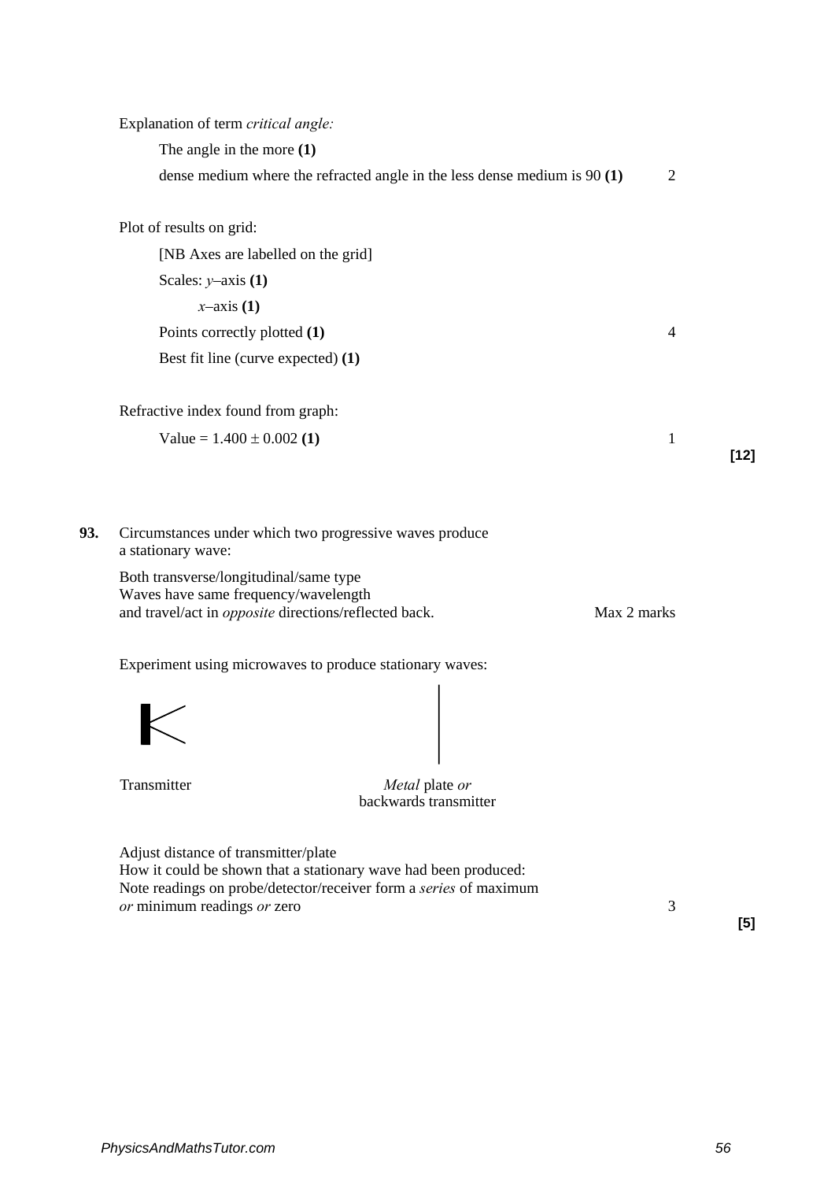Explanation of term *critical angle:*

The angle in the more **(1)**

dense medium where the refracted angle in the less dense medium is 90 **(1)** 2

Plot of results on grid:

[NB Axes are labelled on the grid]

Scales: $y$–axis **(1)**

$x$–axis **(1)**

Points correctly plotted **(1)** 4

Best fit line (curve expected) **(1)**

Refractive index found from graph:

Value = 1.400 ± 0.002 **(1)** 1

**[12]**

**93.** Circumstances under which two progressive waves produce a stationary wave:

Both transverse/longitudinal/same type
Waves have same frequency/wavelength
and travel/act in *opposite* directions/reflected back. Max 2 marks

Experiment using microwaves to produce stationary waves:

Transmitter *Metal* plate *or* backwards transmitter

Adjust distance of transmitter/plate
How it could be shown that a stationary wave had been produced:
Note readings on probe/detector/receiver form a *series* of maximum *or* minimum readings *or* zero 3

**[5]**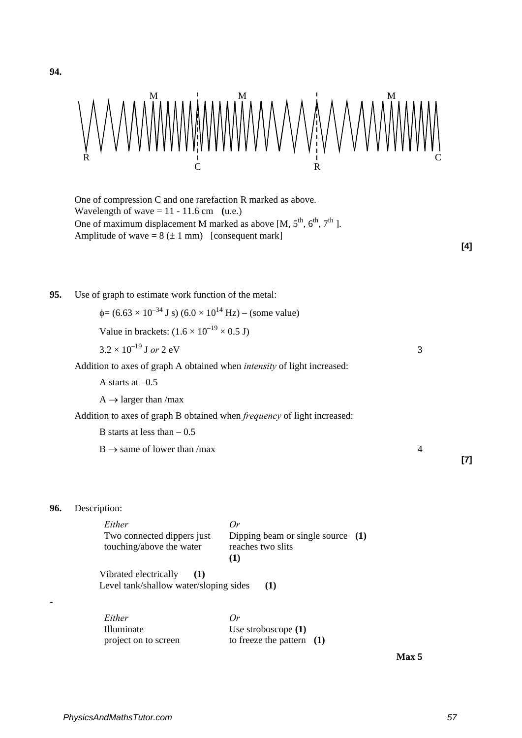**94.**

M M M

R C C R C

One of compression C and one rarefaction R marked as above.
Wavelength of wave = 11 - 11.6 cm **(**u.e.)
One of maximum displacement M marked as above [M, 5th, 6th, 7th ].
Amplitude of wave = 8 (± 1 mm) [consequent mark]

**[4]**

**95.** Use of graph to estimate work function of the metal:

$\phi = (6.63 \times 10^{-34}$ J s) $(6.0 \times 10^{14}$ Hz) – (some value)

Value in brackets: $(1.6 \times 10^{-19} \times 0.5$ J)

$3.2 \times 10^{-19}$ J *or* 2 eV — 3

Addition to axes of graph A obtained when *intensity* of light increased:

A starts at –0.5

A → larger than /max

Addition to axes of graph B obtained when *frequency* of light increased:

B starts at less than – 0.5

B → same of lower than /max — 4

**[7]**

**96.** Description:

| *Either* | *Or* |
|---|---|
| Two connected dippers just touching/above the water | Dipping beam or single source **(1)** reaches two slits **(1)** |

Vibrated electrically **(1)**
Level tank/shallow water/sloping sides **(1)**

-

| *Either* | *Or* |
|---|---|
| Illuminate project on to screen | Use stroboscope **(1)** to freeze the pattern **(1)** |

**Max 5**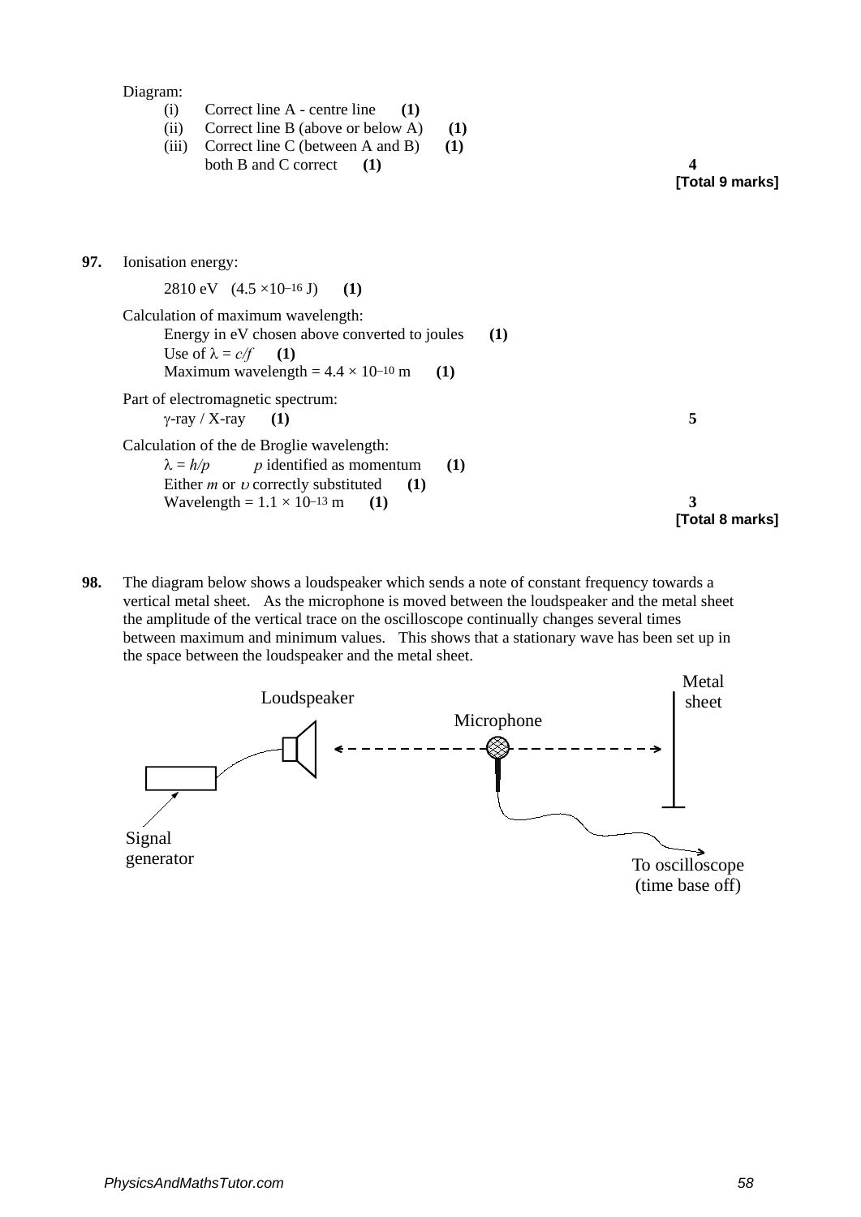Diagram:

- (i) Correct line A - centre line **(1)**
- (ii) Correct line B (above or below A) **(1)**
- (iii) Correct line C (between A and B) **(1)**
  both B and C correct **(1)**

**4**

**[Total 9 marks]**

**97.** Ionisation energy:

2810 eV ($4.5 \times 10^{-16}$ J) **(1)**

Calculation of maximum wavelength:

Energy in eV chosen above converted to joules **(1)**

Use of $\lambda = c/f$ **(1)**

Maximum wavelength = $4.4 \times 10^{-10}$ m **(1)**

Part of electromagnetic spectrum:

$\gamma$-ray / X-ray **(1)**

**5**

Calculation of the de Broglie wavelength:

$\lambda = h/p$ $p$ identified as momentum **(1)**

Either $m$ or $\upsilon$ correctly substituted **(1)**

Wavelength = $1.1 \times 10^{-13}$ m **(1)**

**3**

**[Total 8 marks]**

**98.** The diagram below shows a loudspeaker which sends a note of constant frequency towards a vertical metal sheet. As the microphone is moved between the loudspeaker and the metal sheet the amplitude of the vertical trace on the oscilloscope continually changes several times between maximum and minimum values. This shows that a stationary wave has been set up in the space between the loudspeaker and the metal sheet.

Loudspeaker — Microphone — Metal sheet

Signal generator — To oscilloscope (time base off)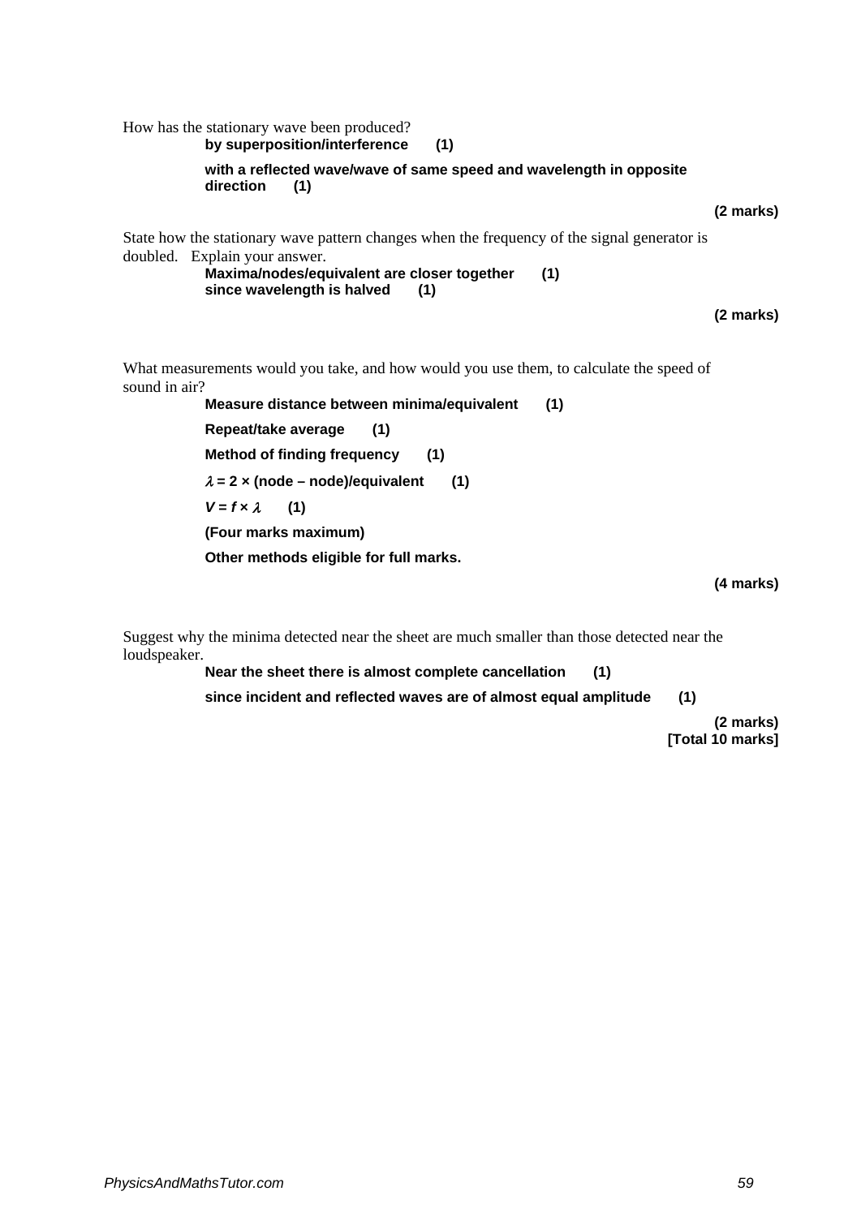How has the stationary wave been produced?

**by superposition/interference (1)**

**with a reflected wave/wave of same speed and wavelength in opposite direction (1)**

**(2 marks)**

State how the stationary wave pattern changes when the frequency of the signal generator is doubled. Explain your answer.

**Maxima/nodes/equivalent are closer together (1)**
**since wavelength is halved (1)**

**(2 marks)**

What measurements would you take, and how would you use them, to calculate the speed of sound in air?

**Measure distance between minima/equivalent (1)**

**Repeat/take average (1)**

**Method of finding frequency (1)**

**$\lambda$ = 2 × (node – node)/equivalent (1)**

**$V = f \times \lambda$ (1)**

**(Four marks maximum)**

**Other methods eligible for full marks.**

**(4 marks)**

Suggest why the minima detected near the sheet are much smaller than those detected near the loudspeaker.

**Near the sheet there is almost complete cancellation (1)**

**since incident and reflected waves are of almost equal amplitude (1)**

**(2 marks)**
**[Total 10 marks]**